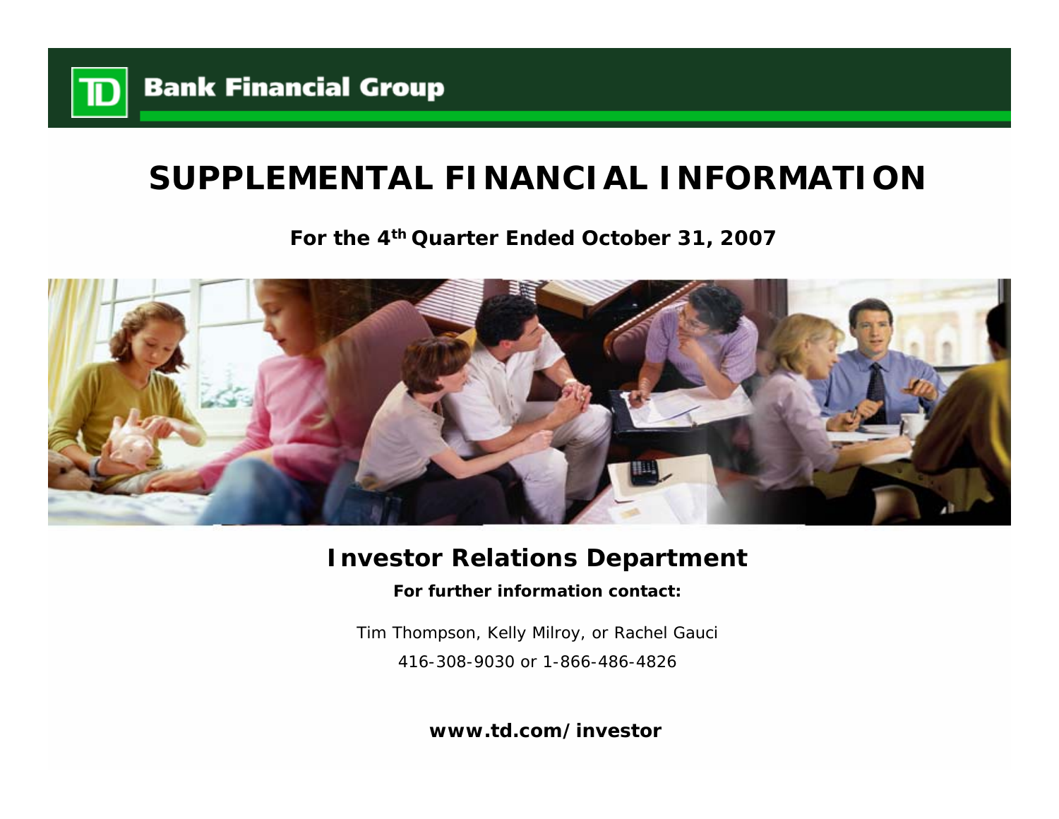**TD Bank Financial Group**

# SUPPLEMENTAL FINANCIAL INFORMATION

**For the 4th Quarter Ended October 31, 2007**

## Investor Relations Department

**For further information contact:**

Tim Thompson, Kelly Milroy, or Rachel Gauci

416-308-9030 or 1-866-486-4826

**www.td.com/investor**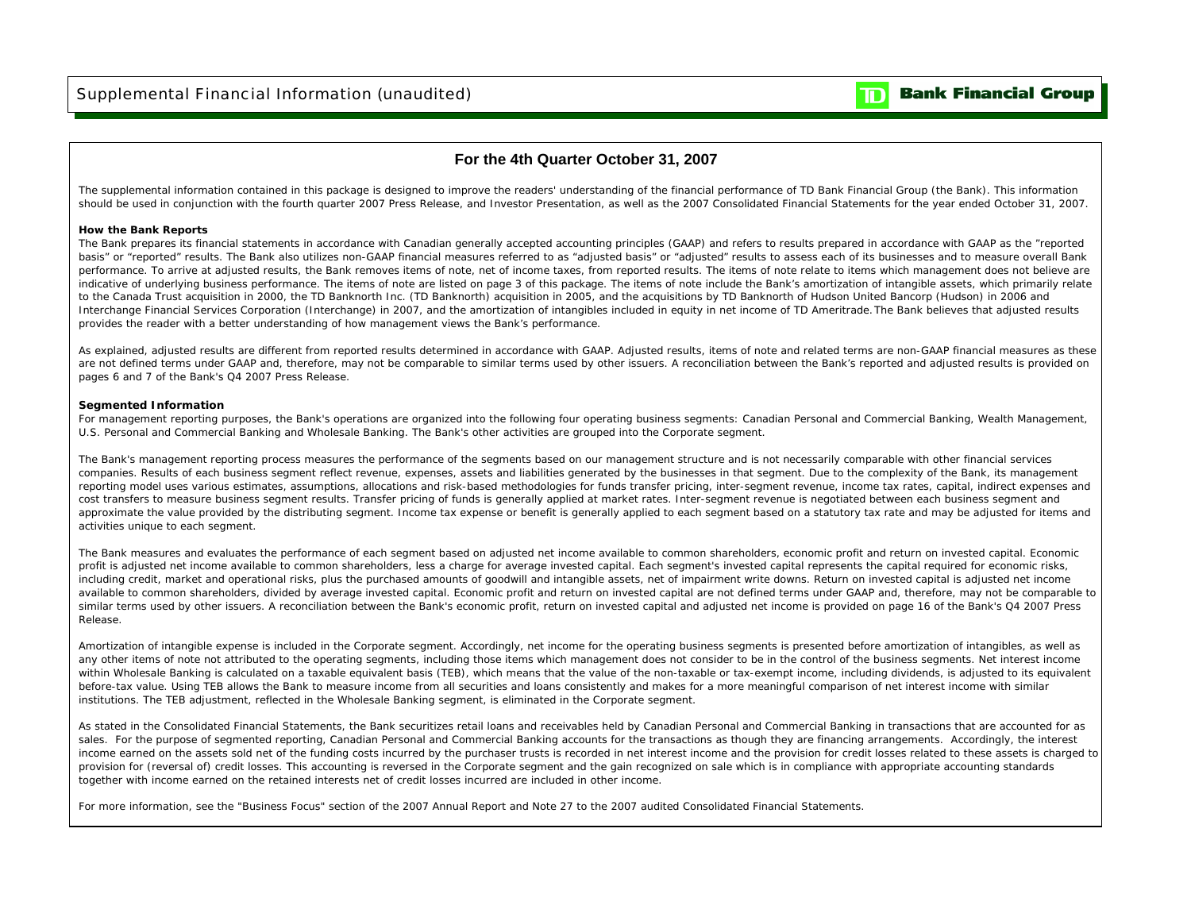# For the 4th Quarter October 31, 2007

The supplemental information contained in this package is designed to improve the readers' understanding of the financial performance of TD Bank Financial Group (the Bank). This information should be used in conjunction with the fourth quarter 2007 Press Release, and Investor Presentation, as well as the 2007 Consolidated Financial Statements for the year ended October 31, 2007.

**How the Bank Reports**

The Bank prepares its financial statements in accordance with Canadian generally accepted accounting principles (GAAP) and refers to results prepared in accordance with GAAP as the "reported basis" or "reported" results. The Bank also utilizes non-GAAP financial measures referred to as "adjusted basis" or "adjusted" results to assess each of its businesses and to measure overall Bank performance. To arrive at adjusted results, the Bank removes items of note, net of income taxes, from reported results. The items of note relate to items which management does not believe are indicative of underlying business performance. The items of note are listed on page 3 of this package. The items of note include the Bank's amortization of intangible assets, which primarily relate to the Canada Trust acquisition in 2000, the TD Banknorth Inc. (TD Banknorth) acquisition in 2005, and the acquisitions by TD Banknorth of Hudson United Bancorp (Hudson) in 2006 and Interchange Financial Services Corporation (Interchange) in 2007, and the amortization of intangibles included in equity in net income of TD Ameritrade. The Bank believes that adjusted results provides the reader with a better understanding of how management views the Bank's performance.

As explained, adjusted results are different from reported results determined in accordance with GAAP. Adjusted results, items of note and related terms are non-GAAP financial measures as these are not defined terms under GAAP and, therefore, may not be comparable to similar terms used by other issuers. A reconciliation between the Bank's reported and adjusted results is provided on pages 6 and 7 of the Bank's Q4 2007 Press Release.

**Segmented Information**

For management reporting purposes, the Bank's operations are organized into the following four operating business segments: Canadian Personal and Commercial Banking, Wealth Management, U.S. Personal and Commercial Banking and Wholesale Banking. The Bank's other activities are grouped into the Corporate segment.

The Bank's management reporting process measures the performance of the segments based on our management structure and is not necessarily comparable with other financial services companies. Results of each business segment reflect revenue, expenses, assets and liabilities generated by the businesses in that segment. Due to the complexity of the Bank, its management reporting model uses various estimates, assumptions, allocations and risk-based methodologies for funds transfer pricing, inter-segment revenue, income tax rates, capital, indirect expenses and cost transfers to measure business segment results. Transfer pricing of funds is generally applied at market rates. Inter-segment revenue is negotiated between each business segment and approximate the value provided by the distributing segment. Income tax expense or benefit is generally applied to each segment based on a statutory tax rate and may be adjusted for items and activities unique to each segment.

The Bank measures and evaluates the performance of each segment based on adjusted net income available to common shareholders, economic profit and return on invested capital. Economic profit is adjusted net income available to common shareholders, less a charge for average invested capital. Each segment's invested capital represents the capital required for economic risks, including credit, market and operational risks, plus the purchased amounts of goodwill and intangible assets, net of impairment write downs. Return on invested capital is adjusted net income available to common shareholders, divided by average invested capital. Economic profit and return on invested capital are not defined terms under GAAP and, therefore, may not be comparable to similar terms used by other issuers. A reconciliation between the Bank's economic profit, return on invested capital and adjusted net income is provided on page 16 of the Bank's Q4 2007 Press Release.

Amortization of intangible expense is included in the Corporate segment. Accordingly, net income for the operating business segments is presented before amortization of intangibles, as well as any other items of note not attributed to the operating segments, including those items which management does not consider to be in the control of the business segments. Net interest income within Wholesale Banking is calculated on a taxable equivalent basis (TEB), which means that the value of the non-taxable or tax-exempt income, including dividends, is adjusted to its equivalent before-tax value. Using TEB allows the Bank to measure income from all securities and loans consistently and makes for a more meaningful comparison of net interest income with similar institutions. The TEB adjustment, reflected in the Wholesale Banking segment, is eliminated in the Corporate segment.

As stated in the Consolidated Financial Statements, the Bank securitizes retail loans and receivables held by Canadian Personal and Commercial Banking in transactions that are accounted for as sales. For the purpose of segmented reporting, Canadian Personal and Commercial Banking accounts for the transactions as though they are financing arrangements. Accordingly, the interest income earned on the assets sold net of the funding costs incurred by the purchaser trusts is recorded in net interest income and the provision for credit losses related to these assets is charged to provision for (reversal of) credit losses. This accounting is reversed in the Corporate segment and the gain recognized on sale which is in compliance with appropriate accounting standards together with income earned on the retained interests net of credit losses incurred are included in other income.

For more information, see the "Business Focus" section of the 2007 Annual Report and Note 27 to the 2007 audited Consolidated Financial Statements.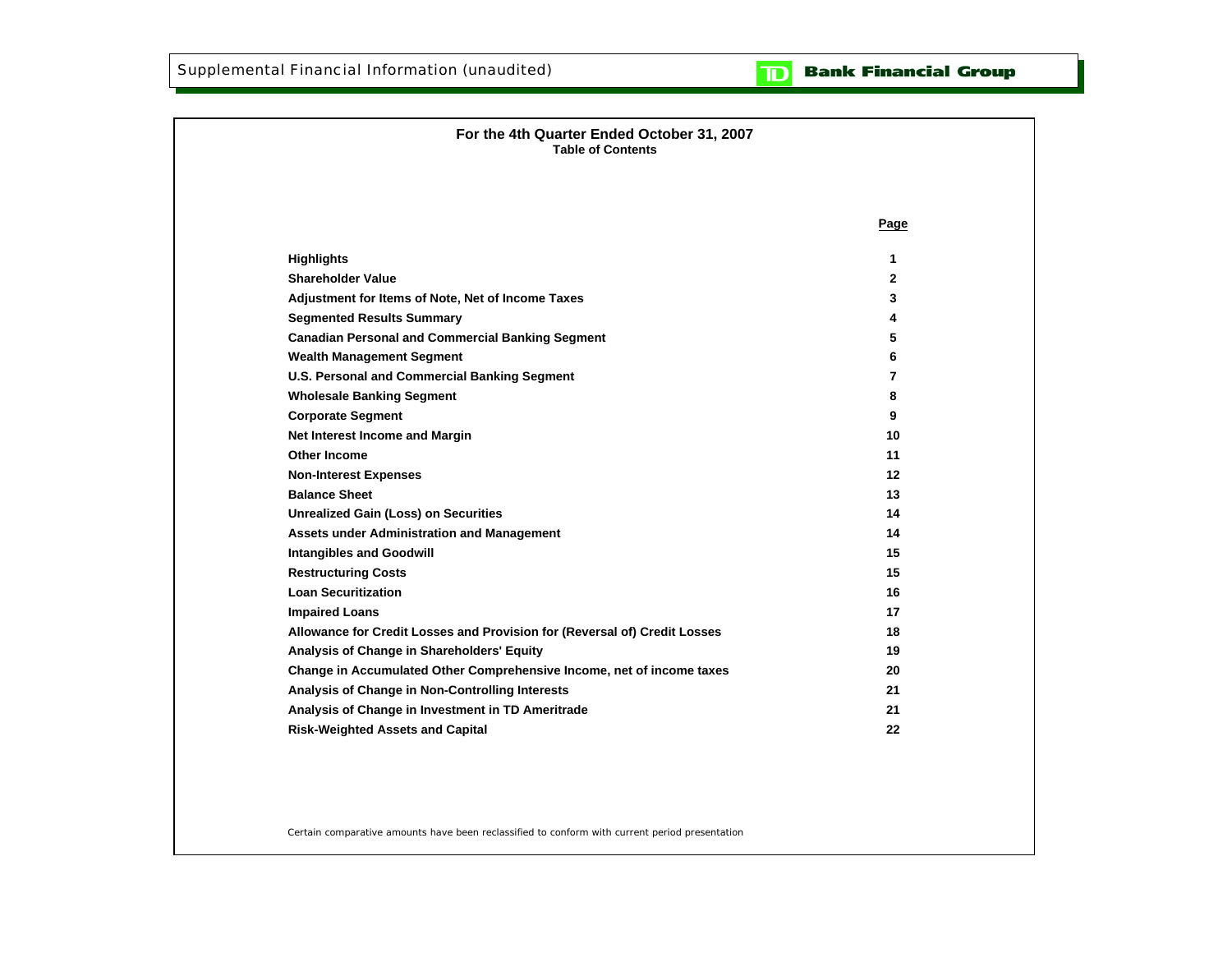Supplemental Financial Information (unaudited)

**TD Bank Financial Group**

## For the 4th Quarter Ended October 31, 2007

### Table of Contents

| | Page |
|---|---|
| **Highlights** | 1 |
| **Shareholder Value** | 2 |
| **Adjustment for Items of Note, Net of Income Taxes** | 3 |
| **Segmented Results Summary** | 4 |
| **Canadian Personal and Commercial Banking Segment** | 5 |
| **Wealth Management Segment** | 6 |
| **U.S. Personal and Commercial Banking Segment** | 7 |
| **Wholesale Banking Segment** | 8 |
| **Corporate Segment** | 9 |
| **Net Interest Income and Margin** | 10 |
| **Other Income** | 11 |
| **Non-Interest Expenses** | 12 |
| **Balance Sheet** | 13 |
| **Unrealized Gain (Loss) on Securities** | 14 |
| **Assets under Administration and Management** | 14 |
| **Intangibles and Goodwill** | 15 |
| **Restructuring Costs** | 15 |
| **Loan Securitization** | 16 |
| **Impaired Loans** | 17 |
| **Allowance for Credit Losses and Provision for (Reversal of) Credit Losses** | 18 |
| **Analysis of Change in Shareholders' Equity** | 19 |
| **Change in Accumulated Other Comprehensive Income, net of income taxes** | 20 |
| **Analysis of Change in Non-Controlling Interests** | 21 |
| **Analysis of Change in Investment in TD Ameritrade** | 21 |
| **Risk-Weighted Assets and Capital** | 22 |

*Certain comparative amounts have been reclassified to conform with current period presentation*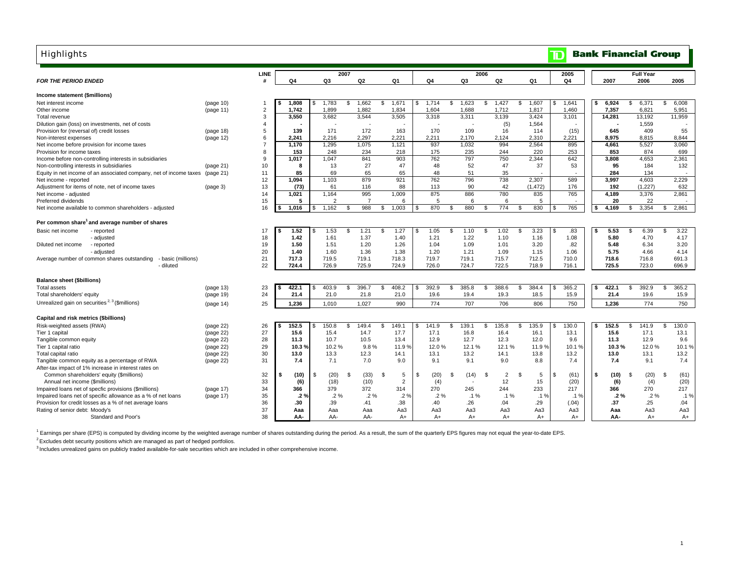# Highlights

**TD Bank Financial Group**

| *FOR THE PERIOD ENDED* | | LINE # | 2007 Q4 | 2007 Q3 | 2007 Q2 | 2007 Q1 | 2006 Q4 | 2006 Q3 | 2006 Q2 | 2006 Q1 | 2005 Q4 | Full Year 2007 | Full Year 2006 | Full Year 2005 |
|---|---|---|---|---|---|---|---|---|---|---|---|---|---|---|
| **Income statement ($millions)** | | | | | | | | | | | | | | |
| Net interest income | (page 10) | 1 | **$ 1,808** | $ 1,783 | $ 1,662 | $ 1,671 | $ 1,714 | $ 1,623 | $ 1,427 | $ 1,607 | $ 1,641 | **$ 6,924** | $ 6,371 | $ 6,008 |
| Other income | (page 11) | 2 | **1,742** | 1,899 | 1,882 | 1,834 | 1,604 | 1,688 | 1,712 | 1,817 | 1,460 | **7,357** | 6,821 | 5,951 |
| Total revenue | | 3 | **3,550** | 3,682 | 3,544 | 3,505 | 3,318 | 3,311 | 3,139 | 3,424 | 3,101 | **14,281** | 13,192 | 11,959 |
| Dilution gain (loss) on investments, net of costs | | 4 | **-** | - | - | - | - | - | (5) | 1,564 | - | **-** | 1,559 | - |
| Provision for (reversal of) credit losses | (page 18) | 5 | **139** | 171 | 172 | 163 | 170 | 109 | 16 | 114 | (15) | **645** | 409 | 55 |
| Non-interest expenses | (page 12) | 6 | **2,241** | 2,216 | 2,297 | 2,221 | 2,211 | 2,170 | 2,124 | 2,310 | 2,221 | **8,975** | 8,815 | 8,844 |
| Net income before provision for income taxes | | 7 | **1,170** | 1,295 | 1,075 | 1,121 | 937 | 1,032 | 994 | 2,564 | 895 | **4,661** | 5,527 | 3,060 |
| Provision for income taxes | | 8 | **153** | 248 | 234 | 218 | 175 | 235 | 244 | 220 | 253 | **853** | 874 | 699 |
| Income before non-controlling interests in subsidiaries | | 9 | **1,017** | 1,047 | 841 | 903 | 762 | 797 | 750 | 2,344 | 642 | **3,808** | 4,653 | 2,361 |
| Non-controlling interests in subsidiaries | (page 21) | 10 | **8** | 13 | 27 | 47 | 48 | 52 | 47 | 37 | 53 | **95** | 184 | 132 |
| Equity in net income of an associated company, net of income taxes | (page 21) | 11 | **85** | 69 | 65 | 65 | 48 | 51 | 35 | - | - | **284** | 134 | - |
| Net income - reported | | 12 | **1,094** | 1,103 | 879 | 921 | 762 | 796 | 738 | 2,307 | 589 | **3,997** | 4,603 | 2,229 |
| Adjustment for items of note, net of income taxes | (page 3) | 13 | **(73)** | 61 | 116 | 88 | 113 | 90 | 42 | (1,472) | 176 | **192** | (1,227) | 632 |
| Net income - adjusted | | 14 | **1,021** | 1,164 | 995 | 1,009 | 875 | 886 | 780 | 835 | 765 | **4,189** | 3,376 | 2,861 |
| Preferred dividends | | 15 | **5** | 2 | 7 | 6 | 5 | 6 | 6 | 5 | - | **20** | 22 | - |
| Net income available to common shareholders - adjusted | | 16 | **$ 1,016** | $ 1,162 | $ 988 | $ 1,003 | $ 870 | $ 880 | $ 774 | $ 830 | $ 765 | **$ 4,169** | $ 3,354 | $ 2,861 |
| **Per common share[1] and average number of shares** | | | | | | | | | | | | | | |
| Basic net income - reported | | 17 | **$ 1.52** | $ 1.53 | $ 1.21 | $ 1.27 | $ 1.05 | $ 1.10 | $ 1.02 | $ 3.23 | $ .83 | **$ 5.53** | $ 6.39 | $ 3.22 |
| Basic net income - adjusted | | 18 | **1.42** | 1.61 | 1.37 | 1.40 | 1.21 | 1.22 | 1.10 | 1.16 | 1.08 | **5.80** | 4.70 | 4.17 |
| Diluted net income - reported | | 19 | **1.50** | 1.51 | 1.20 | 1.26 | 1.04 | 1.09 | 1.01 | 3.20 | .82 | **5.48** | 6.34 | 3.20 |
| Diluted net income - adjusted | | 20 | **1.40** | 1.60 | 1.36 | 1.38 | 1.20 | 1.21 | 1.09 | 1.15 | 1.06 | **5.75** | 4.66 | 4.14 |
| Average number of common shares outstanding - basic (millions) | | 21 | **717.3** | 719.5 | 719.1 | 718.3 | 719.7 | 719.1 | 715.7 | 712.5 | 710.0 | **718.6** | 716.8 | 691.3 |
| Average number of common shares outstanding - diluted | | 22 | **724.4** | 726.9 | 725.9 | 724.9 | 726.0 | 724.7 | 722.5 | 718.9 | 716.1 | **725.5** | 723.0 | 696.9 |
| **Balance sheet ($billions)** | | | | | | | | | | | | | | |
| Total assets | (page 13) | 23 | **$ 422.1** | $ 403.9 | $ 396.7 | $ 408.2 | $ 392.9 | $ 385.8 | $ 388.6 | $ 384.4 | $ 365.2 | **$ 422.1** | $ 392.9 | $ 365.2 |
| Total shareholders' equity | (page 19) | 24 | **21.4** | 21.0 | 21.8 | 21.0 | 19.6 | 19.4 | 19.3 | 18.5 | 15.9 | **21.4** | 19.6 | 15.9 |
| Unrealized gain on securities[2, 3] ($millions) | (page 14) | 25 | **1,236** | 1,010 | 1,027 | 990 | 774 | 707 | 706 | 806 | 750 | **1,236** | 774 | 750 |
| **Capital and risk metrics ($billions)** | | | | | | | | | | | | | | |
| Risk-weighted assets (RWA) | (page 22) | 26 | **$ 152.5** | $ 150.8 | $ 149.4 | $ 149.1 | $ 141.9 | $ 139.1 | $ 135.8 | $ 135.9 | $ 130.0 | **$ 152.5** | $ 141.9 | $ 130.0 |
| Tier 1 capital | (page 22) | 27 | **15.6** | 15.4 | 14.7 | 17.7 | 17.1 | 16.8 | 16.4 | 16.1 | 13.1 | **15.6** | 17.1 | 13.1 |
| Tangible common equity | (page 22) | 28 | **11.3** | 10.7 | 10.5 | 13.4 | 12.9 | 12.7 | 12.3 | 12.0 | 9.6 | **11.3** | 12.9 | 9.6 |
| Tier 1 capital ratio | (page 22) | 29 | **10.3 %** | 10.2 % | 9.8 % | 11.9 % | 12.0 % | 12.1 % | 12.1 % | 11.9 % | 10.1 % | **10.3 %** | 12.0 % | 10.1 % |
| Total capital ratio | (page 22) | 30 | **13.0** | 13.3 | 12.3 | 14.1 | 13.1 | 13.2 | 14.1 | 13.8 | 13.2 | **13.0** | 13.1 | 13.2 |
| Tangible common equity as a percentage of RWA | (page 22) | 31 | **7.4** | 7.1 | 7.0 | 9.0 | 9.1 | 9.1 | 9.0 | 8.8 | 7.4 | **7.4** | 9.1 | 7.4 |
| After-tax impact of 1% increase in interest rates on | | | | | | | | | | | | | | |
| Common shareholders' equity ($millions) | | 32 | **$ (10)** | $ (20) | $ (33) | $ 5 | $ (20) | $ (14) | $ 2 | $ 5 | $ (61) | **$ (10)** | $ (20) | $ (61) |
| Annual net income ($millions) | | 33 | **(6)** | (18) | (10) | 2 | (4) | - | 12 | 15 | (20) | **(6)** | (4) | (20) |
| Impaired loans net of specfic provisions ($millions) | (page 17) | 34 | **366** | 379 | 372 | 314 | 270 | 245 | 244 | 233 | 217 | **366** | 270 | 217 |
| Impaired loans net of specific allowance as a % of net loans | (page 17) | 35 | **.2 %** | .2 % | .2 % | .2 % | .2 % | .1 % | .1 % | .1 % | .1 % | **.2 %** | .2 % | .1 % |
| Provision for credit losses as a % of net average loans | | 36 | **.30** | .39 | .41 | .38 | .40 | .26 | .04 | .29 | (.04) | **.37** | .25 | .04 |
| Rating of senior debt: Moody's | | 37 | **Aaa** | Aaa | Aaa | Aa3 | Aa3 | Aa3 | Aa3 | Aa3 | Aa3 | **Aaa** | Aa3 | Aa3 |
| Standard and Poor's | | 38 | **AA-** | AA- | AA- | A+ | A+ | A+ | A+ | A+ | A+ | **AA-** | A+ | A+ |

[1] Earnings per share (EPS) is computed by dividing income by the weighted average number of shares outstanding during the period. As a result, the sum of the quarterly EPS figures may not equal the year-to-date EPS.

[2] Excludes debt security positions which are managed as part of hedged portfolios.

[3] Includes unrealized gains on publicly traded available-for-sale securities which are included in other comprehensive income.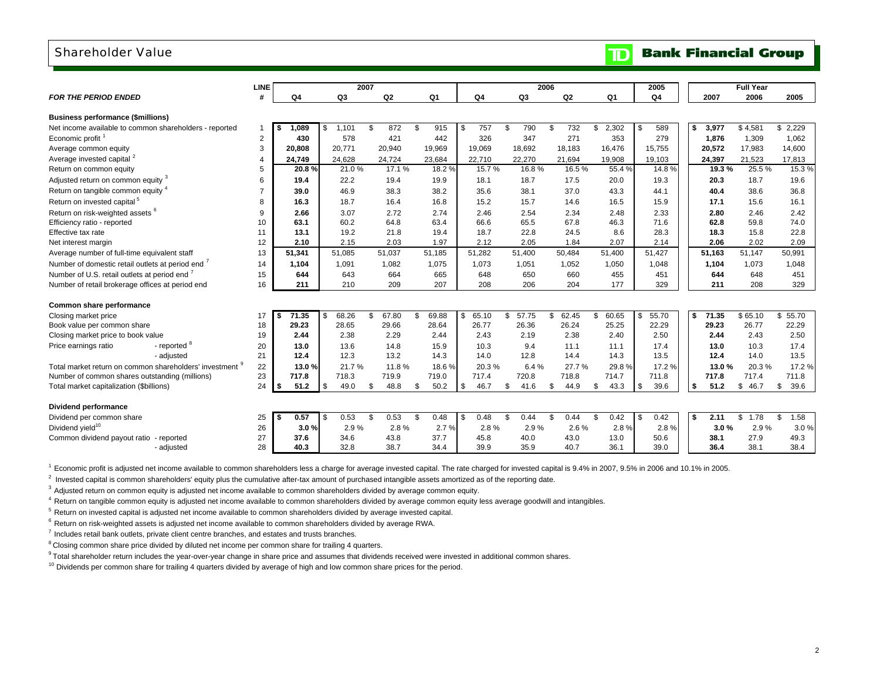# Shareholder Value

**TD Bank Financial Group**

| FOR THE PERIOD ENDED | LINE # | 2007 Q4 | 2007 Q3 | 2007 Q2 | 2007 Q1 | 2006 Q4 | 2006 Q3 | 2006 Q2 | 2006 Q1 | 2005 Q4 | Full Year 2007 | Full Year 2006 | Full Year 2005 |
|---|---|---|---|---|---|---|---|---|---|---|---|---|---|
| **Business performance ($millions)** | | | | | | | | | | | | | |
| Net income available to common shareholders - reported | 1 | $ 1,089 | $ 1,101 | $ 872 | $ 915 | $ 757 | $ 790 | $ 732 | $ 2,302 | $ 589 | $ 3,977 | $ 4,581 | $ 2,229 |
| Economic profit [1] | 2 | 430 | 578 | 421 | 442 | 326 | 347 | 271 | 353 | 279 | 1,876 | 1,309 | 1,062 |
| Average common equity | 3 | 20,808 | 20,771 | 20,940 | 19,969 | 19,069 | 18,692 | 18,183 | 16,476 | 15,755 | 20,572 | 17,983 | 14,600 |
| Average invested capital [2] | 4 | 24,749 | 24,628 | 24,724 | 23,684 | 22,710 | 22,270 | 21,694 | 19,908 | 19,103 | 24,397 | 21,523 | 17,813 |
| Return on common equity | 5 | 20.8 % | 21.0 % | 17.1 % | 18.2 % | 15.7 % | 16.8 % | 16.5 % | 55.4 % | 14.8 % | 19.3 % | 25.5 % | 15.3 % |
| Adjusted return on common equity [3] | 6 | 19.4 | 22.2 | 19.4 | 19.9 | 18.1 | 18.7 | 17.5 | 20.0 | 19.3 | 20.3 | 18.7 | 19.6 |
| Return on tangible common equity [4] | 7 | 39.0 | 46.9 | 38.3 | 38.2 | 35.6 | 38.1 | 37.0 | 43.3 | 44.1 | 40.4 | 38.6 | 36.8 |
| Return on invested capital [5] | 8 | 16.3 | 18.7 | 16.4 | 16.8 | 15.2 | 15.7 | 14.6 | 16.5 | 15.9 | 17.1 | 15.6 | 16.1 |
| Return on risk-weighted assets [6] | 9 | 2.66 | 3.07 | 2.72 | 2.74 | 2.46 | 2.54 | 2.34 | 2.48 | 2.33 | 2.80 | 2.46 | 2.42 |
| Efficiency ratio - reported | 10 | 63.1 | 60.2 | 64.8 | 63.4 | 66.6 | 65.5 | 67.8 | 46.3 | 71.6 | 62.8 | 59.8 | 74.0 |
| Effective tax rate | 11 | 13.1 | 19.2 | 21.8 | 19.4 | 18.7 | 22.8 | 24.5 | 8.6 | 28.3 | 18.3 | 15.8 | 22.8 |
| Net interest margin | 12 | 2.10 | 2.15 | 2.03 | 1.97 | 2.12 | 2.05 | 1.84 | 2.07 | 2.14 | 2.06 | 2.02 | 2.09 |
| Average number of full-time equivalent staff | 13 | 51,341 | 51,085 | 51,037 | 51,185 | 51,282 | 51,400 | 50,484 | 51,400 | 51,427 | 51,163 | 51,147 | 50,991 |
| Number of domestic retail outlets at period end [7] | 14 | 1,104 | 1,091 | 1,082 | 1,075 | 1,073 | 1,051 | 1,052 | 1,050 | 1,048 | 1,104 | 1,073 | 1,048 |
| Number of U.S. retail outlets at period end [7] | 15 | 644 | 643 | 664 | 665 | 648 | 650 | 660 | 455 | 451 | 644 | 648 | 451 |
| Number of retail brokerage offices at period end | 16 | 211 | 210 | 209 | 207 | 208 | 206 | 204 | 177 | 329 | 211 | 208 | 329 |
| **Common share performance** | | | | | | | | | | | | | |
| Closing market price | 17 | $ 71.35 | $ 68.26 | $ 67.80 | $ 69.88 | $ 65.10 | $ 57.75 | $ 62.45 | $ 60.65 | $ 55.70 | $ 71.35 | $ 65.10 | $ 55.70 |
| Book value per common share | 18 | 29.23 | 28.65 | 29.66 | 28.64 | 26.77 | 26.36 | 26.24 | 25.25 | 22.29 | 29.23 | 26.77 | 22.29 |
| Closing market price to book value | 19 | 2.44 | 2.38 | 2.29 | 2.44 | 2.43 | 2.19 | 2.38 | 2.40 | 2.50 | 2.44 | 2.43 | 2.50 |
| Price earnings ratio - reported [8] | 20 | 13.0 | 13.6 | 14.8 | 15.9 | 10.3 | 9.4 | 11.1 | 11.1 | 17.4 | 13.0 | 10.3 | 17.4 |
| - adjusted | 21 | 12.4 | 12.3 | 13.2 | 14.3 | 14.0 | 12.8 | 14.4 | 14.3 | 13.5 | 12.4 | 14.0 | 13.5 |
| Total market return on common shareholders' investment [9] | 22 | 13.0 % | 21.7 % | 11.8 % | 18.6 % | 20.3 % | 6.4 % | 27.7 % | 29.8 % | 17.2 % | 13.0 % | 20.3 % | 17.2 % |
| Number of common shares outstanding (millions) | 23 | 717.8 | 718.3 | 719.9 | 719.0 | 717.4 | 720.8 | 718.8 | 714.7 | 711.8 | 717.8 | 717.4 | 711.8 |
| Total market capitalization ($billions) | 24 | $ 51.2 | $ 49.0 | $ 48.8 | $ 50.2 | $ 46.7 | $ 41.6 | $ 44.9 | $ 43.3 | $ 39.6 | $ 51.2 | $ 46.7 | $ 39.6 |
| **Dividend performance** | | | | | | | | | | | | | |
| Dividend per common share | 25 | $ 0.57 | $ 0.53 | $ 0.53 | $ 0.48 | $ 0.48 | $ 0.44 | $ 0.44 | $ 0.42 | $ 0.42 | $ 2.11 | $ 1.78 | $ 1.58 |
| Dividend yield [10] | 26 | 3.0 % | 2.9 % | 2.8 % | 2.7 % | 2.8 % | 2.9 % | 2.6 % | 2.8 % | 2.8 % | 3.0 % | 2.9 % | 3.0 % |
| Common dividend payout ratio - reported | 27 | 37.6 | 34.6 | 43.8 | 37.7 | 45.8 | 40.0 | 43.0 | 13.0 | 50.6 | 38.1 | 27.9 | 49.3 |
| - adjusted | 28 | 40.3 | 32.8 | 38.7 | 34.4 | 39.9 | 35.9 | 40.7 | 36.1 | 39.0 | 36.4 | 38.1 | 38.4 |

[1] Economic profit is adjusted net income available to common shareholders less a charge for average invested capital. The rate charged for invested capital is 9.4% in 2007, 9.5% in 2006 and 10.1% in 2005.

[2] Invested capital is common shareholders' equity plus the cumulative after-tax amount of purchased intangible assets amortized as of the reporting date.

[3] Adjusted return on common equity is adjusted net income available to common shareholders divided by average common equity.

[4] Return on tangible common equity is adjusted net income available to common shareholders divided by average common equity less average goodwill and intangibles.

[5] Return on invested capital is adjusted net income available to common shareholders divided by average invested capital.

[6] Return on risk-weighted assets is adjusted net income available to common shareholders divided by average RWA.

[7] Includes retail bank outlets, private client centre branches, and estates and trusts branches.

[8] Closing common share price divided by diluted net income per common share for trailing 4 quarters.

[9] Total shareholder return includes the year-over-year change in share price and assumes that dividends received were invested in additional common shares.

[10] Dividends per common share for trailing 4 quarters divided by average of high and low common share prices for the period.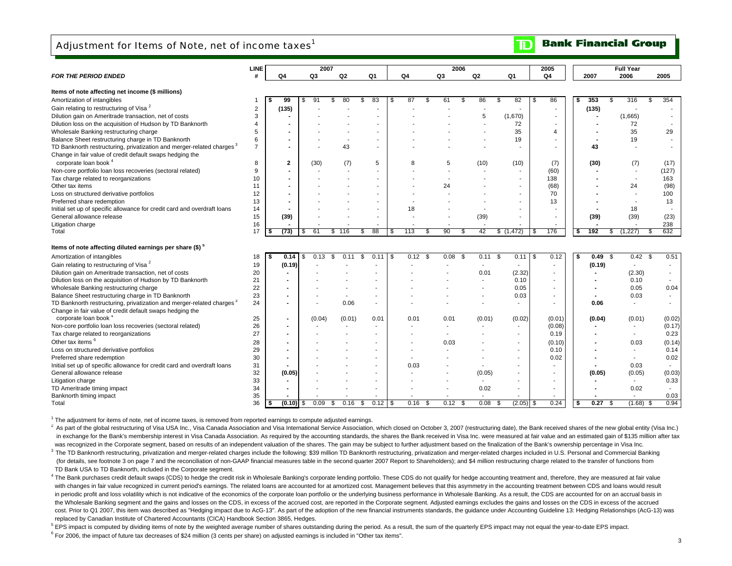# Adjustment for Items of Note, net of income taxes[1]

**TD Bank Financial Group**

| *FOR THE PERIOD ENDED* | LINE # | 2007 Q4 | 2007 Q3 | 2007 Q2 | 2007 Q1 | 2006 Q4 | 2006 Q3 | 2006 Q2 | 2006 Q1 | 2005 Q4 | Full Year 2007 | Full Year 2006 | Full Year 2005 |
|---|---|---|---|---|---|---|---|---|---|---|---|---|---|
| **Items of note affecting net income ($ millions)** | | | | | | | | | | | | | |
| Amortization of intangibles | 1 | $ 99 | $ 91 | $ 80 | $ 83 | $ 87 | $ 61 | $ 86 | $ 82 | $ 86 | $ 353 | $ 316 | $ 354 |
| Gain relating to restructuring of Visa [2] | 2 | (135) | - | - | - | - | - | - | - | - | (135) | - | - |
| Dilution gain on Ameritrade transaction, net of costs | 3 | - | - | - | - | - | - | 5 | (1,670) | - | - | (1,665) | - |
| Dilution loss on the acquisition of Hudson by TD Banknorth | 4 | - | - | - | - | - | - | - | 72 | - | - | 72 | - |
| Wholesale Banking restructuring charge | 5 | - | - | - | - | - | - | - | 35 | 4 | - | 35 | 29 |
| Balance Sheet restructuring charge in TD Banknorth | 6 | - | - | - | - | - | - | - | 19 | - | - | 19 | - |
| TD Banknorth restructuring, privatization and merger-related charges [3] | 7 | - | - | 43 | - | - | - | - | - | - | 43 | - | - |
| Change in fair value of credit default swaps hedging the corporate loan book [4] | 8 | 2 | (30) | (7) | 5 | 8 | 5 | (10) | (10) | (7) | (30) | (7) | (17) |
| Non-core portfolio loan loss recoveries (sectoral related) | 9 | - | - | - | - | - | - | - | - | (60) | - | - | (127) |
| Tax charge related to reorganizations | 10 | - | - | - | - | - | - | - | - | 138 | - | - | 163 |
| Other tax items | 11 | - | - | - | - | - | 24 | - | - | (68) | - | 24 | (98) |
| Loss on structured derivative portfolios | 12 | - | - | - | - | - | - | - | - | 70 | - | - | 100 |
| Preferred share redemption | 13 | - | - | - | - | - | - | - | - | 13 | - | - | 13 |
| Initial set up of specific allowance for credit card and overdraft loans | 14 | - | - | - | - | 18 | - | - | - | - | - | 18 | - |
| General allowance release | 15 | (39) | - | - | - | - | - | (39) | - | - | (39) | (39) | (23) |
| Litigation charge | 16 | - | - | - | - | - | - | - | - | - | - | - | 238 |
| Total | 17 | $ (73) | $ 61 | $ 116 | $ 88 | $ 113 | $ 90 | $ 42 | $ (1,472) | $ 176 | $ 192 | $ (1,227) | $ 632 |
| **Items of note affecting diluted earnings per share ($) [5]** | | | | | | | | | | | | | |
| Amortization of intangibles | 18 | $ 0.14 | $ 0.13 | $ 0.11 | $ 0.11 | $ 0.12 | $ 0.08 | $ 0.11 | $ 0.11 | $ 0.12 | $ 0.49 | $ 0.42 | $ 0.51 |
| Gain relating to restructuring of Visa [2] | 19 | (0.19) | - | - | - | - | - | - | - | - | (0.19) | - | - |
| Dilution gain on Ameritrade transaction, net of costs | 20 | - | - | - | - | - | - | 0.01 | (2.32) | - | - | (2.30) | - |
| Dilution loss on the acquisition of Hudson by TD Banknorth | 21 | - | - | - | - | - | - | - | 0.10 | - | - | 0.10 | - |
| Wholesale Banking restructuring charge | 22 | - | - | - | - | - | - | - | 0.05 | - | - | 0.05 | 0.04 |
| Balance Sheet restructuring charge in TD Banknorth | 23 | - | - | - | - | - | - | - | 0.03 | - | - | 0.03 | - |
| TD Banknorth restructuring, privatization and merger-related charges [3] | 24 | - | - | 0.06 | - | - | - | - | - | - | 0.06 | - | - |
| Change in fair value of credit default swaps hedging the corporate loan book [4] | 25 | - | (0.04) | (0.01) | 0.01 | 0.01 | 0.01 | (0.01) | (0.02) | (0.01) | (0.04) | (0.01) | (0.02) |
| Non-core portfolio loan loss recoveries (sectoral related) | 26 | - | - | - | - | - | - | - | - | (0.08) | - | - | (0.17) |
| Tax charge related to reorganizations | 27 | - | - | - | - | - | - | - | - | 0.19 | - | - | 0.23 |
| Other tax items [6] | 28 | - | - | - | - | - | 0.03 | - | - | (0.10) | - | 0.03 | (0.14) |
| Loss on structured derivative portfolios | 29 | - | - | - | - | - | - | - | - | 0.10 | - | - | 0.14 |
| Preferred share redemption | 30 | - | - | - | - | - | - | - | - | 0.02 | - | - | 0.02 |
| Initial set up of specific allowance for credit card and overdraft loans | 31 | - | - | - | - | 0.03 | - | - | - | - | - | 0.03 | - |
| General allowance release | 32 | (0.05) | - | - | - | - | - | (0.05) | - | - | (0.05) | (0.05) | (0.03) |
| Litigation charge | 33 | - | - | - | - | - | - | - | - | - | - | - | 0.33 |
| TD Ameritrade timing impact | 34 | - | - | - | - | - | - | 0.02 | - | - | - | 0.02 | - |
| Banknorth timing impact | 35 | - | - | - | - | - | - | - | - | - | - | - | 0.03 |
| Total | 36 | $ (0.10) | $ 0.09 | $ 0.16 | $ 0.12 | $ 0.16 | $ 0.12 | $ 0.08 | $ (2.05) | $ 0.24 | $ 0.27 | $ (1.68) | $ 0.94 |

[1] The adjustment for items of note, net of income taxes, is removed from reported earnings to compute adjusted earnings.

[2] As part of the global restructuring of Visa USA Inc., Visa Canada Association and Visa International Service Association, which closed on October 3, 2007 (restructuring date), the Bank received shares of the new global entity (Visa Inc.) in exchange for the Bank's membership interest in Visa Canada Association. As required by the accounting standards, the shares the Bank received in Visa Inc. were measured at fair value and an estimated gain of $135 million after tax was recognized in the Corporate segment, based on results of an independent valuation of the shares. The gain may be subject to further adjustment based on the finalization of the Bank's ownership percentage in Visa Inc.

[3] The TD Banknorth restructuring, privatization and merger-related charges include the following: $39 million TD Banknorth restructuring, privatization and merger-related charges included in U.S. Personal and Commercial Banking (for details, see footnote 3 on page 7 and the reconciliation of non-GAAP financial measures table in the second quarter 2007 Report to Shareholders); and $4 million restructuring charge related to the transfer of functions from TD Bank USA to TD Banknorth, included in the Corporate segment.

[4] The Bank purchases credit default swaps (CDS) to hedge the credit risk in Wholesale Banking's corporate lending portfolio. These CDS do not qualify for hedge accounting treatment and, therefore, they are measured at fair value with changes in fair value recognized in current period's earnings. The related loans are accounted for at amortized cost. Management believes that this asymmetry in the accounting treatment between CDS and loans would result in periodic profit and loss volatility which is not indicative of the economics of the corporate loan portfolio or the underlying business performance in Wholesale Banking. As a result, the CDS are accounted for on an accrual basis in the Wholesale Banking segment and the gains and losses on the CDS, in excess of the accrued cost, are reported in the Corporate segment. Adjusted earnings excludes the gains and losses on the CDS in excess of the accrued cost. Prior to Q1 2007, this item was described as "Hedging impact due to AcG-13". As part of the adoption of the new financial instruments standards, the guidance under Accounting Guideline 13: Hedging Relationships (AcG-13) was replaced by Canadian Institute of Chartered Accountants (CICA) Handbook Section 3865, Hedges.

[5] EPS impact is computed by dividing items of note by the weighted average number of shares outstanding during the period. As a result, the sum of the quarterly EPS impact may not equal the year-to-date EPS impact.

[6] For 2006, the impact of future tax decreases of $24 million (3 cents per share) on adjusted earnings is included in "Other tax items".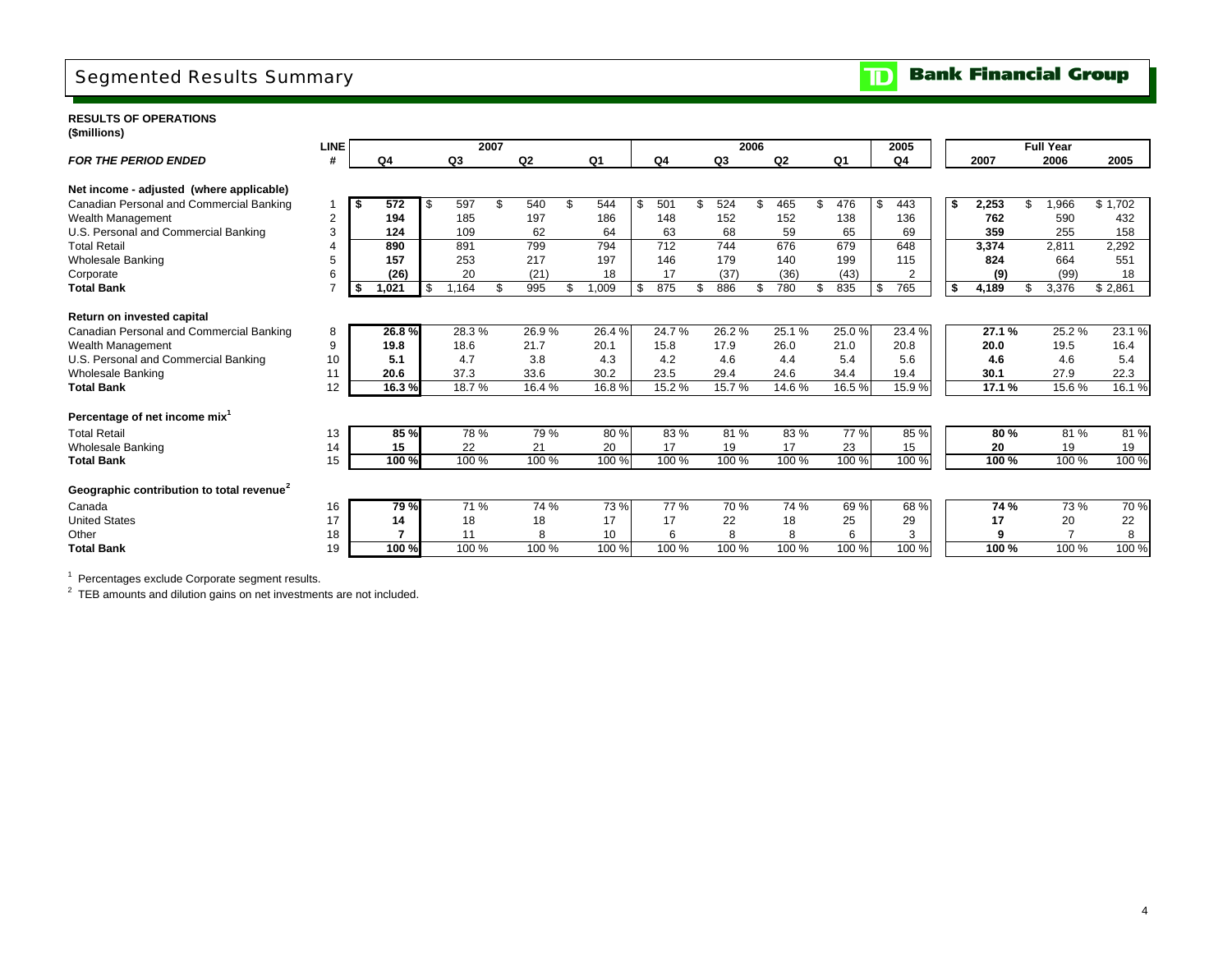# Segmented Results Summary

**TD Bank Financial Group**

**RESULTS OF OPERATIONS**
**($millions)**

| *FOR THE PERIOD ENDED* | LINE # | 2007 Q4 | 2007 Q3 | 2007 Q2 | 2007 Q1 | 2006 Q4 | 2006 Q3 | 2006 Q2 | 2006 Q1 | 2005 Q4 | Full Year 2007 | Full Year 2006 | Full Year 2005 |
|---|---|---|---|---|---|---|---|---|---|---|---|---|---|
| **Net income - adjusted (where applicable)** | | | | | | | | | | | | | |
| Canadian Personal and Commercial Banking | 1 | **$ 572** | $ 597 | $ 540 | $ 544 | $ 501 | $ 524 | $ 465 | $ 476 | $ 443 | **$ 2,253** | $ 1,966 | $ 1,702 |
| Wealth Management | 2 | **194** | 185 | 197 | 186 | 148 | 152 | 152 | 138 | 136 | **762** | 590 | 432 |
| U.S. Personal and Commercial Banking | 3 | **124** | 109 | 62 | 64 | 63 | 68 | 59 | 65 | 69 | **359** | 255 | 158 |
| Total Retail | 4 | **890** | 891 | 799 | 794 | 712 | 744 | 676 | 679 | 648 | **3,374** | 2,811 | 2,292 |
| Wholesale Banking | 5 | **157** | 253 | 217 | 197 | 146 | 179 | 140 | 199 | 115 | **824** | 664 | 551 |
| Corporate | 6 | **(26)** | 20 | (21) | 18 | 17 | (37) | (36) | (43) | 2 | **(9)** | (99) | 18 |
| **Total Bank** | 7 | **$ 1,021** | $ 1,164 | $ 995 | $ 1,009 | $ 875 | $ 886 | $ 780 | $ 835 | $ 765 | **$ 4,189** | $ 3,376 | $ 2,861 |
| **Return on invested capital** | | | | | | | | | | | | | |
| Canadian Personal and Commercial Banking | 8 | **26.8 %** | 28.3 % | 26.9 % | 26.4 % | 24.7 % | 26.2 % | 25.1 % | 25.0 % | 23.4 % | **27.1 %** | 25.2 % | 23.1 % |
| Wealth Management | 9 | **19.8** | 18.6 | 21.7 | 20.1 | 15.8 | 17.9 | 26.0 | 21.0 | 20.8 | **20.0** | 19.5 | 16.4 |
| U.S. Personal and Commercial Banking | 10 | **5.1** | 4.7 | 3.8 | 4.3 | 4.2 | 4.6 | 4.4 | 5.4 | 5.6 | **4.6** | 4.6 | 5.4 |
| Wholesale Banking | 11 | **20.6** | 37.3 | 33.6 | 30.2 | 23.5 | 29.4 | 24.6 | 34.4 | 19.4 | **30.1** | 27.9 | 22.3 |
| **Total Bank** | 12 | **16.3 %** | 18.7 % | 16.4 % | 16.8 % | 15.2 % | 15.7 % | 14.6 % | 16.5 % | 15.9 % | **17.1 %** | 15.6 % | 16.1 % |
| **Percentage of net income mix[1]** | | | | | | | | | | | | | |
| Total Retail | 13 | **85 %** | 78 % | 79 % | 80 % | 83 % | 81 % | 83 % | 77 % | 85 % | **80 %** | 81 % | 81 % |
| Wholesale Banking | 14 | **15** | 22 | 21 | 20 | 17 | 19 | 17 | 23 | 15 | **20** | 19 | 19 |
| **Total Bank** | 15 | **100 %** | 100 % | 100 % | 100 % | 100 % | 100 % | 100 % | 100 % | 100 % | **100 %** | 100 % | 100 % |
| **Geographic contribution to total revenue[2]** | | | | | | | | | | | | | |
| Canada | 16 | **79 %** | 71 % | 74 % | 73 % | 77 % | 70 % | 74 % | 69 % | 68 % | **74 %** | 73 % | 70 % |
| United States | 17 | **14** | 18 | 18 | 17 | 17 | 22 | 18 | 25 | 29 | **17** | 20 | 22 |
| Other | 18 | **7** | 11 | 8 | 10 | 6 | 8 | 8 | 6 | 3 | **9** | 7 | 8 |
| **Total Bank** | 19 | **100 %** | 100 % | 100 % | 100 % | 100 % | 100 % | 100 % | 100 % | 100 % | **100 %** | 100 % | 100 % |

[1] Percentages exclude Corporate segment results.

[2] TEB amounts and dilution gains on net investments are not included.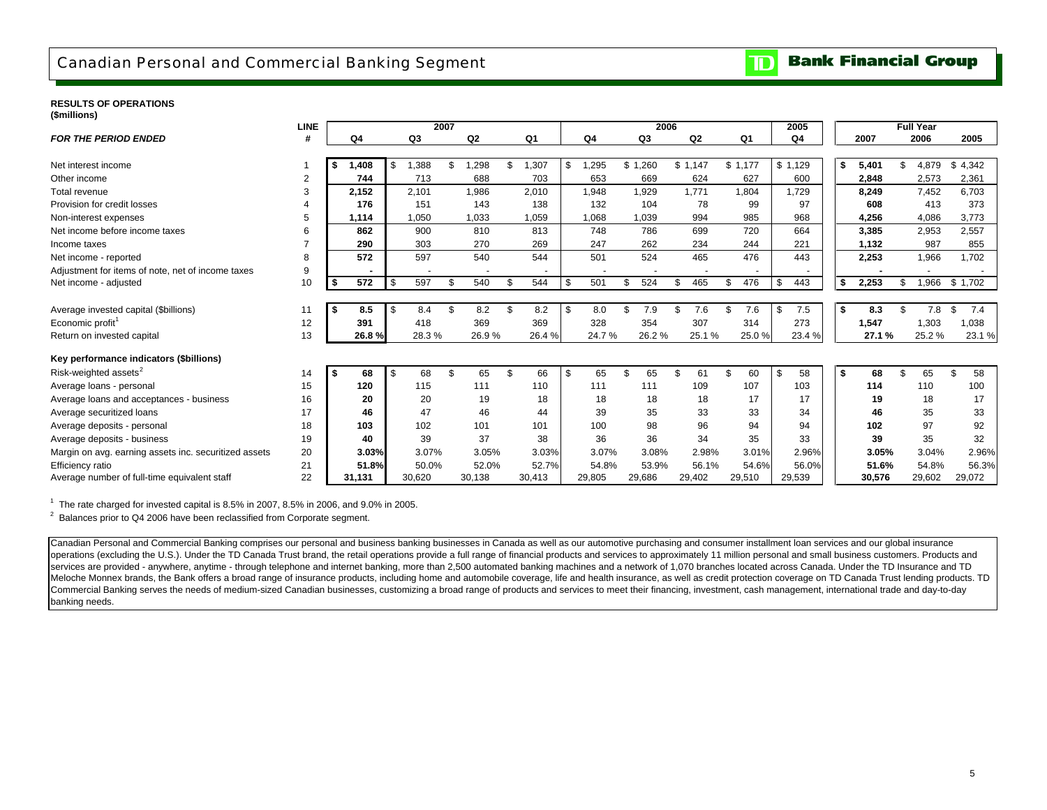# Canadian Personal and Commercial Banking Segment

**Bank Financial Group**

**RESULTS OF OPERATIONS**
**($millions)**

| *FOR THE PERIOD ENDED* | LINE # | 2007 Q4 | 2007 Q3 | 2007 Q2 | 2007 Q1 | 2006 Q4 | 2006 Q3 | 2006 Q2 | 2006 Q1 | 2005 Q4 | Full Year 2007 | Full Year 2006 | Full Year 2005 |
|---|---|---|---|---|---|---|---|---|---|---|---|---|---|
| Net interest income | 1 | **$ 1,408** | $ 1,388 | $ 1,298 | $ 1,307 | $ 1,295 | $ 1,260 | $ 1,147 | $ 1,177 | $ 1,129 | **$ 5,401** | $ 4,879 | $ 4,342 |
| Other income | 2 | **744** | 713 | 688 | 703 | 653 | 669 | 624 | 627 | 600 | **2,848** | 2,573 | 2,361 |
| Total revenue | 3 | **2,152** | 2,101 | 1,986 | 2,010 | 1,948 | 1,929 | 1,771 | 1,804 | 1,729 | **8,249** | 7,452 | 6,703 |
| Provision for credit losses | 4 | **176** | 151 | 143 | 138 | 132 | 104 | 78 | 99 | 97 | **608** | 413 | 373 |
| Non-interest expenses | 5 | **1,114** | 1,050 | 1,033 | 1,059 | 1,068 | 1,039 | 994 | 985 | 968 | **4,256** | 4,086 | 3,773 |
| Net income before income taxes | 6 | **862** | 900 | 810 | 813 | 748 | 786 | 699 | 720 | 664 | **3,385** | 2,953 | 2,557 |
| Income taxes | 7 | **290** | 303 | 270 | 269 | 247 | 262 | 234 | 244 | 221 | **1,132** | 987 | 855 |
| Net income - reported | 8 | **572** | 597 | 540 | 544 | 501 | 524 | 465 | 476 | 443 | **2,253** | 1,966 | 1,702 |
| Adjustment for items of note, net of income taxes | 9 | **-** | - | - | - | - | - | - | - | - | **-** | - | - |
| Net income - adjusted | 10 | **$ 572** | $ 597 | $ 540 | $ 544 | $ 501 | $ 524 | $ 465 | $ 476 | $ 443 | **$ 2,253** | $ 1,966 | $ 1,702 |
| | | | | | | | | | | | | | |
| Average invested capital ($billions) | 11 | **$ 8.5** | $ 8.4 | $ 8.2 | $ 8.2 | $ 8.0 | $ 7.9 | $ 7.6 | $ 7.6 | $ 7.5 | **$ 8.3** | $ 7.8 | $ 7.4 |
| Economic profit[1] | 12 | **391** | 418 | 369 | 369 | 328 | 354 | 307 | 314 | 273 | **1,547** | 1,303 | 1,038 |
| Return on invested capital | 13 | **26.8 %** | 28.3 % | 26.9 % | 26.4 % | 24.7 % | 26.2 % | 25.1 % | 25.0 % | 23.4 % | **27.1 %** | 25.2 % | 23.1 % |
| **Key performance indicators ($billions)** | | | | | | | | | | | | | |
| Risk-weighted assets[2] | 14 | **$ 68** | $ 68 | $ 65 | $ 66 | $ 65 | $ 65 | $ 61 | $ 60 | $ 58 | **$ 68** | $ 65 | $ 58 |
| Average loans - personal | 15 | **120** | 115 | 111 | 110 | 111 | 111 | 109 | 107 | 103 | **114** | 110 | 100 |
| Average loans and acceptances - business | 16 | **20** | 20 | 19 | 18 | 18 | 18 | 18 | 17 | 17 | **19** | 18 | 17 |
| Average securitized loans | 17 | **46** | 47 | 46 | 44 | 39 | 35 | 33 | 33 | 34 | **46** | 35 | 33 |
| Average deposits - personal | 18 | **103** | 102 | 101 | 101 | 100 | 98 | 96 | 94 | 94 | **102** | 97 | 92 |
| Average deposits - business | 19 | **40** | 39 | 37 | 38 | 36 | 36 | 34 | 35 | 33 | **39** | 35 | 32 |
| Margin on avg. earning assets inc. securitized assets | 20 | **3.03%** | 3.07% | 3.05% | 3.03% | 3.07% | 3.08% | 2.98% | 3.01% | 2.96% | **3.05%** | 3.04% | 2.96% |
| Efficiency ratio | 21 | **51.8%** | 50.0% | 52.0% | 52.7% | 54.8% | 53.9% | 56.1% | 54.6% | 56.0% | **51.6%** | 54.8% | 56.3% |
| Average number of full-time equivalent staff | 22 | **31,131** | 30,620 | 30,138 | 30,413 | 29,805 | 29,686 | 29,402 | 29,510 | 29,539 | **30,576** | 29,602 | 29,072 |

[1] The rate charged for invested capital is 8.5% in 2007, 8.5% in 2006, and 9.0% in 2005.

[2] Balances prior to Q4 2006 have been reclassified from Corporate segment.

Canadian Personal and Commercial Banking comprises our personal and business banking businesses in Canada as well as our automotive purchasing and consumer installment loan services and our global insurance operations (excluding the U.S.). Under the TD Canada Trust brand, the retail operations provide a full range of financial products and services to approximately 11 million personal and small business customers. Products and services are provided - anywhere, anytime - through telephone and internet banking, more than 2,500 automated banking machines and a network of 1,070 branches located across Canada. Under the TD Insurance and TD Meloche Monnex brands, the Bank offers a broad range of insurance products, including home and automobile coverage, life and health insurance, as well as credit protection coverage on TD Canada Trust lending products. TD Commercial Banking serves the needs of medium-sized Canadian businesses, customizing a broad range of products and services to meet their financing, investment, cash management, international trade and day-to-day banking needs.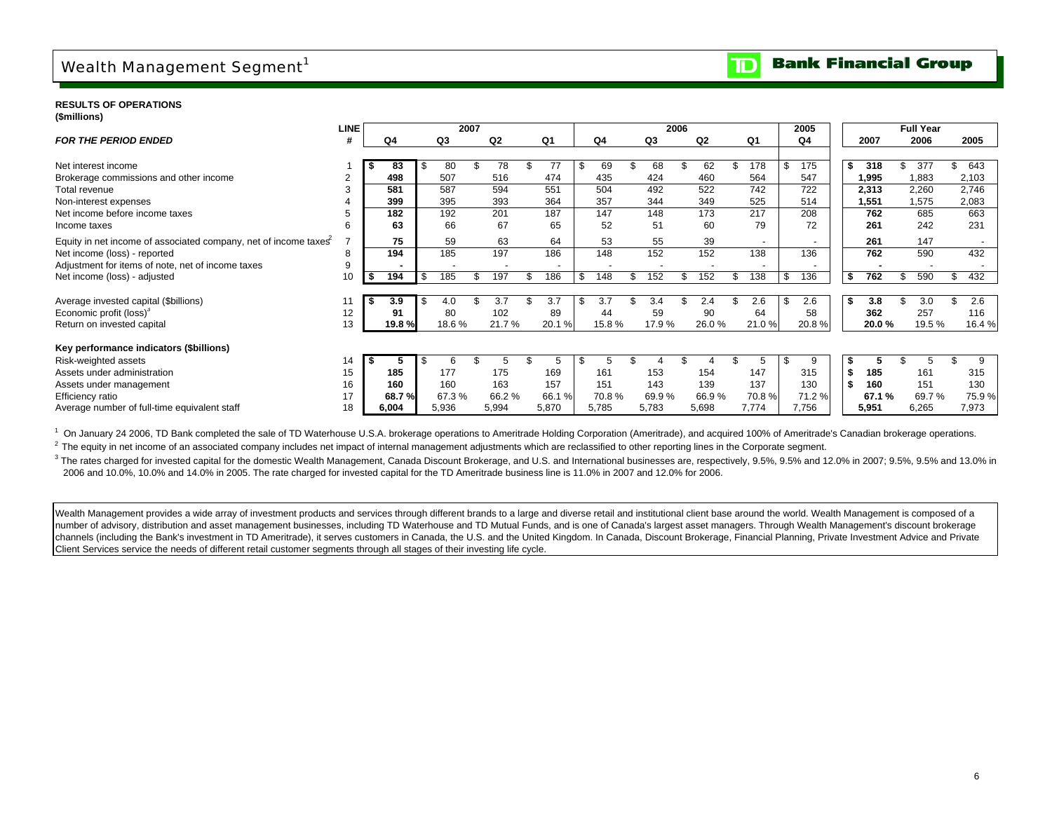# Wealth Management Segment[1]

**Bank Financial Group**

**RESULTS OF OPERATIONS**
**(\$millions)**

| *FOR THE PERIOD ENDED* | LINE # | 2007 Q4 | 2007 Q3 | 2007 Q2 | 2007 Q1 | 2006 Q4 | 2006 Q3 | 2006 Q2 | 2006 Q1 | 2005 Q4 | Full Year 2007 | Full Year 2006 | Full Year 2005 |
|---|---|---|---|---|---|---|---|---|---|---|---|---|---|
| Net interest income | 1 | **\$ 83** | \$ 80 | \$ 78 | \$ 77 | \$ 69 | \$ 68 | \$ 62 | \$ 178 | \$ 175 | **\$ 318** | \$ 377 | \$ 643 |
| Brokerage commissions and other income | 2 | **498** | 507 | 516 | 474 | 435 | 424 | 460 | 564 | 547 | **1,995** | 1,883 | 2,103 |
| Total revenue | 3 | **581** | 587 | 594 | 551 | 504 | 492 | 522 | 742 | 722 | **2,313** | 2,260 | 2,746 |
| Non-interest expenses | 4 | **399** | 395 | 393 | 364 | 357 | 344 | 349 | 525 | 514 | **1,551** | 1,575 | 2,083 |
| Net income before income taxes | 5 | **182** | 192 | 201 | 187 | 147 | 148 | 173 | 217 | 208 | **762** | 685 | 663 |
| Income taxes | 6 | **63** | 66 | 67 | 65 | 52 | 51 | 60 | 79 | 72 | **261** | 242 | 231 |
| Equity in net income of associated company, net of income taxes[2] | 7 | **75** | 59 | 63 | 64 | 53 | 55 | 39 | - | - | **261** | 147 | - |
| Net income (loss) - reported | 8 | **194** | 185 | 197 | 186 | 148 | 152 | 152 | 138 | 136 | **762** | 590 | 432 |
| Adjustment for items of note, net of income taxes | 9 | **-** | - | - | - | - | - | - | - | - | **-** | - | - |
| Net income (loss) - adjusted | 10 | **\$ 194** | \$ 185 | \$ 197 | \$ 186 | \$ 148 | \$ 152 | \$ 152 | \$ 138 | \$ 136 | **\$ 762** | \$ 590 | \$ 432 |
| Average invested capital (\$billions) | 11 | **\$ 3.9** | \$ 4.0 | \$ 3.7 | \$ 3.7 | \$ 3.7 | \$ 3.4 | \$ 2.4 | \$ 2.6 | \$ 2.6 | **\$ 3.8** | \$ 3.0 | \$ 2.6 |
| Economic profit (loss)[3] | 12 | **91** | 80 | 102 | 89 | 44 | 59 | 90 | 64 | 58 | **362** | 257 | 116 |
| Return on invested capital | 13 | **19.8 %** | 18.6 % | 21.7 % | 20.1 % | 15.8 % | 17.9 % | 26.0 % | 21.0 % | 20.8 % | **20.0 %** | 19.5 % | 16.4 % |
| **Key performance indicators (\$billions)** | | | | | | | | | | | | | |
| Risk-weighted assets | 14 | **\$ 5** | \$ 6 | \$ 5 | \$ 5 | \$ 5 | \$ 4 | \$ 4 | \$ 5 | \$ 9 | **\$ 5** | \$ 5 | \$ 9 |
| Assets under administration | 15 | **185** | 177 | 175 | 169 | 161 | 153 | 154 | 147 | 315 | **\$ 185** | 161 | 315 |
| Assets under management | 16 | **160** | 160 | 163 | 157 | 151 | 143 | 139 | 137 | 130 | **\$ 160** | 151 | 130 |
| Efficiency ratio | 17 | **68.7 %** | 67.3 % | 66.2 % | 66.1 % | 70.8 % | 69.9 % | 66.9 % | 70.8 % | 71.2 % | **67.1 %** | 69.7 % | 75.9 % |
| Average number of full-time equivalent staff | 18 | **6,004** | 5,936 | 5,994 | 5,870 | 5,785 | 5,783 | 5,698 | 7,774 | 7,756 | **5,951** | 6,265 | 7,973 |

[1] On January 24 2006, TD Bank completed the sale of TD Waterhouse U.S.A. brokerage operations to Ameritrade Holding Corporation (Ameritrade), and acquired 100% of Ameritrade's Canadian brokerage operations.

[2] The equity in net income of an associated company includes net impact of internal management adjustments which are reclassified to other reporting lines in the Corporate segment.

[3] The rates charged for invested capital for the domestic Wealth Management, Canada Discount Brokerage, and U.S. and International businesses are, respectively, 9.5%, 9.5% and 12.0% in 2007; 9.5%, 9.5% and 13.0% in 2006 and 10.0%, 10.0% and 14.0% in 2005. The rate charged for invested capital for the TD Ameritrade business line is 11.0% in 2007 and 12.0% for 2006.

Wealth Management provides a wide array of investment products and services through different brands to a large and diverse retail and institutional client base around the world. Wealth Management is composed of a number of advisory, distribution and asset management businesses, including TD Waterhouse and TD Mutual Funds, and is one of Canada's largest asset managers. Through Wealth Management's discount brokerage channels (including the Bank's investment in TD Ameritrade), it serves customers in Canada, the U.S. and the United Kingdom. In Canada, Discount Brokerage, Financial Planning, Private Investment Advice and Private Client Services service the needs of different retail customer segments through all stages of their investing life cycle.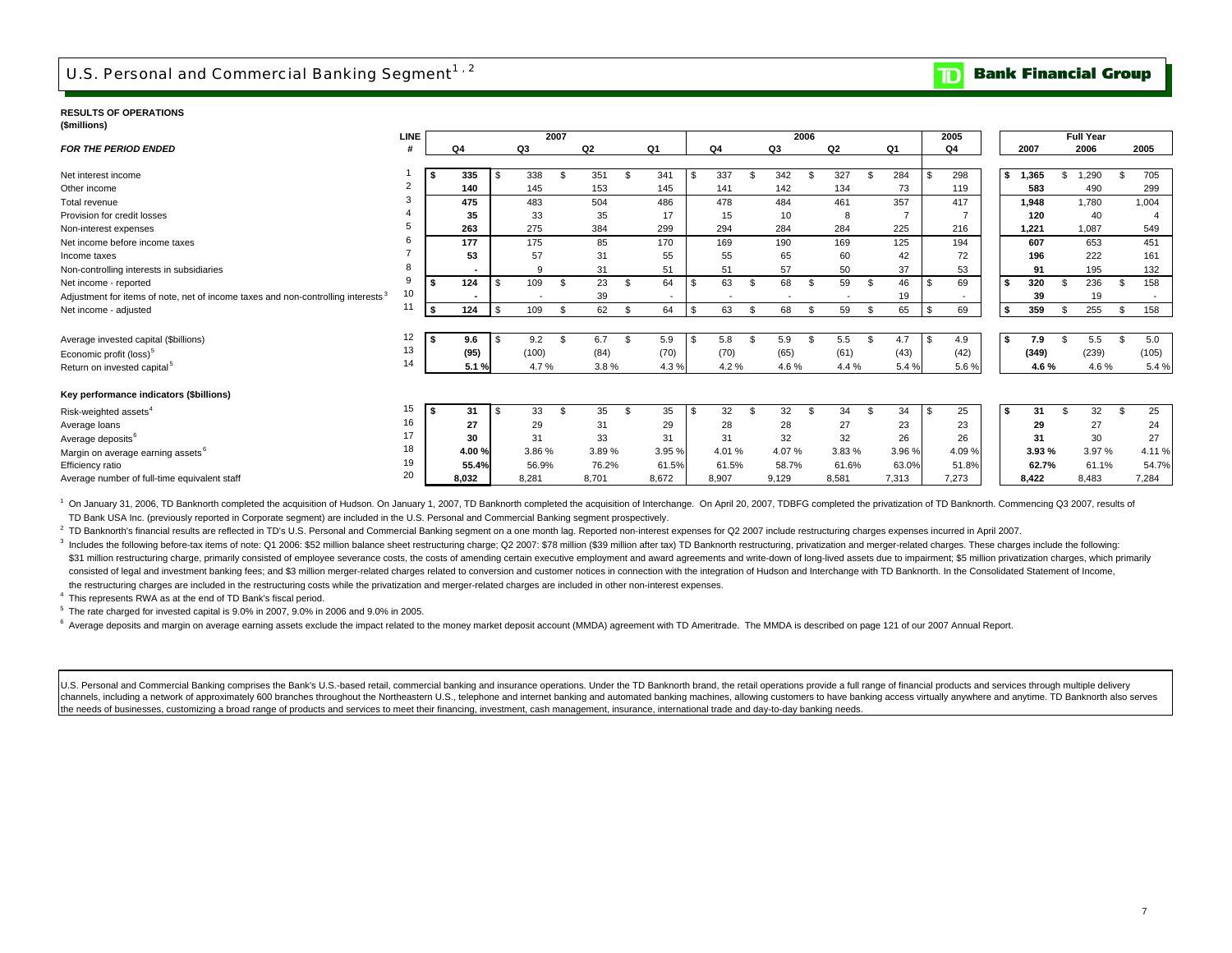# U.S. Personal and Commercial Banking Segment[1, 2]

**Bank Financial Group**

**RESULTS OF OPERATIONS**
**($millions)**

| *FOR THE PERIOD ENDED* | LINE # | 2007 Q4 | 2007 Q3 | 2007 Q2 | 2007 Q1 | 2006 Q4 | 2006 Q3 | 2006 Q2 | 2006 Q1 | 2005 Q4 | Full Year 2007 | Full Year 2006 | Full Year 2005 |
|---|---|---|---|---|---|---|---|---|---|---|---|---|---|
| Net interest income | 1 | **$ 335** | $ 338 | $ 351 | $ 341 | $ 337 | $ 342 | $ 327 | $ 284 | $ 298 | **$ 1,365** | $ 1,290 | $ 705 |
| Other income | 2 | **140** | 145 | 153 | 145 | 141 | 142 | 134 | 73 | 119 | **583** | 490 | 299 |
| Total revenue | 3 | **475** | 483 | 504 | 486 | 478 | 484 | 461 | 357 | 417 | **1,948** | 1,780 | 1,004 |
| Provision for credit losses | 4 | **35** | 33 | 35 | 17 | 15 | 10 | 8 | 7 | 7 | **120** | 40 | 4 |
| Non-interest expenses | 5 | **263** | 275 | 384 | 299 | 294 | 284 | 284 | 225 | 216 | **1,221** | 1,087 | 549 |
| Net income before income taxes | 6 | **177** | 175 | 85 | 170 | 169 | 190 | 169 | 125 | 194 | **607** | 653 | 451 |
| Income taxes | 7 | **53** | 57 | 31 | 55 | 55 | 65 | 60 | 42 | 72 | **196** | 222 | 161 |
| Non-controlling interests in subsidiaries | 8 | **-** | 9 | 31 | 51 | 51 | 57 | 50 | 37 | 53 | **91** | 195 | 132 |
| Net income - reported | 9 | **$ 124** | $ 109 | $ 23 | $ 64 | $ 63 | $ 68 | $ 59 | $ 46 | $ 69 | **$ 320** | $ 236 | $ 158 |
| Adjustment for items of note, net of income taxes and non-controlling interests[3] | 10 | **-** | - | 39 | - | - | - | - | 19 | - | **39** | 19 | - |
| Net income - adjusted | 11 | **$ 124** | $ 109 | $ 62 | $ 64 | $ 63 | $ 68 | $ 59 | $ 65 | $ 69 | **$ 359** | $ 255 | $ 158 |
| | | | | | | | | | | | | | |
| Average invested capital ($billions) | 12 | **$ 9.6** | $ 9.2 | $ 6.7 | $ 5.9 | $ 5.8 | $ 5.9 | $ 5.5 | $ 4.7 | $ 4.9 | **$ 7.9** | $ 5.5 | $ 5.0 |
| Economic profit (loss)[5] | 13 | **(95)** | (100) | (84) | (70) | (70) | (65) | (61) | (43) | (42) | **(349)** | (239) | (105) |
| Return on invested capital[5] | 14 | **5.1 %** | 4.7 % | 3.8 % | 4.3 % | 4.2 % | 4.6 % | 4.4 % | 5.4 % | 5.6 % | **4.6 %** | 4.6 % | 5.4 % |
| **Key performance indicators ($billions)** | | | | | | | | | | | | | |
| Risk-weighted assets[4] | 15 | **$ 31** | $ 33 | $ 35 | $ 35 | $ 32 | $ 32 | $ 34 | $ 34 | $ 25 | **$ 31** | $ 32 | $ 25 |
| Average loans | 16 | **27** | 29 | 31 | 29 | 28 | 28 | 27 | 23 | 23 | **29** | 27 | 24 |
| Average deposits[6] | 17 | **30** | 31 | 33 | 31 | 31 | 32 | 32 | 26 | 26 | **31** | 30 | 27 |
| Margin on average earning assets[6] | 18 | **4.00 %** | 3.86 % | 3.89 % | 3.95 % | 4.01 % | 4.07 % | 3.83 % | 3.96 % | 4.09 % | **3.93 %** | 3.97 % | 4.11 % |
| Efficiency ratio | 19 | **55.4%** | 56.9% | 76.2% | 61.5% | 61.5% | 58.7% | 61.6% | 63.0% | 51.8% | **62.7%** | 61.1% | 54.7% |
| Average number of full-time equivalent staff | 20 | **8,032** | 8,281 | 8,701 | 8,672 | 8,907 | 9,129 | 8,581 | 7,313 | 7,273 | **8,422** | 8,483 | 7,284 |

[1] On January 31, 2006, TD Banknorth completed the acquisition of Hudson. On January 1, 2007, TD Banknorth completed the acquisition of Interchange. On April 20, 2007, TDBFG completed the privatization of TD Banknorth. Commencing Q3 2007, results of TD Bank USA Inc. (previously reported in Corporate segment) are included in the U.S. Personal and Commercial Banking segment prospectively.

[2] TD Banknorth's financial results are reflected in TD's U.S. Personal and Commercial Banking segment on a one month lag. Reported non-interest expenses for Q2 2007 include restructuring charges expenses incurred in April 2007.

[3] Includes the following before-tax items of note: Q1 2006: $52 million balance sheet restructuring charge; Q2 2007: $78 million ($39 million after tax) TD Banknorth restructuring, privatization and merger-related charges. These charges include the following: $31 million restructuring charge, primarily consisted of employee severance costs, the costs of amending certain executive employment and award agreements and write-down of long-lived assets due to impairment; $5 million privatization charges, which primarily consisted of legal and investment banking fees; and $3 million merger-related charges related to conversion and customer notices in connection with the integration of Hudson and Interchange with TD Banknorth. In the Consolidated Statement of Income, the restructuring charges are included in the restructuring costs while the privatization and merger-related charges are included in other non-interest expenses.

[4] This represents RWA as at the end of TD Bank's fiscal period.

[5] The rate charged for invested capital is 9.0% in 2007, 9.0% in 2006 and 9.0% in 2005.

[6] Average deposits and margin on average earning assets exclude the impact related to the money market deposit account (MMDA) agreement with TD Ameritrade. The MMDA is described on page 121 of our 2007 Annual Report.

U.S. Personal and Commercial Banking comprises the Bank's U.S.-based retail, commercial banking and insurance operations. Under the TD Banknorth brand, the retail operations provide a full range of financial products and services through multiple delivery channels, including a network of approximately 600 branches throughout the Northeastern U.S., telephone and internet banking and automated banking machines, allowing customers to have banking access virtually anywhere and anytime. TD Banknorth also serves the needs of businesses, customizing a broad range of products and services to meet their financing, investment, cash management, insurance, international trade and day-to-day banking needs.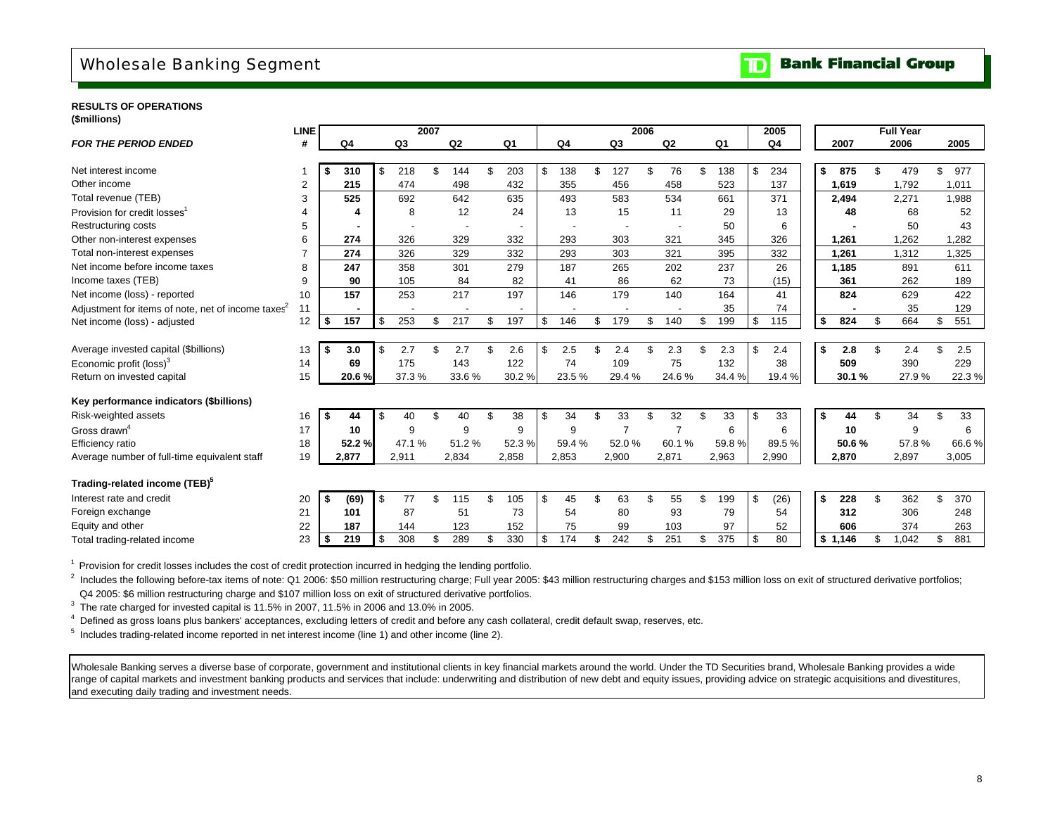# Wholesale Banking Segment

**RESULTS OF OPERATIONS**
**($millions)**

| *FOR THE PERIOD ENDED* | LINE # | 2007 Q4 | 2007 Q3 | 2007 Q2 | 2007 Q1 | 2006 Q4 | 2006 Q3 | 2006 Q2 | 2006 Q1 | 2005 Q4 | Full Year 2007 | Full Year 2006 | Full Year 2005 |
|---|---|---|---|---|---|---|---|---|---|---|---|---|---|
| Net interest income | 1 | **$ 310** | $ 218 | $ 144 | $ 203 | $ 138 | $ 127 | $ 76 | $ 138 | $ 234 | **$ 875** | $ 479 | $ 977 |
| Other income | 2 | **215** | 474 | 498 | 432 | 355 | 456 | 458 | 523 | 137 | **1,619** | 1,792 | 1,011 |
| Total revenue (TEB) | 3 | **525** | 692 | 642 | 635 | 493 | 583 | 534 | 661 | 371 | **2,494** | 2,271 | 1,988 |
| Provision for credit losses[1] | 4 | **4** | 8 | 12 | 24 | 13 | 15 | 11 | 29 | 13 | **48** | 68 | 52 |
| Restructuring costs | 5 | **-** | - | - | - | - | - | - | 50 | 6 | **-** | 50 | 43 |
| Other non-interest expenses | 6 | **274** | 326 | 329 | 332 | 293 | 303 | 321 | 345 | 326 | **1,261** | 1,262 | 1,282 |
| Total non-interest expenses | 7 | **274** | 326 | 329 | 332 | 293 | 303 | 321 | 395 | 332 | **1,261** | 1,312 | 1,325 |
| Net income before income taxes | 8 | **247** | 358 | 301 | 279 | 187 | 265 | 202 | 237 | 26 | **1,185** | 891 | 611 |
| Income taxes (TEB) | 9 | **90** | 105 | 84 | 82 | 41 | 86 | 62 | 73 | (15) | **361** | 262 | 189 |
| Net income (loss) - reported | 10 | **157** | 253 | 217 | 197 | 146 | 179 | 140 | 164 | 41 | **824** | 629 | 422 |
| Adjustment for items of note, net of income taxes[2] | 11 | **-** | - | - | - | - | - | - | 35 | 74 | **-** | 35 | 129 |
| Net income (loss) - adjusted | 12 | **$ 157** | $ 253 | $ 217 | $ 197 | $ 146 | $ 179 | $ 140 | $ 199 | $ 115 | **$ 824** | $ 664 | $ 551 |
| Average invested capital ($billions) | 13 | **$ 3.0** | $ 2.7 | $ 2.7 | $ 2.6 | $ 2.5 | $ 2.4 | $ 2.3 | $ 2.3 | $ 2.4 | **$ 2.8** | $ 2.4 | $ 2.5 |
| Economic profit (loss)[3] | 14 | **69** | 175 | 143 | 122 | 74 | 109 | 75 | 132 | 38 | **509** | 390 | 229 |
| Return on invested capital | 15 | **20.6 %** | 37.3 % | 33.6 % | 30.2 % | 23.5 % | 29.4 % | 24.6 % | 34.4 % | 19.4 % | **30.1 %** | 27.9 % | 22.3 % |
| **Key performance indicators ($billions)** | | | | | | | | | | | | | |
| Risk-weighted assets | 16 | **$ 44** | $ 40 | $ 40 | $ 38 | $ 34 | $ 33 | $ 32 | $ 33 | $ 33 | **$ 44** | $ 34 | $ 33 |
| Gross drawn[4] | 17 | **10** | 9 | 9 | 9 | 9 | 7 | 7 | 6 | 6 | **10** | 9 | 6 |
| Efficiency ratio | 18 | **52.2 %** | 47.1 % | 51.2 % | 52.3 % | 59.4 % | 52.0 % | 60.1 % | 59.8 % | 89.5 % | **50.6 %** | 57.8 % | 66.6 % |
| Average number of full-time equivalent staff | 19 | **2,877** | 2,911 | 2,834 | 2,858 | 2,853 | 2,900 | 2,871 | 2,963 | 2,990 | **2,870** | 2,897 | 3,005 |
| **Trading-related income (TEB)[5]** | | | | | | | | | | | | | |
| Interest rate and credit | 20 | **$ (69)** | $ 77 | $ 115 | $ 105 | $ 45 | $ 63 | $ 55 | $ 199 | $ (26) | **$ 228** | $ 362 | $ 370 |
| Foreign exchange | 21 | **101** | 87 | 51 | 73 | 54 | 80 | 93 | 79 | 54 | **312** | 306 | 248 |
| Equity and other | 22 | **187** | 144 | 123 | 152 | 75 | 99 | 103 | 97 | 52 | **606** | 374 | 263 |
| Total trading-related income | 23 | **$ 219** | $ 308 | $ 289 | $ 330 | $ 174 | $ 242 | $ 251 | $ 375 | $ 80 | **$ 1,146** | $ 1,042 | $ 881 |

[1] Provision for credit losses includes the cost of credit protection incurred in hedging the lending portfolio.

[2] Includes the following before-tax items of note: Q1 2006: $50 million restructuring charge; Full year 2005: $43 million restructuring charges and $153 million loss on exit of structured derivative portfolios; Q4 2005: $6 million restructuring charge and $107 million loss on exit of structured derivative portfolios.

[3] The rate charged for invested capital is 11.5% in 2007, 11.5% in 2006 and 13.0% in 2005.

[4] Defined as gross loans plus bankers' acceptances, excluding letters of credit and before any cash collateral, credit default swap, reserves, etc.

[5] Includes trading-related income reported in net interest income (line 1) and other income (line 2).

Wholesale Banking serves a diverse base of corporate, government and institutional clients in key financial markets around the world. Under the TD Securities brand, Wholesale Banking provides a wide range of capital markets and investment banking products and services that include: underwriting and distribution of new debt and equity issues, providing advice on strategic acquisitions and divestitures, and executing daily trading and investment needs.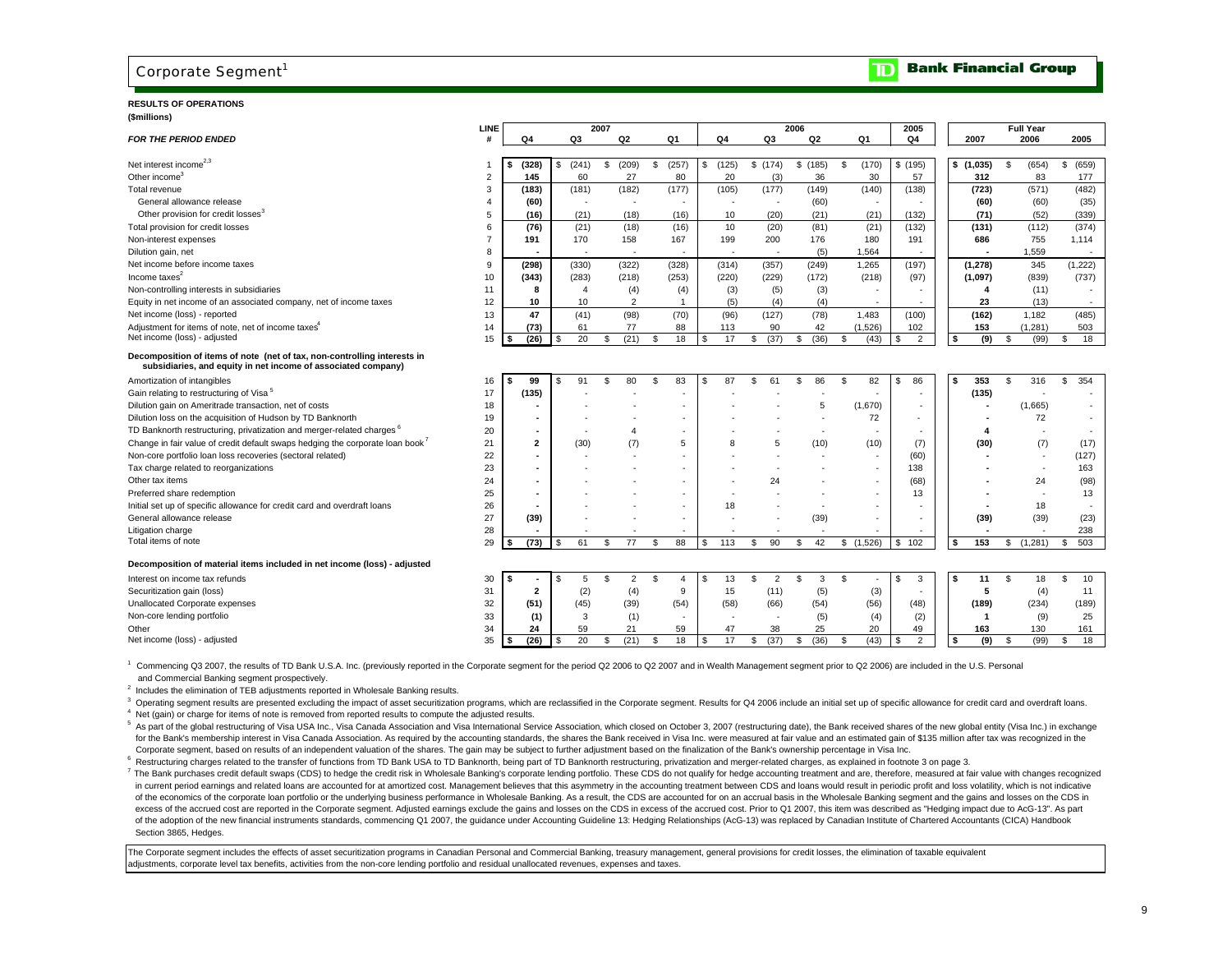# Corporate Segment[1]

**Bank Financial Group**

**RESULTS OF OPERATIONS**

**($millions)**

| *FOR THE PERIOD ENDED* | LINE # | 2007 Q4 | 2007 Q3 | 2007 Q2 | 2007 Q1 | 2006 Q4 | 2006 Q3 | 2006 Q2 | 2006 Q1 | 2005 Q4 | Full Year 2007 | Full Year 2006 | Full Year 2005 |
|---|---|---|---|---|---|---|---|---|---|---|---|---|---|
| Net interest income[2,3] | 1 | $ (328) | $ (241) | $ (209) | $ (257) | $ (125) | $ (174) | $ (185) | $ (170) | $ (195) | $ (1,035) | $ (654) | $ (659) |
| Other income[3] | 2 | 145 | 60 | 27 | 80 | 20 | (3) | 36 | 30 | 57 | 312 | 83 | 177 |
| Total revenue | 3 | (183) | (181) | (182) | (177) | (105) | (177) | (149) | (140) | (138) | (723) | (571) | (482) |
| General allowance release | 4 | (60) | - | - | - | - | - | (60) | - | - | (60) | (60) | (35) |
| Other provision for credit losses[3] | 5 | (16) | (21) | (18) | (16) | 10 | (20) | (21) | (21) | (132) | (71) | (52) | (339) |
| Total provision for credit losses | 6 | (76) | (21) | (18) | (16) | 10 | (20) | (81) | (21) | (132) | (131) | (112) | (374) |
| Non-interest expenses | 7 | 191 | 170 | 158 | 167 | 199 | 200 | 176 | 180 | 191 | 686 | 755 | 1,114 |
| Dilution gain, net | 8 | - | - | - | - | - | - | (5) | 1,564 | - | - | 1,559 | - |
| Net income before income taxes | 9 | (298) | (330) | (322) | (328) | (314) | (357) | (249) | 1,265 | (197) | (1,278) | 345 | (1,222) |
| Income taxes[2] | 10 | (343) | (283) | (218) | (253) | (220) | (229) | (172) | (218) | (97) | (1,097) | (839) | (737) |
| Non-controlling interests in subsidiaries | 11 | 8 | 4 | (4) | (4) | (3) | (5) | (3) | - | - | 4 | (11) | - |
| Equity in net income of an associated company, net of income taxes | 12 | 10 | 10 | 2 | 1 | (5) | (4) | (4) | - | - | 23 | (13) | - |
| Net income (loss) - reported | 13 | 47 | (41) | (98) | (70) | (96) | (127) | (78) | 1,483 | (100) | (162) | 1,182 | (485) |
| Adjustment for items of note, net of income taxes[4] | 14 | (73) | 61 | 77 | 88 | 113 | 90 | 42 | (1,526) | 102 | 153 | (1,281) | 503 |
| Net income (loss) - adjusted | 15 | $ (26) | $ 20 | $ (21) | $ 18 | $ 17 | $ (37) | $ (36) | $ (43) | $ 2 | $ (9) | $ (99) | $ 18 |
| **Decomposition of items of note (net of tax, non-controlling interests in subsidiaries, and equity in net income of associated company)** | | | | | | | | | | | | | |
| Amortization of intangibles | 16 | $ 99 | $ 91 | $ 80 | $ 83 | $ 87 | $ 61 | $ 86 | $ 82 | $ 86 | $ 353 | $ 316 | $ 354 |
| Gain relating to restructuring of Visa[5] | 17 | (135) | - | - | - | - | - | - | - | - | (135) | - | - |
| Dilution gain on Ameritrade transaction, net of costs | 18 | - | - | - | - | - | - | 5 | (1,670) | - | - | (1,665) | - |
| Dilution loss on the acquisition of Hudson by TD Banknorth | 19 | - | - | - | - | - | - | - | 72 | - | - | 72 | - |
| TD Banknorth restructuring, privatization and merger-related charges[6] | 20 | - | - | 4 | - | - | - | - | - | - | 4 | - | - |
| Change in fair value of credit default swaps hedging the corporate loan book[7] | 21 | 2 | (30) | (7) | 5 | 8 | 5 | (10) | (10) | (7) | (30) | (7) | (17) |
| Non-core portfolio loan loss recoveries (sectoral related) | 22 | - | - | - | - | - | - | - | - | (60) | - | - | (127) |
| Tax charge related to reorganizations | 23 | - | - | - | - | - | - | - | - | 138 | - | - | 163 |
| Other tax items | 24 | - | - | - | - | - | 24 | - | - | (68) | - | 24 | (98) |
| Preferred share redemption | 25 | - | - | - | - | - | - | - | - | 13 | - | - | 13 |
| Initial set up of specific allowance for credit card and overdraft loans | 26 | - | - | - | - | 18 | - | - | - | - | - | 18 | - |
| General allowance release | 27 | (39) | - | - | - | - | - | (39) | - | - | (39) | (39) | (23) |
| Litigation charge | 28 | - | - | - | - | - | - | - | - | - | - | - | 238 |
| Total items of note | 29 | $ (73) | $ 61 | $ 77 | $ 88 | $ 113 | $ 90 | $ 42 | $ (1,526) | $ 102 | $ 153 | $ (1,281) | $ 503 |
| **Decomposition of material items included in net income (loss) - adjusted** | | | | | | | | | | | | | |
| Interest on income tax refunds | 30 | $ - | $ 5 | $ 2 | $ 4 | $ 13 | $ 2 | $ 3 | $ - | $ 3 | $ 11 | $ 18 | $ 10 |
| Securitization gain (loss) | 31 | 2 | (2) | (4) | 9 | 15 | (11) | (5) | (3) | - | 5 | (4) | 11 |
| Unallocated Corporate expenses | 32 | (51) | (45) | (39) | (54) | (58) | (66) | (54) | (56) | (48) | (189) | (234) | (189) |
| Non-core lending portfolio | 33 | (1) | 3 | (1) | - | - | - | (5) | (4) | (2) | 1 | (9) | 25 |
| Other | 34 | 24 | 59 | 21 | 59 | 47 | 38 | 25 | 20 | 49 | 163 | 130 | 161 |
| Net income (loss) - adjusted | 35 | $ (26) | $ 20 | $ (21) | $ 18 | $ 17 | $ (37) | $ (36) | $ (43) | $ 2 | $ (9) | $ (99) | $ 18 |

[1] Commencing Q3 2007, the results of TD Bank U.S.A. Inc. (previously reported in the Corporate segment for the period Q2 2006 to Q2 2007 and in Wealth Management segment prior to Q2 2006) are included in the U.S. Personal and Commercial Banking segment prospectively.

[2] Includes the elimination of TEB adjustments reported in Wholesale Banking results.

[3] Operating segment results are presented excluding the impact of asset securitization programs, which are reclassified in the Corporate segment. Results for Q4 2006 include an initial set up of specific allowance for credit card and overdraft loans.

[4] Net (gain) or charge for items of note is removed from reported results to compute the adjusted results.

[5] As part of the global restructuring of Visa USA Inc., Visa Canada Association and Visa International Service Association, which closed on October 3, 2007 (restructuring date), the Bank received shares of the new global entity (Visa Inc.) in exchange for the Bank's membership interest in Visa Canada Association. As required by the accounting standards, the shares the Bank received in Visa Inc. were measured at fair value and an estimated gain of $135 million after tax was recognized in the Corporate segment, based on results of an independent valuation of the shares. The gain may be subject to further adjustment based on the finalization of the Bank's ownership percentage in Visa Inc.

[6] Restructuring charges related to the transfer of functions from TD Bank USA to TD Banknorth, being part of TD Banknorth restructuring, privatization and merger-related charges, as explained in footnote 3 on page 3.

[7] The Bank purchases credit default swaps (CDS) to hedge the credit risk in Wholesale Banking's corporate lending portfolio. These CDS do not qualify for hedge accounting treatment and are, therefore, measured at fair value with changes recognized in current period earnings and related loans are accounted for at amortized cost. Management believes that this asymmetry in the accounting treatment between CDS and loans would result in periodic profit and loss volatility, which is not indicative of the economics of the corporate loan portfolio or the underlying business performance in Wholesale Banking. As a result, the CDS are accounted for on an accrual basis in the Wholesale Banking segment and the gains and losses on the CDS in excess of the accrued cost are reported in the Corporate segment. Adjusted earnings exclude the gains and losses on the CDS in excess of the accrued cost. Prior to Q1 2007, this item was described as "Hedging impact due to AcG-13". As part of the adoption of the new financial instruments standards, commencing Q1 2007, the guidance under Accounting Guideline 13: Hedging Relationships (AcG-13) was replaced by Canadian Institute of Chartered Accountants (CICA) Handbook Section 3865, Hedges.

The Corporate segment includes the effects of asset securitization programs in Canadian Personal and Commercial Banking, treasury management, general provisions for credit losses, the elimination of taxable equivalent adjustments, corporate level tax benefits, activities from the non-core lending portfolio and residual unallocated revenues, expenses and taxes.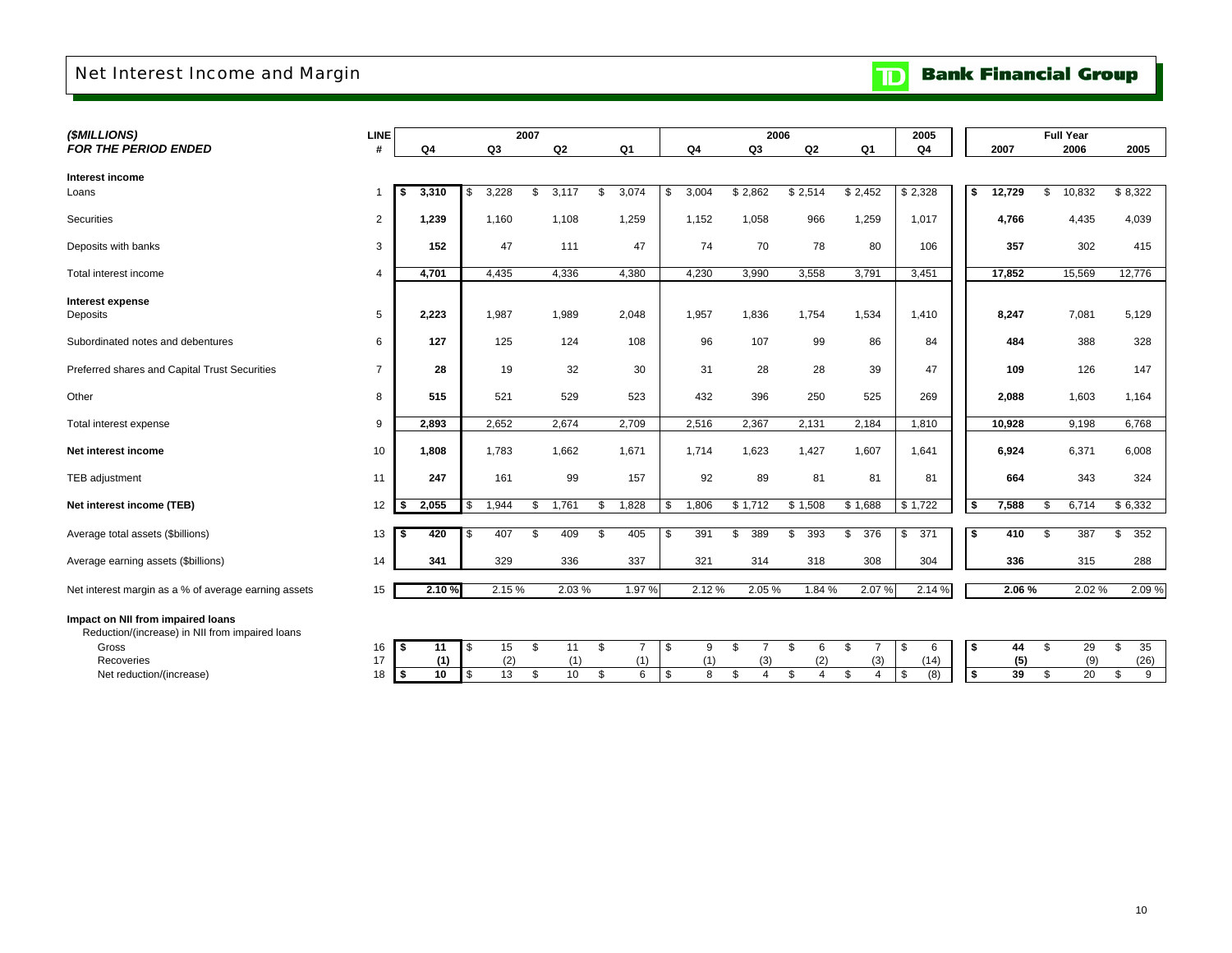# Net Interest Income and Margin

**TD Bank Financial Group**

| *($MILLIONS)* *FOR THE PERIOD ENDED* | LINE # | 2007 Q4 | 2007 Q3 | 2007 Q2 | 2007 Q1 | 2006 Q4 | 2006 Q3 | 2006 Q2 | 2006 Q1 | 2005 Q4 | Full Year 2007 | Full Year 2006 | Full Year 2005 |
|---|---|---|---|---|---|---|---|---|---|---|---|---|---|
| **Interest income** | | | | | | | | | | | | | |
| Loans | 1 | **$ 3,310** | $ 3,228 | $ 3,117 | $ 3,074 | $ 3,004 | $ 2,862 | $ 2,514 | $ 2,452 | $ 2,328 | **$ 12,729** | $ 10,832 | $ 8,322 |
| Securities | 2 | **1,239** | 1,160 | 1,108 | 1,259 | 1,152 | 1,058 | 966 | 1,259 | 1,017 | **4,766** | 4,435 | 4,039 |
| Deposits with banks | 3 | **152** | 47 | 111 | 47 | 74 | 70 | 78 | 80 | 106 | **357** | 302 | 415 |
| Total interest income | 4 | **4,701** | 4,435 | 4,336 | 4,380 | 4,230 | 3,990 | 3,558 | 3,791 | 3,451 | **17,852** | 15,569 | 12,776 |
| **Interest expense** | | | | | | | | | | | | | |
| Deposits | 5 | **2,223** | 1,987 | 1,989 | 2,048 | 1,957 | 1,836 | 1,754 | 1,534 | 1,410 | **8,247** | 7,081 | 5,129 |
| Subordinated notes and debentures | 6 | **127** | 125 | 124 | 108 | 96 | 107 | 99 | 86 | 84 | **484** | 388 | 328 |
| Preferred shares and Capital Trust Securities | 7 | **28** | 19 | 32 | 30 | 31 | 28 | 28 | 39 | 47 | **109** | 126 | 147 |
| Other | 8 | **515** | 521 | 529 | 523 | 432 | 396 | 250 | 525 | 269 | **2,088** | 1,603 | 1,164 |
| Total interest expense | 9 | **2,893** | 2,652 | 2,674 | 2,709 | 2,516 | 2,367 | 2,131 | 2,184 | 1,810 | **10,928** | 9,198 | 6,768 |
| **Net interest income** | 10 | **1,808** | 1,783 | 1,662 | 1,671 | 1,714 | 1,623 | 1,427 | 1,607 | 1,641 | **6,924** | 6,371 | 6,008 |
| TEB adjustment | 11 | **247** | 161 | 99 | 157 | 92 | 89 | 81 | 81 | 81 | **664** | 343 | 324 |
| **Net interest income (TEB)** | 12 | **$ 2,055** | $ 1,944 | $ 1,761 | $ 1,828 | $ 1,806 | $ 1,712 | $ 1,508 | $ 1,688 | $ 1,722 | **$ 7,588** | $ 6,714 | $ 6,332 |
| Average total assets ($billions) | 13 | **$ 420** | $ 407 | $ 409 | $ 405 | $ 391 | $ 389 | $ 393 | $ 376 | $ 371 | **$ 410** | $ 387 | $ 352 |
| Average earning assets ($billions) | 14 | **341** | 329 | 336 | 337 | 321 | 314 | 318 | 308 | 304 | **336** | 315 | 288 |
| Net interest margin as a % of average earning assets | 15 | **2.10 %** | 2.15 % | 2.03 % | 1.97 % | 2.12 % | 2.05 % | 1.84 % | 2.07 % | 2.14 % | **2.06 %** | 2.02 % | 2.09 % |
| **Impact on NII from impaired loans** | | | | | | | | | | | | | |
| Reduction/(increase) in NII from impaired loans | | | | | | | | | | | | | |
| Gross | 16 | **$ 11** | $ 15 | $ 11 | $ 7 | $ 9 | $ 7 | $ 6 | $ 7 | $ 6 | **$ 44** | $ 29 | $ 35 |
| Recoveries | 17 | **(1)** | (2) | (1) | (1) | (1) | (3) | (2) | (3) | (14) | **(5)** | (9) | (26) |
| Net reduction/(increase) | 18 | **$ 10** | $ 13 | $ 10 | $ 6 | $ 8 | $ 4 | $ 4 | $ 4 | $ (8) | **$ 39** | $ 20 | $ 9 |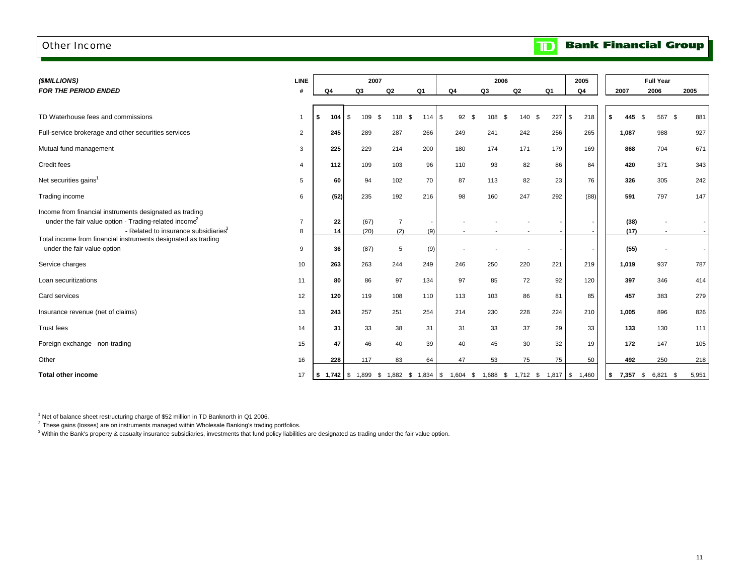# Other Income

**TD Bank Financial Group**

| ($MILLIONS) *FOR THE PERIOD ENDED* | LINE # | 2007 Q4 | 2007 Q3 | 2007 Q2 | 2007 Q1 | 2006 Q4 | 2006 Q3 | 2006 Q2 | 2006 Q1 | 2005 Q4 | Full Year 2007 | Full Year 2006 | Full Year 2005 |
|---|---|---|---|---|---|---|---|---|---|---|---|---|---|
| TD Waterhouse fees and commissions | 1 | **$ 104** | $ 109 | $ 118 | $ 114 | $ 92 | $ 108 | $ 140 | $ 227 | $ 218 | **$ 445** | $ 567 | $ 881 |
| Full-service brokerage and other securities services | 2 | **245** | 289 | 287 | 266 | 249 | 241 | 242 | 256 | 265 | **1,087** | 988 | 927 |
| Mutual fund management | 3 | **225** | 229 | 214 | 200 | 180 | 174 | 171 | 179 | 169 | **868** | 704 | 671 |
| Credit fees | 4 | **112** | 109 | 103 | 96 | 110 | 93 | 82 | 86 | 84 | **420** | 371 | 343 |
| Net securities gains[1] | 5 | **60** | 94 | 102 | 70 | 87 | 113 | 82 | 23 | 76 | **326** | 305 | 242 |
| Trading income | 6 | **(52)** | 235 | 192 | 216 | 98 | 160 | 247 | 292 | (88) | **591** | 797 | 147 |
| Income from financial instruments designated as trading under the fair value option - Trading-related income[2] | 7 | **22** | (67) | 7 | - | - | - | - | - | - | **(38)** | - | - |
| - Related to insurance subsidiaries[3] | 8 | **14** | (20) | (2) | (9) | - | - | - | - | - | **(17)** | - | - |
| Total income from financial instruments designated as trading under the fair value option | 9 | **36** | (87) | 5 | (9) | - | - | - | - | - | **(55)** | - | - |
| Service charges | 10 | **263** | 263 | 244 | 249 | 246 | 250 | 220 | 221 | 219 | **1,019** | 937 | 787 |
| Loan securitizations | 11 | **80** | 86 | 97 | 134 | 97 | 85 | 72 | 92 | 120 | **397** | 346 | 414 |
| Card services | 12 | **120** | 119 | 108 | 110 | 113 | 103 | 86 | 81 | 85 | **457** | 383 | 279 |
| Insurance revenue (net of claims) | 13 | **243** | 257 | 251 | 254 | 214 | 230 | 228 | 224 | 210 | **1,005** | 896 | 826 |
| Trust fees | 14 | **31** | 33 | 38 | 31 | 31 | 33 | 37 | 29 | 33 | **133** | 130 | 111 |
| Foreign exchange - non-trading | 15 | **47** | 46 | 40 | 39 | 40 | 45 | 30 | 32 | 19 | **172** | 147 | 105 |
| Other | 16 | **228** | 117 | 83 | 64 | 47 | 53 | 75 | 75 | 50 | **492** | 250 | 218 |
| **Total other income** | 17 | **$ 1,742** | $ 1,899 | $ 1,882 | $ 1,834 | $ 1,604 | $ 1,688 | $ 1,712 | $ 1,817 | $ 1,460 | **$ 7,357** | $ 6,821 | $ 5,951 |

[1] Net of balance sheet restructuring charge of $52 million in TD Banknorth in Q1 2006.

[2] These gains (losses) are on instruments managed within Wholesale Banking's trading portfolios.

[3] Within the Bank's property & casualty insurance subsidiaries, investments that fund policy liabilities are designated as trading under the fair value option.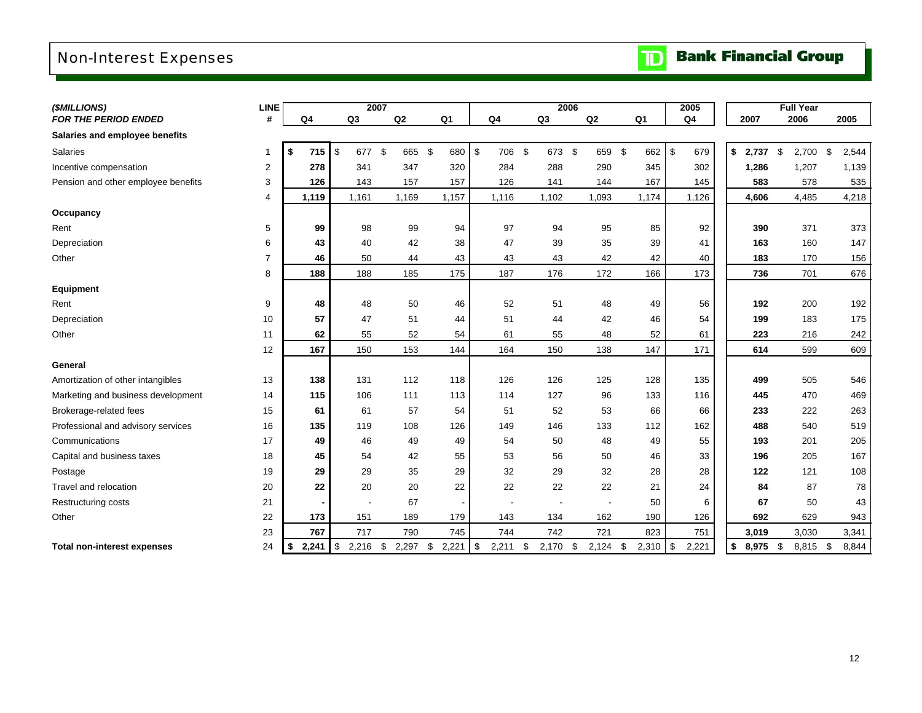# Non-Interest Expenses

**Bank Financial Group**

| *($MILLIONS)* | LINE | 2007 | | | | 2006 | | | | 2005 | Full Year | | |
|---|---|---|---|---|---|---|---|---|---|---|---|---|---|
| ***FOR THE PERIOD ENDED*** | **#** | **Q4** | **Q3** | **Q2** | **Q1** | **Q4** | **Q3** | **Q2** | **Q1** | **Q4** | **2007** | **2006** | **2005** |
| **Salaries and employee benefits** | | | | | | | | | | | | | |
| Salaries | 1 | **$ 715** | $ 677 | $ 665 | $ 680 | $ 706 | $ 673 | $ 659 | $ 662 | $ 679 | **$ 2,737** | $ 2,700 | $ 2,544 |
| Incentive compensation | 2 | **278** | 341 | 347 | 320 | 284 | 288 | 290 | 345 | 302 | **1,286** | 1,207 | 1,139 |
| Pension and other employee benefits | 3 | **126** | 143 | 157 | 157 | 126 | 141 | 144 | 167 | 145 | **583** | 578 | 535 |
| | 4 | **1,119** | 1,161 | 1,169 | 1,157 | 1,116 | 1,102 | 1,093 | 1,174 | 1,126 | **4,606** | 4,485 | 4,218 |
| **Occupancy** | | | | | | | | | | | | | |
| Rent | 5 | **99** | 98 | 99 | 94 | 97 | 94 | 95 | 85 | 92 | **390** | 371 | 373 |
| Depreciation | 6 | **43** | 40 | 42 | 38 | 47 | 39 | 35 | 39 | 41 | **163** | 160 | 147 |
| Other | 7 | **46** | 50 | 44 | 43 | 43 | 43 | 42 | 42 | 40 | **183** | 170 | 156 |
| | 8 | **188** | 188 | 185 | 175 | 187 | 176 | 172 | 166 | 173 | **736** | 701 | 676 |
| **Equipment** | | | | | | | | | | | | | |
| Rent | 9 | **48** | 48 | 50 | 46 | 52 | 51 | 48 | 49 | 56 | **192** | 200 | 192 |
| Depreciation | 10 | **57** | 47 | 51 | 44 | 51 | 44 | 42 | 46 | 54 | **199** | 183 | 175 |
| Other | 11 | **62** | 55 | 52 | 54 | 61 | 55 | 48 | 52 | 61 | **223** | 216 | 242 |
| | 12 | **167** | 150 | 153 | 144 | 164 | 150 | 138 | 147 | 171 | **614** | 599 | 609 |
| **General** | | | | | | | | | | | | | |
| Amortization of other intangibles | 13 | **138** | 131 | 112 | 118 | 126 | 126 | 125 | 128 | 135 | **499** | 505 | 546 |
| Marketing and business development | 14 | **115** | 106 | 111 | 113 | 114 | 127 | 96 | 133 | 116 | **445** | 470 | 469 |
| Brokerage-related fees | 15 | **61** | 61 | 57 | 54 | 51 | 52 | 53 | 66 | 66 | **233** | 222 | 263 |
| Professional and advisory services | 16 | **135** | 119 | 108 | 126 | 149 | 146 | 133 | 112 | 162 | **488** | 540 | 519 |
| Communications | 17 | **49** | 46 | 49 | 49 | 54 | 50 | 48 | 49 | 55 | **193** | 201 | 205 |
| Capital and business taxes | 18 | **45** | 54 | 42 | 55 | 53 | 56 | 50 | 46 | 33 | **196** | 205 | 167 |
| Postage | 19 | **29** | 29 | 35 | 29 | 32 | 29 | 32 | 28 | 28 | **122** | 121 | 108 |
| Travel and relocation | 20 | **22** | 20 | 20 | 22 | 22 | 22 | 22 | 21 | 24 | **84** | 87 | 78 |
| Restructuring costs | 21 | **-** | - | 67 | - | - | - | - | 50 | 6 | **67** | 50 | 43 |
| Other | 22 | **173** | 151 | 189 | 179 | 143 | 134 | 162 | 190 | 126 | **692** | 629 | 943 |
| | 23 | **767** | 717 | 790 | 745 | 744 | 742 | 721 | 823 | 751 | **3,019** | 3,030 | 3,341 |
| **Total non-interest expenses** | 24 | **$ 2,241** | $ 2,216 | $ 2,297 | $ 2,221 | $ 2,211 | $ 2,170 | $ 2,124 | $ 2,310 | $ 2,221 | **$ 8,975** | $ 8,815 | $ 8,844 |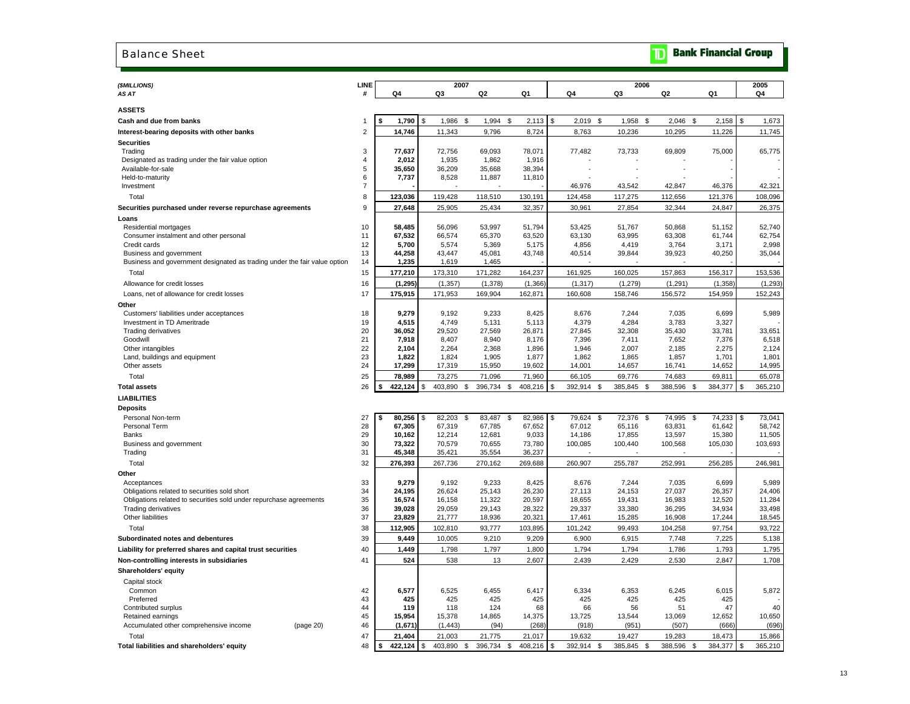# Balance Sheet

**Bank Financial Group**

| *($MILLIONS)* | LINE | 2007 | | | | 2006 | | | | 2005 |
|---|---|---|---|---|---|---|---|---|---|---|
| *AS AT* | # | Q4 | Q3 | Q2 | Q1 | Q4 | Q3 | Q2 | Q1 | Q4 |
| **ASSETS** | | | | | | | | | | |
| **Cash and due from banks** | 1 | **$ 1,790** | $ 1,986 | $ 1,994 | $ 2,113 | $ 2,019 | $ 1,958 | $ 2,046 | $ 2,158 | $ 1,673 |
| **Interest-bearing deposits with other banks** | 2 | **14,746** | 11,343 | 9,796 | 8,724 | 8,763 | 10,236 | 10,295 | 11,226 | 11,745 |
| **Securities** | | | | | | | | | | |
| Trading | 3 | **77,637** | 72,756 | 69,093 | 78,071 | 77,482 | 73,733 | 69,809 | 75,000 | 65,775 |
| Designated as trading under the fair value option | 4 | **2,012** | 1,935 | 1,862 | 1,916 | - | - | - | - | - |
| Available-for-sale | 5 | **35,650** | 36,209 | 35,668 | 38,394 | - | - | - | - | - |
| Held-to-maturity | 6 | **7,737** | 8,528 | 11,887 | 11,810 | - | - | - | - | - |
| Investment | 7 | **-** | - | - | - | 46,976 | 43,542 | 42,847 | 46,376 | 42,321 |
| Total | 8 | **123,036** | 119,428 | 118,510 | 130,191 | 124,458 | 117,275 | 112,656 | 121,376 | 108,096 |
| **Securities purchased under reverse repurchase agreements** | 9 | **27,648** | 25,905 | 25,434 | 32,357 | 30,961 | 27,854 | 32,344 | 24,847 | 26,375 |
| **Loans** | | | | | | | | | | |
| Residential mortgages | 10 | **58,485** | 56,096 | 53,997 | 51,794 | 53,425 | 51,767 | 50,868 | 51,152 | 52,740 |
| Consumer instalment and other personal | 11 | **67,532** | 66,574 | 65,370 | 63,520 | 63,130 | 63,995 | 63,308 | 61,744 | 62,754 |
| Credit cards | 12 | **5,700** | 5,574 | 5,369 | 5,175 | 4,856 | 4,419 | 3,764 | 3,171 | 2,998 |
| Business and government | 13 | **44,258** | 43,447 | 45,081 | 43,748 | 40,514 | 39,844 | 39,923 | 40,250 | 35,044 |
| Business and government designated as trading under the fair value option | 14 | **1,235** | 1,619 | 1,465 | - | - | - | - | - | - |
| Total | 15 | **177,210** | 173,310 | 171,282 | 164,237 | 161,925 | 160,025 | 157,863 | 156,317 | 153,536 |
| Allowance for credit losses | 16 | **(1,295)** | (1,357) | (1,378) | (1,366) | (1,317) | (1,279) | (1,291) | (1,358) | (1,293) |
| Loans, net of allowance for credit losses | 17 | **175,915** | 171,953 | 169,904 | 162,871 | 160,608 | 158,746 | 156,572 | 154,959 | 152,243 |
| **Other** | | | | | | | | | | |
| Customers' liabilities under acceptances | 18 | **9,279** | 9,192 | 9,233 | 8,425 | 8,676 | 7,244 | 7,035 | 6,699 | 5,989 |
| Investment in TD Ameritrade | 19 | **4,515** | 4,749 | 5,131 | 5,113 | 4,379 | 4,284 | 3,783 | 3,327 | - |
| Trading derivatives | 20 | **36,052** | 29,520 | 27,569 | 26,871 | 27,845 | 32,308 | 35,430 | 33,781 | 33,651 |
| Goodwill | 21 | **7,918** | 8,407 | 8,940 | 8,176 | 7,396 | 7,411 | 7,652 | 7,376 | 6,518 |
| Other intangibles | 22 | **2,104** | 2,264 | 2,368 | 1,896 | 1,946 | 2,007 | 2,185 | 2,275 | 2,124 |
| Land, buildings and equipment | 23 | **1,822** | 1,824 | 1,905 | 1,877 | 1,862 | 1,865 | 1,857 | 1,701 | 1,801 |
| Other assets | 24 | **17,299** | 17,319 | 15,950 | 19,602 | 14,001 | 14,657 | 16,741 | 14,652 | 14,995 |
| Total | 25 | **78,989** | 73,275 | 71,096 | 71,960 | 66,105 | 69,776 | 74,683 | 69,811 | 65,078 |
| **Total assets** | 26 | **$ 422,124** | $ 403,890 | $ 396,734 | $ 408,216 | $ 392,914 | $ 385,845 | $ 388,596 | $ 384,377 | $ 365,210 |
| **LIABILITIES** | | | | | | | | | | |
| **Deposits** | | | | | | | | | | |
| Personal Non-term | 27 | **$ 80,256** | $ 82,203 | $ 83,487 | $ 82,986 | $ 79,624 | $ 72,376 | $ 74,995 | $ 74,233 | $ 73,041 |
| Personal Term | 28 | **67,305** | 67,319 | 67,785 | 67,652 | 67,012 | 65,116 | 63,831 | 61,642 | 58,742 |
| Banks | 29 | **10,162** | 12,214 | 12,681 | 9,033 | 14,186 | 17,855 | 13,597 | 15,380 | 11,505 |
| Business and government | 30 | **73,322** | 70,579 | 70,655 | 73,780 | 100,085 | 100,440 | 100,568 | 105,030 | 103,693 |
| Trading | 31 | **45,348** | 35,421 | 35,554 | 36,237 | - | - | - | - | - |
| Total | 32 | **276,393** | 267,736 | 270,162 | 269,688 | 260,907 | 255,787 | 252,991 | 256,285 | 246,981 |
| **Other** | | | | | | | | | | |
| Acceptances | 33 | **9,279** | 9,192 | 9,233 | 8,425 | 8,676 | 7,244 | 7,035 | 6,699 | 5,989 |
| Obligations related to securities sold short | 34 | **24,195** | 26,624 | 25,143 | 26,230 | 27,113 | 24,153 | 27,037 | 26,357 | 24,406 |
| Obligations related to securities sold under repurchase agreements | 35 | **16,574** | 16,158 | 11,322 | 20,597 | 18,655 | 19,431 | 16,983 | 12,520 | 11,284 |
| Trading derivatives | 36 | **39,028** | 29,059 | 29,143 | 28,322 | 29,337 | 33,380 | 36,295 | 34,934 | 33,498 |
| Other liabilities | 37 | **23,829** | 21,777 | 18,936 | 20,321 | 17,461 | 15,285 | 16,908 | 17,244 | 18,545 |
| Total | 38 | **112,905** | 102,810 | 93,777 | 103,895 | 101,242 | 99,493 | 104,258 | 97,754 | 93,722 |
| **Subordinated notes and debentures** | 39 | **9,449** | 10,005 | 9,210 | 9,209 | 6,900 | 6,915 | 7,748 | 7,225 | 5,138 |
| **Liability for preferred shares and capital trust securities** | 40 | **1,449** | 1,798 | 1,797 | 1,800 | 1,794 | 1,794 | 1,786 | 1,793 | 1,795 |
| **Non-controlling interests in subsidiaries** | 41 | **524** | 538 | 13 | 2,607 | 2,439 | 2,429 | 2,530 | 2,847 | 1,708 |
| **Shareholders' equity** | | | | | | | | | | |
| Capital stock | | | | | | | | | | |
| Common | 42 | **6,577** | 6,525 | 6,455 | 6,417 | 6,334 | 6,353 | 6,245 | 6,015 | 5,872 |
| Preferred | 43 | **425** | 425 | 425 | 425 | 425 | 425 | 425 | 425 | - |
| Contributed surplus | 44 | **119** | 118 | 124 | 68 | 66 | 56 | 51 | 47 | 40 |
| Retained earnings | 45 | **15,954** | 15,378 | 14,865 | 14,375 | 13,725 | 13,544 | 13,069 | 12,652 | 10,650 |
| Accumulated other comprehensive income (page 20) | 46 | **(1,671)** | (1,443) | (94) | (268) | (918) | (951) | (507) | (666) | (696) |
| Total | 47 | **21,404** | 21,003 | 21,775 | 21,017 | 19,632 | 19,427 | 19,283 | 18,473 | 15,866 |
| **Total liabilities and shareholders' equity** | 48 | **$ 422,124** | $ 403,890 | $ 396,734 | $ 408,216 | $ 392,914 | $ 385,845 | $ 388,596 | $ 384,377 | $ 365,210 |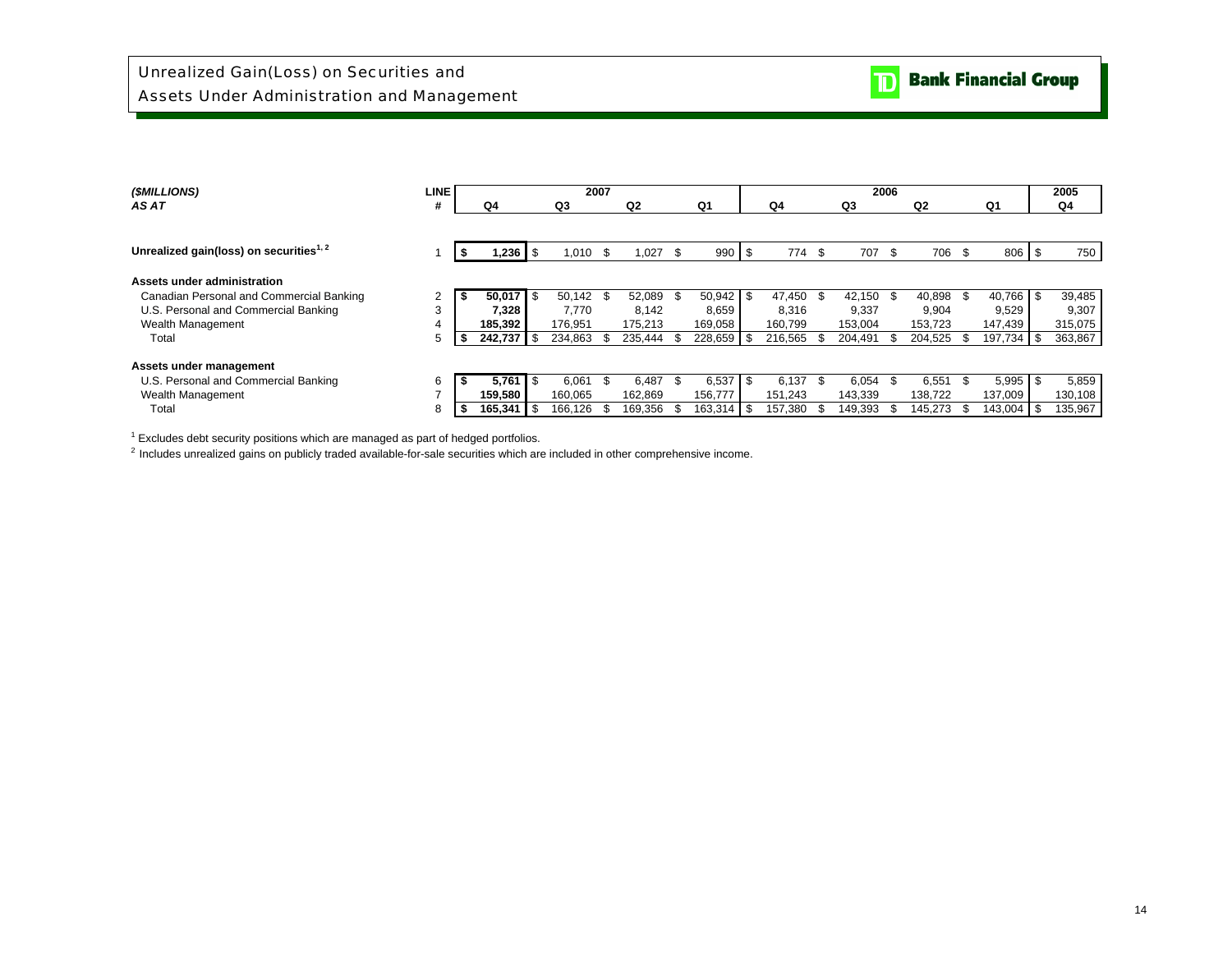# Unrealized Gain(Loss) on Securities and Assets Under Administration and Management

TD Bank Financial Group

| (\$MILLIONS) AS AT | LINE # | 2007 Q4 | 2007 Q3 | 2007 Q2 | 2007 Q1 | 2006 Q4 | 2006 Q3 | 2006 Q2 | 2006 Q1 | 2005 Q4 |
|---|---|---|---|---|---|---|---|---|---|---|
| **Unrealized gain(loss) on securities[1, 2]** | 1 | **\$ 1,236** | \$ 1,010 | \$ 1,027 | \$ 990 | \$ 774 | \$ 707 | \$ 706 | \$ 806 | \$ 750 |
| **Assets under administration** | | | | | | | | | | |
| Canadian Personal and Commercial Banking | 2 | **\$ 50,017** | \$ 50,142 | \$ 52,089 | \$ 50,942 | \$ 47,450 | \$ 42,150 | \$ 40,898 | \$ 40,766 | \$ 39,485 |
| U.S. Personal and Commercial Banking | 3 | **7,328** | 7,770 | 8,142 | 8,659 | 8,316 | 9,337 | 9,904 | 9,529 | 9,307 |
| Wealth Management | 4 | **185,392** | 176,951 | 175,213 | 169,058 | 160,799 | 153,004 | 153,723 | 147,439 | 315,075 |
| Total | 5 | **\$ 242,737** | \$ 234,863 | \$ 235,444 | \$ 228,659 | \$ 216,565 | \$ 204,491 | \$ 204,525 | \$ 197,734 | \$ 363,867 |
| **Assets under management** | | | | | | | | | | |
| U.S. Personal and Commercial Banking | 6 | **\$ 5,761** | \$ 6,061 | \$ 6,487 | \$ 6,537 | \$ 6,137 | \$ 6,054 | \$ 6,551 | \$ 5,995 | \$ 5,859 |
| Wealth Management | 7 | **159,580** | 160,065 | 162,869 | 156,777 | 151,243 | 143,339 | 138,722 | 137,009 | 130,108 |
| Total | 8 | **\$ 165,341** | \$ 166,126 | \$ 169,356 | \$ 163,314 | \$ 157,380 | \$ 149,393 | \$ 145,273 | \$ 143,004 | \$ 135,967 |

[1] Excludes debt security positions which are managed as part of hedged portfolios.

[2] Includes unrealized gains on publicly traded available-for-sale securities which are included in other comprehensive income.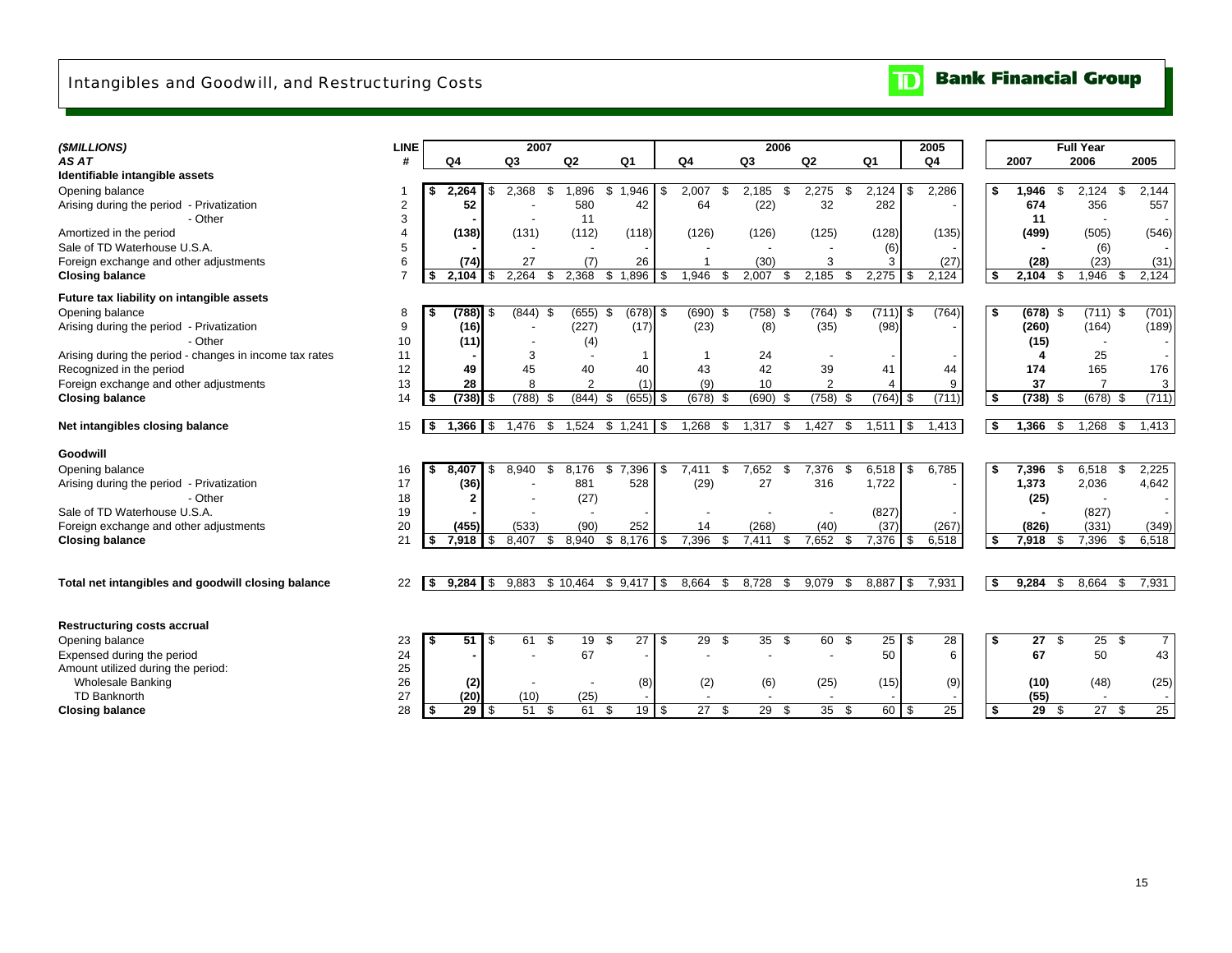# Intangibles and Goodwill, and Restructuring Costs

| (\$MILLIONS) AS AT | LINE # | 2007 Q4 | 2007 Q3 | 2007 Q2 | 2007 Q1 | 2006 Q4 | 2006 Q3 | 2006 Q2 | 2006 Q1 | 2005 Q4 | Full Year 2007 | Full Year 2006 | Full Year 2005 |
|---|---|---|---|---|---|---|---|---|---|---|---|---|---|
| **Identifiable intangible assets** | | | | | | | | | | | | | |
| Opening balance | 1 | **$ 2,264** | $ 2,368 | $ 1,896 | $ 1,946 | $ 2,007 | $ 2,185 | $ 2,275 | $ 2,124 | $ 2,286 | **$ 1,946** | $ 2,124 | $ 2,144 |
| Arising during the period - Privatization | 2 | **52** | - | 580 | 42 | 64 | (22) | 32 | 282 | - | **674** | 356 | 557 |
| - Other | 3 | **-** | - | 11 | | | | | | | **11** | - | - |
| Amortized in the period | 4 | **(138)** | (131) | (112) | (118) | (126) | (126) | (125) | (128) | (135) | **(499)** | (505) | (546) |
| Sale of TD Waterhouse U.S.A. | 5 | **-** | - | - | - | - | - | - | (6) | - | **-** | (6) | - |
| Foreign exchange and other adjustments | 6 | **(74)** | 27 | (7) | 26 | 1 | (30) | 3 | 3 | (27) | **(28)** | (23) | (31) |
| **Closing balance** | 7 | **$ 2,104** | $ 2,264 | $ 2,368 | $ 1,896 | $ 1,946 | $ 2,007 | $ 2,185 | $ 2,275 | $ 2,124 | **$ 2,104** | $ 1,946 | $ 2,124 |
| **Future tax liability on intangible assets** | | | | | | | | | | | | | |
| Opening balance | 8 | **$ (788)** | $ (844) | $ (655) | $ (678) | $ (690) | $ (758) | $ (764) | $ (711) | $ (764) | **$ (678)** | $ (711) | $ (701) |
| Arising during the period - Privatization | 9 | **(16)** | - | (227) | (17) | (23) | (8) | (35) | (98) | - | **(260)** | (164) | (189) |
| - Other | 10 | **(11)** | - | (4) | | | | | | | **(15)** | - | - |
| Arising during the period - changes in income tax rates | 11 | **-** | 3 | - | 1 | 1 | 24 | - | - | - | **4** | 25 | - |
| Recognized in the period | 12 | **49** | 45 | 40 | 40 | 43 | 42 | 39 | 41 | 44 | **174** | 165 | 176 |
| Foreign exchange and other adjustments | 13 | **28** | 8 | 2 | (1) | (9) | 10 | 2 | 4 | 9 | **37** | 7 | 3 |
| **Closing balance** | 14 | **$ (738)** | $ (788) | $ (844) | $ (655) | $ (678) | $ (690) | $ (758) | $ (764) | $ (711) | **$ (738)** | $ (678) | $ (711) |
| **Net intangibles closing balance** | 15 | **$ 1,366** | $ 1,476 | $ 1,524 | $ 1,241 | $ 1,268 | $ 1,317 | $ 1,427 | $ 1,511 | $ 1,413 | **$ 1,366** | $ 1,268 | $ 1,413 |
| **Goodwill** | | | | | | | | | | | | | |
| Opening balance | 16 | **$ 8,407** | $ 8,940 | $ 8,176 | $ 7,396 | $ 7,411 | $ 7,652 | $ 7,376 | $ 6,518 | $ 6,785 | **$ 7,396** | $ 6,518 | $ 2,225 |
| Arising during the period - Privatization | 17 | **(36)** | - | 881 | 528 | (29) | 27 | 316 | 1,722 | - | **1,373** | 2,036 | 4,642 |
| - Other | 18 | **2** | - | (27) | | | | | | | **(25)** | - | - |
| Sale of TD Waterhouse U.S.A. | 19 | **-** | - | - | - | - | - | - | (827) | - | **-** | (827) | - |
| Foreign exchange and other adjustments | 20 | **(455)** | (533) | (90) | 252 | 14 | (268) | (40) | (37) | (267) | **(826)** | (331) | (349) |
| **Closing balance** | 21 | **$ 7,918** | $ 8,407 | $ 8,940 | $ 8,176 | $ 7,396 | $ 7,411 | $ 7,652 | $ 7,376 | $ 6,518 | **$ 7,918** | $ 7,396 | $ 6,518 |
| **Total net intangibles and goodwill closing balance** | 22 | **$ 9,284** | $ 9,883 | $ 10,464 | $ 9,417 | $ 8,664 | $ 8,728 | $ 9,079 | $ 8,887 | $ 7,931 | **$ 9,284** | $ 8,664 | $ 7,931 |
| **Restructuring costs accrual** | | | | | | | | | | | | | |
| Opening balance | 23 | **$ 51** | $ 61 | $ 19 | $ 27 | $ 29 | $ 35 | $ 60 | $ 25 | $ 28 | **$ 27** | $ 25 | $ 7 |
| Expensed during the period | 24 | **-** | - | 67 | - | - | - | - | 50 | 6 | **67** | 50 | 43 |
| Amount utilized during the period: | 25 | | | | | | | | | | | | |
| Wholesale Banking | 26 | **(2)** | - | - | (8) | (2) | (6) | (25) | (15) | (9) | **(10)** | (48) | (25) |
| TD Banknorth | 27 | **(20)** | (10) | (25) | - | - | - | - | - | - | **(55)** | - | - |
| **Closing balance** | 28 | **$ 29** | $ 51 | $ 61 | $ 19 | $ 27 | $ 29 | $ 35 | $ 60 | $ 25 | **$ 29** | $ 27 | $ 25 |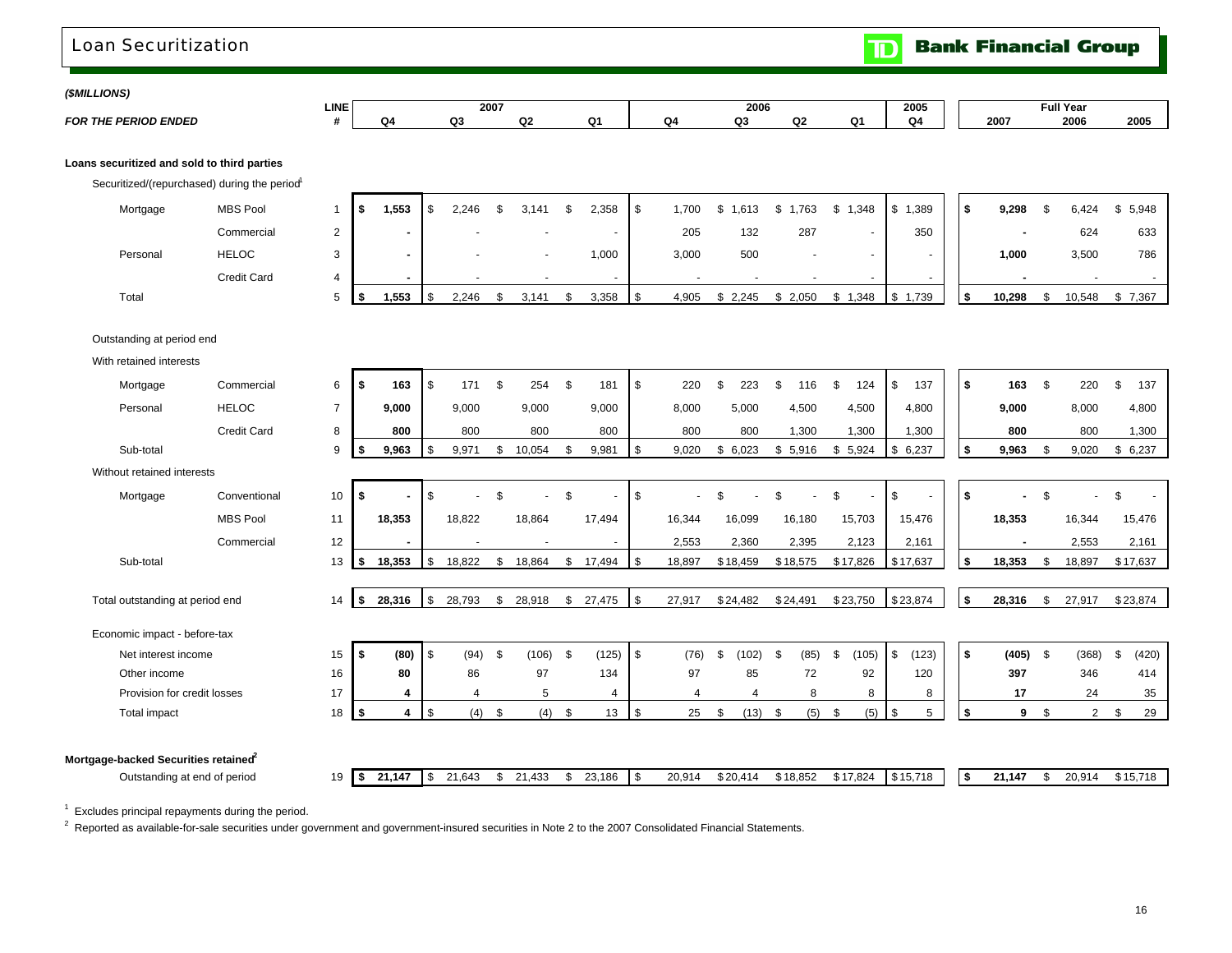# Loan Securitization

**TD Bank Financial Group**

***($MILLIONS)***

| *FOR THE PERIOD ENDED* | | LINE # | 2007 Q4 | 2007 Q3 | 2007 Q2 | 2007 Q1 | 2006 Q4 | 2006 Q3 | 2006 Q2 | 2006 Q1 | 2005 Q4 | Full Year 2007 | Full Year 2006 | Full Year 2005 |
|---|---|---|---|---|---|---|---|---|---|---|---|---|---|---|
| **Loans securitized and sold to third parties** | | | | | | | | | | | | | | |
| Securitized/(repurchased) during the period[1] | | | | | | | | | | | | | | |
| Mortgage | MBS Pool | 1 | **$ 1,553** | $ 2,246 | $ 3,141 | $ 2,358 | $ 1,700 | $ 1,613 | $ 1,763 | $ 1,348 | $ 1,389 | **$ 9,298** | $ 6,424 | $ 5,948 |
| | Commercial | 2 | **-** | - | - | - | 205 | 132 | 287 | - | 350 | **-** | 624 | 633 |
| Personal | HELOC | 3 | **-** | - | - | 1,000 | 3,000 | 500 | - | - | - | **1,000** | 3,500 | 786 |
| | Credit Card | 4 | **-** | - | - | - | - | - | - | - | - | **-** | - | - |
| Total | | 5 | **$ 1,553** | $ 2,246 | $ 3,141 | $ 3,358 | $ 4,905 | $ 2,245 | $ 2,050 | $ 1,348 | $ 1,739 | **$ 10,298** | $ 10,548 | $ 7,367 |
| Outstanding at period end | | | | | | | | | | | | | | |
| With retained interests | | | | | | | | | | | | | | |
| Mortgage | Commercial | 6 | **$ 163** | $ 171 | $ 254 | $ 181 | $ 220 | $ 223 | $ 116 | $ 124 | $ 137 | **$ 163** | $ 220 | $ 137 |
| Personal | HELOC | 7 | **9,000** | 9,000 | 9,000 | 9,000 | 8,000 | 5,000 | 4,500 | 4,500 | 4,800 | **9,000** | 8,000 | 4,800 |
| | Credit Card | 8 | **800** | 800 | 800 | 800 | 800 | 800 | 1,300 | 1,300 | 1,300 | **800** | 800 | 1,300 |
| Sub-total | | 9 | **$ 9,963** | $ 9,971 | $ 10,054 | $ 9,981 | $ 9,020 | $ 6,023 | $ 5,916 | $ 5,924 | $ 6,237 | **$ 9,963** | $ 9,020 | $ 6,237 |
| Without retained interests | | | | | | | | | | | | | | |
| Mortgage | Conventional | 10 | **$ -** | $ - | $ - | $ - | $ - | $ - | $ - | $ - | $ - | **$ -** | $ - | $ - |
| | MBS Pool | 11 | **18,353** | 18,822 | 18,864 | 17,494 | 16,344 | 16,099 | 16,180 | 15,703 | 15,476 | **18,353** | 16,344 | 15,476 |
| | Commercial | 12 | **-** | - | - | - | 2,553 | 2,360 | 2,395 | 2,123 | 2,161 | **-** | 2,553 | 2,161 |
| Sub-total | | 13 | **$ 18,353** | $ 18,822 | $ 18,864 | $ 17,494 | $ 18,897 | $ 18,459 | $ 18,575 | $ 17,826 | $ 17,637 | **$ 18,353** | $ 18,897 | $ 17,637 |
| Total outstanding at period end | | 14 | **$ 28,316** | $ 28,793 | $ 28,918 | $ 27,475 | $ 27,917 | $ 24,482 | $ 24,491 | $ 23,750 | $ 23,874 | **$ 28,316** | $ 27,917 | $ 23,874 |
| Economic impact - before-tax | | | | | | | | | | | | | | |
| Net interest income | | 15 | **$ (80)** | $ (94) | $ (106) | $ (125) | $ (76) | $ (102) | $ (85) | $ (105) | $ (123) | **$ (405)** | $ (368) | $ (420) |
| Other income | | 16 | **80** | 86 | 97 | 134 | 97 | 85 | 72 | 92 | 120 | **397** | 346 | 414 |
| Provision for credit losses | | 17 | **4** | 4 | 5 | 4 | 4 | 4 | 8 | 8 | 8 | **17** | 24 | 35 |
| Total impact | | 18 | **$ 4** | $ (4) | $ (4) | $ 13 | $ 25 | $ (13) | $ (5) | $ (5) | $ 5 | **$ 9** | $ 2 | $ 29 |
| **Mortgage-backed Securities retained[2]** | | | | | | | | | | | | | | |
| Outstanding at end of period | | 19 | **$ 21,147** | $ 21,643 | $ 21,433 | $ 23,186 | $ 20,914 | $ 20,414 | $ 18,852 | $ 17,824 | $ 15,718 | **$ 21,147** | $ 20,914 | $ 15,718 |

[1] Excludes principal repayments during the period.

[2] Reported as available-for-sale securities under government and government-insured securities in Note 2 to the 2007 Consolidated Financial Statements.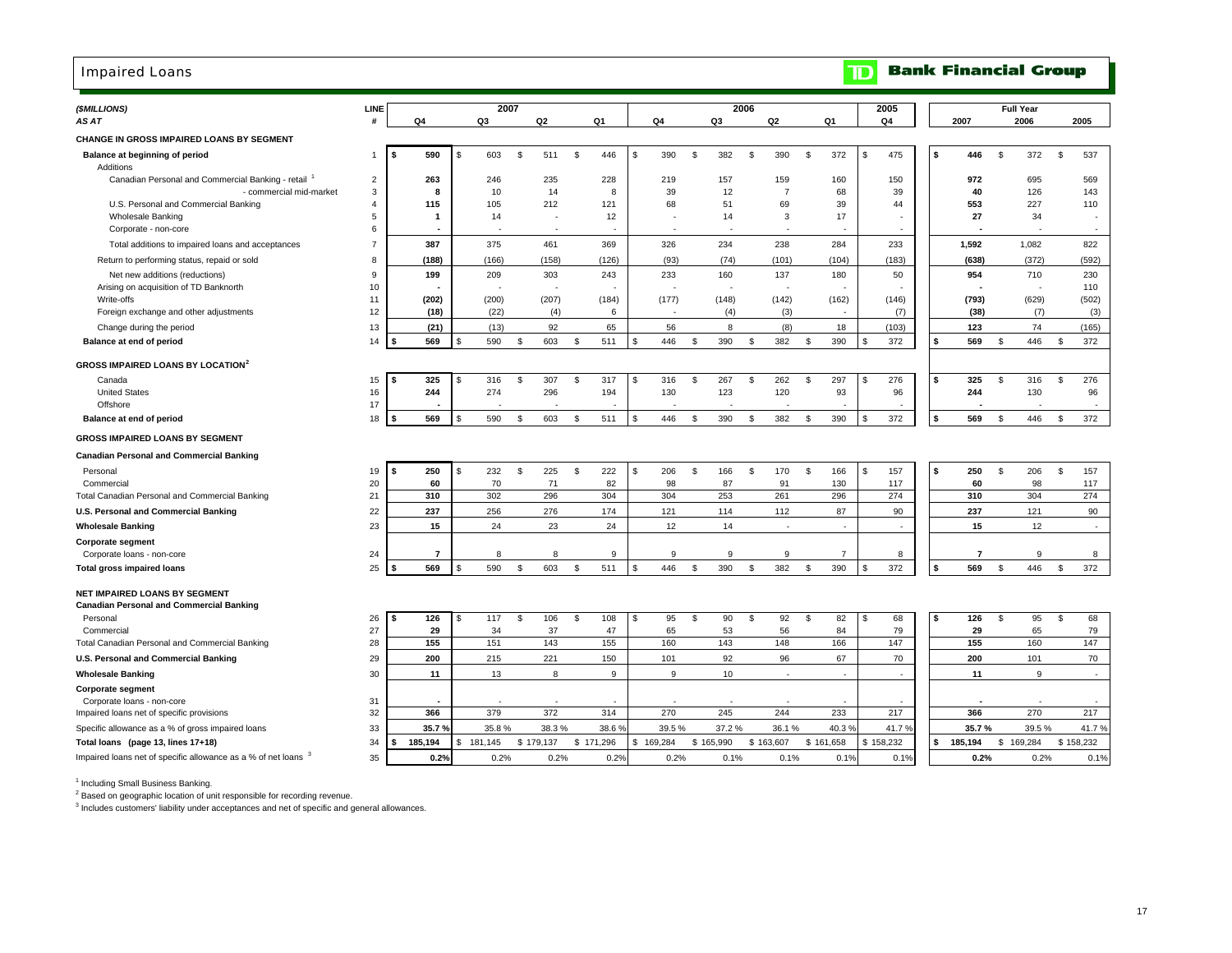# Impaired Loans

**TD Bank Financial Group**

| ($MILLIONS) AS AT | LINE # | 2007 Q4 | 2007 Q3 | 2007 Q2 | 2007 Q1 | 2006 Q4 | 2006 Q3 | 2006 Q2 | 2006 Q1 | 2005 Q4 | Full Year 2007 | Full Year 2006 | Full Year 2005 |
|---|---|---|---|---|---|---|---|---|---|---|---|---|---|
| **CHANGE IN GROSS IMPAIRED LOANS BY SEGMENT** | | | | | | | | | | | | | |
| **Balance at beginning of period** | 1 | $ 590 | $ 603 | $ 511 | $ 446 | $ 390 | $ 382 | $ 390 | $ 372 | $ 475 | $ 446 | $ 372 | $ 537 |
| Additions | | | | | | | | | | | | | |
| Canadian Personal and Commercial Banking - retail [1] | 2 | 263 | 246 | 235 | 228 | 219 | 157 | 159 | 160 | 150 | 972 | 695 | 569 |
| - commercial mid-market | 3 | 8 | 10 | 14 | 8 | 39 | 12 | 7 | 68 | 39 | 40 | 126 | 143 |
| U.S. Personal and Commercial Banking | 4 | 115 | 105 | 212 | 121 | 68 | 51 | 69 | 39 | 44 | 553 | 227 | 110 |
| Wholesale Banking | 5 | 1 | 14 | - | 12 | - | 14 | 3 | 17 | - | 27 | 34 | - |
| Corporate - non-core | 6 | - | - | - | - | - | - | - | - | - | - | - | - |
| Total additions to impaired loans and acceptances | 7 | 387 | 375 | 461 | 369 | 326 | 234 | 238 | 284 | 233 | 1,592 | 1,082 | 822 |
| Return to performing status, repaid or sold | 8 | (188) | (166) | (158) | (126) | (93) | (74) | (101) | (104) | (183) | (638) | (372) | (592) |
| Net new additions (reductions) | 9 | 199 | 209 | 303 | 243 | 233 | 160 | 137 | 180 | 50 | 954 | 710 | 230 |
| Arising on acquisition of TD Banknorth | 10 | - | - | - | - | - | - | - | - | - | - | - | 110 |
| Write-offs | 11 | (202) | (200) | (207) | (184) | (177) | (148) | (142) | (162) | (146) | (793) | (629) | (502) |
| Foreign exchange and other adjustments | 12 | (18) | (22) | (4) | 6 | - | (4) | (3) | - | (7) | (38) | (7) | (3) |
| Change during the period | 13 | (21) | (13) | 92 | 65 | 56 | 8 | (8) | 18 | (103) | 123 | 74 | (165) |
| **Balance at end of period** | 14 | $ 569 | $ 590 | $ 603 | $ 511 | $ 446 | $ 390 | $ 382 | $ 390 | $ 372 | $ 569 | $ 446 | $ 372 |
| **GROSS IMPAIRED LOANS BY LOCATION[2]** | | | | | | | | | | | | | |
| Canada | 15 | $ 325 | $ 316 | $ 307 | $ 317 | $ 316 | $ 267 | $ 262 | $ 297 | $ 276 | $ 325 | $ 316 | $ 276 |
| United States | 16 | 244 | 274 | 296 | 194 | 130 | 123 | 120 | 93 | 96 | 244 | 130 | 96 |
| Offshore | 17 | - | - | - | - | - | - | - | - | - | - | - | - |
| **Balance at end of period** | 18 | $ 569 | $ 590 | $ 603 | $ 511 | $ 446 | $ 390 | $ 382 | $ 390 | $ 372 | $ 569 | $ 446 | $ 372 |
| **GROSS IMPAIRED LOANS BY SEGMENT** | | | | | | | | | | | | | |
| **Canadian Personal and Commercial Banking** | | | | | | | | | | | | | |
| Personal | 19 | $ 250 | $ 232 | $ 225 | $ 222 | $ 206 | $ 166 | $ 170 | $ 166 | $ 157 | $ 250 | $ 206 | $ 157 |
| Commercial | 20 | 60 | 70 | 71 | 82 | 98 | 87 | 91 | 130 | 117 | 60 | 98 | 117 |
| Total Canadian Personal and Commercial Banking | 21 | 310 | 302 | 296 | 304 | 304 | 253 | 261 | 296 | 274 | 310 | 304 | 274 |
| **U.S. Personal and Commercial Banking** | 22 | 237 | 256 | 276 | 174 | 121 | 114 | 112 | 87 | 90 | 237 | 121 | 90 |
| **Wholesale Banking** | 23 | 15 | 24 | 23 | 24 | 12 | 14 | - | - | - | 15 | 12 | - |
| **Corporate segment** | | | | | | | | | | | | | |
| Corporate loans - non-core | 24 | 7 | 8 | 8 | 9 | 9 | 9 | 9 | 7 | 8 | 7 | 9 | 8 |
| **Total gross impaired loans** | 25 | $ 569 | $ 590 | $ 603 | $ 511 | $ 446 | $ 390 | $ 382 | $ 390 | $ 372 | $ 569 | $ 446 | $ 372 |
| **NET IMPAIRED LOANS BY SEGMENT** | | | | | | | | | | | | | |
| **Canadian Personal and Commercial Banking** | | | | | | | | | | | | | |
| Personal | 26 | $ 126 | $ 117 | $ 106 | $ 108 | $ 95 | $ 90 | $ 92 | $ 82 | $ 68 | $ 126 | $ 95 | $ 68 |
| Commercial | 27 | 29 | 34 | 37 | 47 | 65 | 53 | 56 | 84 | 79 | 29 | 65 | 79 |
| Total Canadian Personal and Commercial Banking | 28 | 155 | 151 | 143 | 155 | 160 | 143 | 148 | 166 | 147 | 155 | 160 | 147 |
| **U.S. Personal and Commercial Banking** | 29 | 200 | 215 | 221 | 150 | 101 | 92 | 96 | 67 | 70 | 200 | 101 | 70 |
| **Wholesale Banking** | 30 | 11 | 13 | 8 | 9 | 9 | 10 | - | - | - | 11 | 9 | - |
| **Corporate segment** | | | | | | | | | | | | | |
| Corporate loans - non-core | 31 | - | - | - | - | - | - | - | - | - | - | - | - |
| Impaired loans net of specific provisions | 32 | 366 | 379 | 372 | 314 | 270 | 245 | 244 | 233 | 217 | 366 | 270 | 217 |
| Specific allowance as a % of gross impaired loans | 33 | 35.7 % | 35.8 % | 38.3 % | 38.6 % | 39.5 % | 37.2 % | 36.1 % | 40.3 % | 41.7 % | 35.7 % | 39.5 % | 41.7 % |
| **Total loans (page 13, lines 17+18)** | 34 | $ 185,194 | $ 181,145 | $ 179,137 | $ 171,296 | $ 169,284 | $ 165,990 | $ 163,607 | $ 161,658 | $ 158,232 | $ 185,194 | $ 169,284 | $ 158,232 |
| Impaired loans net of specific allowance as a % of net loans [3] | 35 | 0.2% | 0.2% | 0.2% | 0.2% | 0.2% | 0.1% | 0.1% | 0.1% | 0.1% | 0.2% | 0.2% | 0.1% |

[1] Including Small Business Banking.

[2] Based on geographic location of unit responsible for recording revenue.

[3] Includes customers' liability under acceptances and net of specific and general allowances.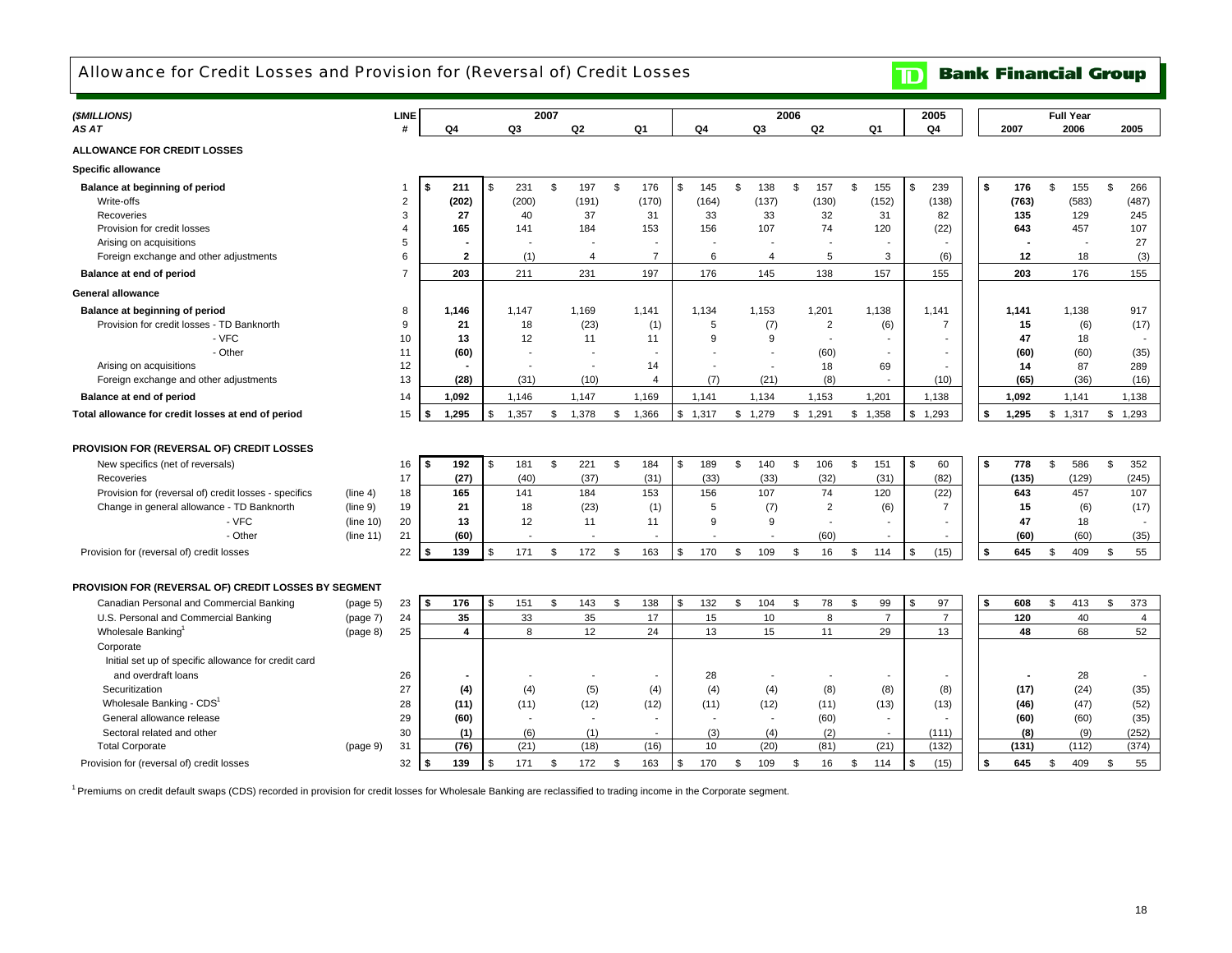# Allowance for Credit Losses and Provision for (Reversal of) Credit Losses

**Bank Financial Group**

| *($MILLIONS)* *AS AT* | | LINE # | 2007 Q4 | 2007 Q3 | 2007 Q2 | 2007 Q1 | 2006 Q4 | 2006 Q3 | 2006 Q2 | 2006 Q1 | 2005 Q4 | Full Year 2007 | Full Year 2006 | Full Year 2005 |
|---|---|---|---|---|---|---|---|---|---|---|---|---|---|---|
| **ALLOWANCE FOR CREDIT LOSSES** | | | | | | | | | | | | | | |
| **Specific allowance** | | | | | | | | | | | | | | |
| **Balance at beginning of period** | | 1 | **$ 211** | $ 231 | $ 197 | $ 176 | $ 145 | $ 138 | $ 157 | $ 155 | $ 239 | **$ 176** | $ 155 | $ 266 |
| Write-offs | | 2 | **(202)** | (200) | (191) | (170) | (164) | (137) | (130) | (152) | (138) | **(763)** | (583) | (487) |
| Recoveries | | 3 | **27** | 40 | 37 | 31 | 33 | 33 | 32 | 31 | 82 | **135** | 129 | 245 |
| Provision for credit losses | | 4 | **165** | 141 | 184 | 153 | 156 | 107 | 74 | 120 | (22) | **643** | 457 | 107 |
| Arising on acquisitions | | 5 | **-** | - | - | - | - | - | - | - | - | **-** | - | 27 |
| Foreign exchange and other adjustments | | 6 | **2** | (1) | 4 | 7 | 6 | 4 | 5 | 3 | (6) | **12** | 18 | (3) |
| **Balance at end of period** | | 7 | **203** | 211 | 231 | 197 | 176 | 145 | 138 | 157 | 155 | **203** | 176 | 155 |
| **General allowance** | | | | | | | | | | | | | | |
| **Balance at beginning of period** | | 8 | **1,146** | 1,147 | 1,169 | 1,141 | 1,134 | 1,153 | 1,201 | 1,138 | 1,141 | **1,141** | 1,138 | 917 |
| Provision for credit losses - TD Banknorth | | 9 | **21** | 18 | (23) | (1) | 5 | (7) | 2 | (6) | 7 | **15** | (6) | (17) |
| - VFC | | 10 | **13** | 12 | 11 | 11 | 9 | 9 | - | - | - | **47** | 18 | - |
| - Other | | 11 | **(60)** | - | - | - | - | - | (60) | - | - | **(60)** | (60) | (35) |
| Arising on acquisitions | | 12 | **-** | - | - | 14 | - | - | 18 | 69 | - | **14** | 87 | 289 |
| Foreign exchange and other adjustments | | 13 | **(28)** | (31) | (10) | 4 | (7) | (21) | (8) | - | (10) | **(65)** | (36) | (16) |
| **Balance at end of period** | | 14 | **1,092** | 1,146 | 1,147 | 1,169 | 1,141 | 1,134 | 1,153 | 1,201 | 1,138 | **1,092** | 1,141 | 1,138 |
| **Total allowance for credit losses at end of period** | | 15 | **$ 1,295** | $ 1,357 | $ 1,378 | $ 1,366 | $ 1,317 | $ 1,279 | $ 1,291 | $ 1,358 | $ 1,293 | **$ 1,295** | $ 1,317 | $ 1,293 |
| **PROVISION FOR (REVERSAL OF) CREDIT LOSSES** | | | | | | | | | | | | | | |
| New specifics (net of reversals) | | 16 | **$ 192** | $ 181 | $ 221 | $ 184 | $ 189 | $ 140 | $ 106 | $ 151 | $ 60 | **$ 778** | $ 586 | $ 352 |
| Recoveries | | 17 | **(27)** | (40) | (37) | (31) | (33) | (33) | (32) | (31) | (82) | **(135)** | (129) | (245) |
| Provision for (reversal of) credit losses - specifics | (line 4) | 18 | **165** | 141 | 184 | 153 | 156 | 107 | 74 | 120 | (22) | **643** | 457 | 107 |
| Change in general allowance - TD Banknorth | (line 9) | 19 | **21** | 18 | (23) | (1) | 5 | (7) | 2 | (6) | 7 | **15** | (6) | (17) |
| - VFC | (line 10) | 20 | **13** | 12 | 11 | 11 | 9 | 9 | - | - | - | **47** | 18 | - |
| - Other | (line 11) | 21 | **(60)** | - | - | - | - | - | (60) | - | - | **(60)** | (60) | (35) |
| Provision for (reversal of) credit losses | | 22 | **$ 139** | $ 171 | $ 172 | $ 163 | $ 170 | $ 109 | $ 16 | $ 114 | $ (15) | **$ 645** | $ 409 | $ 55 |
| **PROVISION FOR (REVERSAL OF) CREDIT LOSSES BY SEGMENT** | | | | | | | | | | | | | | |
| Canadian Personal and Commercial Banking | (page 5) | 23 | **$ 176** | $ 151 | $ 143 | $ 138 | $ 132 | $ 104 | $ 78 | $ 99 | $ 97 | **$ 608** | $ 413 | $ 373 |
| U.S. Personal and Commercial Banking | (page 7) | 24 | **35** | 33 | 35 | 17 | 15 | 10 | 8 | 7 | 7 | **120** | 40 | 4 |
| Wholesale Banking[1] | (page 8) | 25 | **4** | 8 | 12 | 24 | 13 | 15 | 11 | 29 | 13 | **48** | 68 | 52 |
| Corporate | | | | | | | | | | | | | | |
| Initial set up of specific allowance for credit card and overdraft loans | | 26 | **-** | - | - | - | 28 | - | - | - | - | **-** | 28 | - |
| Securitization | | 27 | **(4)** | (4) | (5) | (4) | (4) | (4) | (8) | (8) | (8) | **(17)** | (24) | (35) |
| Wholesale Banking - CDS[1] | | 28 | **(11)** | (11) | (12) | (12) | (11) | (12) | (11) | (13) | (13) | **(46)** | (47) | (52) |
| General allowance release | | 29 | **(60)** | - | - | - | - | - | (60) | - | - | **(60)** | (60) | (35) |
| Sectoral related and other | | 30 | **(1)** | (6) | (1) | - | (3) | (4) | (2) | - | (111) | **(8)** | (9) | (252) |
| Total Corporate | (page 9) | 31 | **(76)** | (21) | (18) | (16) | 10 | (20) | (81) | (21) | (132) | **(131)** | (112) | (374) |
| Provision for (reversal of) credit losses | | 32 | **$ 139** | $ 171 | $ 172 | $ 163 | $ 170 | $ 109 | $ 16 | $ 114 | $ (15) | **$ 645** | $ 409 | $ 55 |

[1] Premiums on credit default swaps (CDS) recorded in provision for credit losses for Wholesale Banking are reclassified to trading income in the Corporate segment.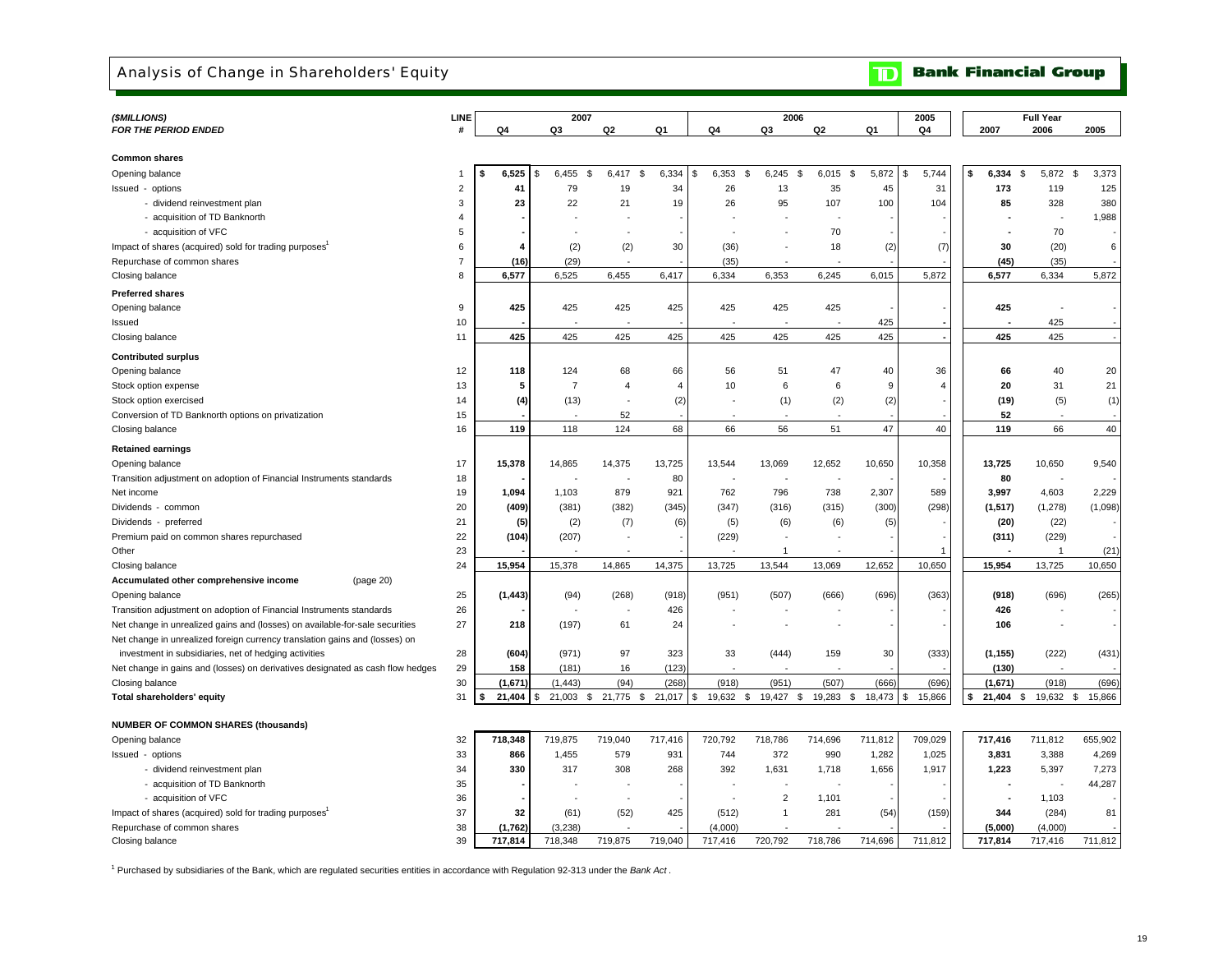# Analysis of Change in Shareholders' Equity

**Bank Financial Group**

| *($MILLIONS)* *FOR THE PERIOD ENDED* | LINE # | 2007 Q4 | 2007 Q3 | 2007 Q2 | 2007 Q1 | 2006 Q4 | 2006 Q3 | 2006 Q2 | 2006 Q1 | 2005 Q4 | Full Year 2007 | Full Year 2006 | Full Year 2005 |
|---|---|---|---|---|---|---|---|---|---|---|---|---|---|
| **Common shares** | | | | | | | | | | | | | |
| Opening balance | 1 | $ 6,525 | $ 6,455 | $ 6,417 | $ 6,334 | $ 6,353 | $ 6,245 | $ 6,015 | $ 5,872 | $ 5,744 | $ 6,334 | $ 5,872 | $ 3,373 |
| Issued - options | 2 | 41 | 79 | 19 | 34 | 26 | 13 | 35 | 45 | 31 | 173 | 119 | 125 |
| - dividend reinvestment plan | 3 | 23 | 22 | 21 | 19 | 26 | 95 | 107 | 100 | 104 | 85 | 328 | 380 |
| - acquisition of TD Banknorth | 4 | - | - | - | - | - | - | - | - | - | - | - | 1,988 |
| - acquisition of VFC | 5 | - | - | - | - | - | - | 70 | - | - | - | 70 | - |
| Impact of shares (acquired) sold for trading purposes[1] | 6 | 4 | (2) | (2) | 30 | (36) | - | 18 | (2) | (7) | 30 | (20) | 6 |
| Repurchase of common shares | 7 | (16) | (29) | - | - | (35) | - | - | - | - | (45) | (35) | - |
| Closing balance | 8 | 6,577 | 6,525 | 6,455 | 6,417 | 6,334 | 6,353 | 6,245 | 6,015 | 5,872 | 6,577 | 6,334 | 5,872 |
| **Preferred shares** | | | | | | | | | | | | | |
| Opening balance | 9 | 425 | 425 | 425 | 425 | 425 | 425 | 425 | - | - | 425 | - | - |
| Issued | 10 | - | - | - | - | - | - | - | 425 | - | - | 425 | - |
| Closing balance | 11 | 425 | 425 | 425 | 425 | 425 | 425 | 425 | 425 | - | 425 | 425 | - |
| **Contributed surplus** | | | | | | | | | | | | | |
| Opening balance | 12 | 118 | 124 | 68 | 66 | 56 | 51 | 47 | 40 | 36 | 66 | 40 | 20 |
| Stock option expense | 13 | 5 | 7 | 4 | 4 | 10 | 6 | 6 | 9 | 4 | 20 | 31 | 21 |
| Stock option exercised | 14 | (4) | (13) | - | (2) | - | (1) | (2) | (2) | - | (19) | (5) | (1) |
| Conversion of TD Banknorth options on privatization | 15 | - | - | 52 | - | - | - | - | - | - | 52 | - | - |
| Closing balance | 16 | 119 | 118 | 124 | 68 | 66 | 56 | 51 | 47 | 40 | 119 | 66 | 40 |
| **Retained earnings** | | | | | | | | | | | | | |
| Opening balance | 17 | 15,378 | 14,865 | 14,375 | 13,725 | 13,544 | 13,069 | 12,652 | 10,650 | 10,358 | 13,725 | 10,650 | 9,540 |
| Transition adjustment on adoption of Financial Instruments standards | 18 | - | - | - | 80 | - | - | - | - | - | 80 | - | - |
| Net income | 19 | 1,094 | 1,103 | 879 | 921 | 762 | 796 | 738 | 2,307 | 589 | 3,997 | 4,603 | 2,229 |
| Dividends - common | 20 | (409) | (381) | (382) | (345) | (347) | (316) | (315) | (300) | (298) | (1,517) | (1,278) | (1,098) |
| Dividends - preferred | 21 | (5) | (2) | (7) | (6) | (5) | (6) | (6) | (5) | - | (20) | (22) | - |
| Premium paid on common shares repurchased | 22 | (104) | (207) | - | - | (229) | - | - | - | - | (311) | (229) | - |
| Other | 23 | - | - | - | - | - | 1 | - | - | 1 | - | 1 | (21) |
| Closing balance | 24 | 15,954 | 15,378 | 14,865 | 14,375 | 13,725 | 13,544 | 13,069 | 12,652 | 10,650 | 15,954 | 13,725 | 10,650 |
| **Accumulated other comprehensive income** (page 20) | | | | | | | | | | | | | |
| Opening balance | 25 | (1,443) | (94) | (268) | (918) | (951) | (507) | (666) | (696) | (363) | (918) | (696) | (265) |
| Transition adjustment on adoption of Financial Instruments standards | 26 | - | - | - | 426 | - | - | - | - | - | 426 | - | - |
| Net change in unrealized gains and (losses) on available-for-sale securities | 27 | 218 | (197) | 61 | 24 | - | - | - | - | - | 106 | - | - |
| Net change in unrealized foreign currency translation gains and (losses) on investment in subsidiaries, net of hedging activities | 28 | (604) | (971) | 97 | 323 | 33 | (444) | 159 | 30 | (333) | (1,155) | (222) | (431) |
| Net change in gains and (losses) on derivatives designated as cash flow hedges | 29 | 158 | (181) | 16 | (123) | - | - | - | - | - | (130) | - | - |
| Closing balance | 30 | (1,671) | (1,443) | (94) | (268) | (918) | (951) | (507) | (666) | (696) | (1,671) | (918) | (696) |
| **Total shareholders' equity** | 31 | $ 21,404 | $ 21,003 | $ 21,775 | $ 21,017 | $ 19,632 | $ 19,427 | $ 19,283 | $ 18,473 | $ 15,866 | $ 21,404 | $ 19,632 | $ 15,866 |
| **NUMBER OF COMMON SHARES (thousands)** | | | | | | | | | | | | | |
| Opening balance | 32 | 718,348 | 719,875 | 719,040 | 717,416 | 720,792 | 718,786 | 714,696 | 711,812 | 709,029 | 717,416 | 711,812 | 655,902 |
| Issued - options | 33 | 866 | 1,455 | 579 | 931 | 744 | 372 | 990 | 1,282 | 1,025 | 3,831 | 3,388 | 4,269 |
| - dividend reinvestment plan | 34 | 330 | 317 | 308 | 268 | 392 | 1,631 | 1,718 | 1,656 | 1,917 | 1,223 | 5,397 | 7,273 |
| - acquisition of TD Banknorth | 35 | - | - | - | - | - | - | - | - | - | - | - | 44,287 |
| - acquisition of VFC | 36 | - | - | - | - | - | 2 | 1,101 | - | - | - | 1,103 | - |
| Impact of shares (acquired) sold for trading purposes[1] | 37 | 32 | (61) | (52) | 425 | (512) | 1 | 281 | (54) | (159) | 344 | (284) | 81 |
| Repurchase of common shares | 38 | (1,762) | (3,238) | - | - | (4,000) | - | - | - | - | (5,000) | (4,000) | - |
| Closing balance | 39 | 717,814 | 718,348 | 719,875 | 719,040 | 717,416 | 720,792 | 718,786 | 714,696 | 711,812 | 717,814 | 717,416 | 711,812 |

[1] Purchased by subsidiaries of the Bank, which are regulated securities entities in accordance with Regulation 92-313 under the *Bank Act*.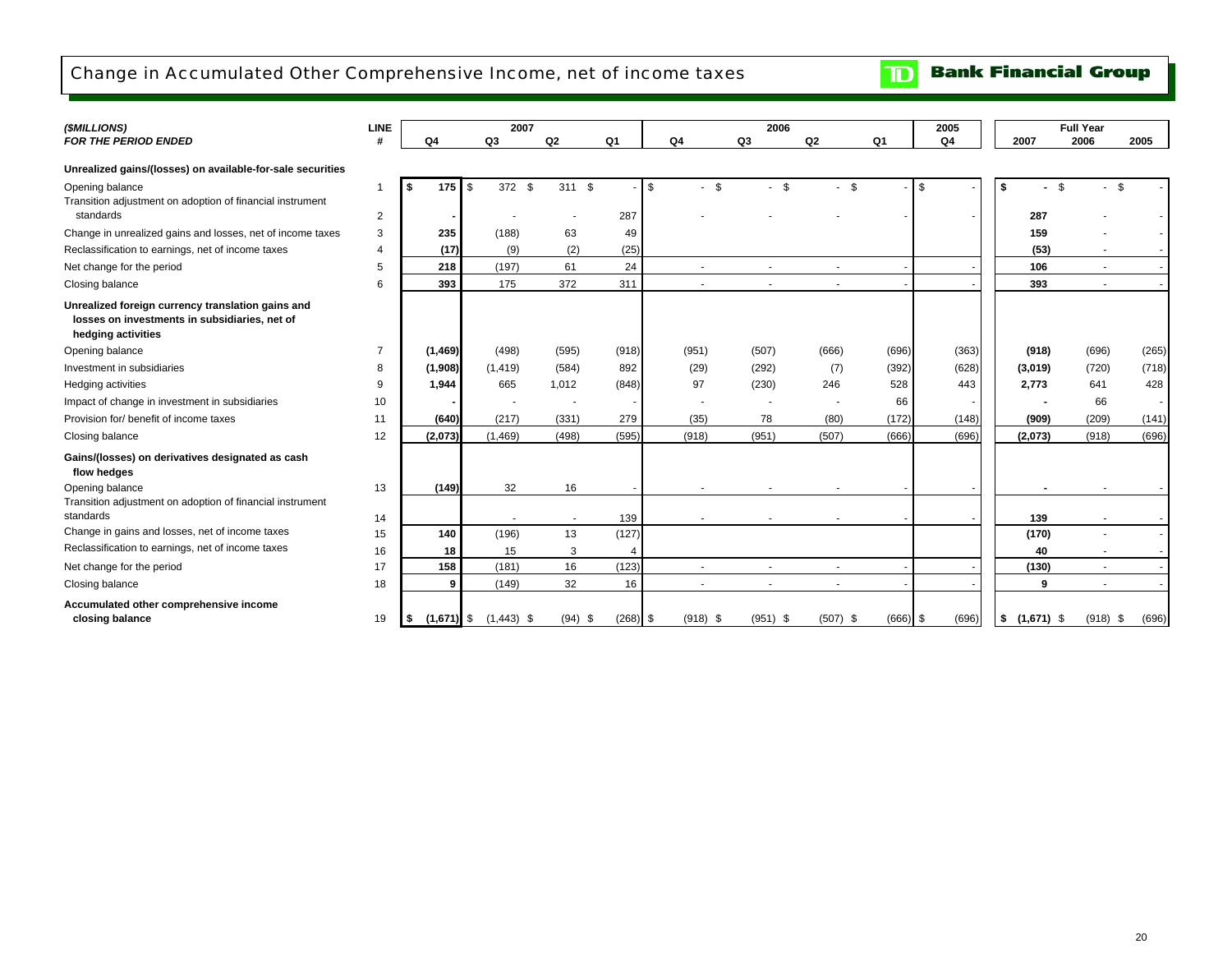# Change in Accumulated Other Comprehensive Income, net of income taxes

**TD Bank Financial Group**

| *($MILLIONS)* *FOR THE PERIOD ENDED* | LINE # | 2007 Q4 | 2007 Q3 | 2007 Q2 | 2007 Q1 | 2006 Q4 | 2006 Q3 | 2006 Q2 | 2006 Q1 | 2005 Q4 | Full Year 2007 | Full Year 2006 | Full Year 2005 |
|---|---|---|---|---|---|---|---|---|---|---|---|---|---|
| **Unrealized gains/(losses) on available-for-sale securities** | | | | | | | | | | | | | |
| Opening balance | 1 | **$ 175** | $ 372 | $ 311 | $ - | $ - | $ - | $ - | $ - | $ - | **$ -** | $ - | $ - |
| Transition adjustment on adoption of financial instrument standards | 2 | **-** | - | - | 287 | - | - | - | - | - | **287** | - | - |
| Change in unrealized gains and losses, net of income taxes | 3 | **235** | (188) | 63 | 49 | | | | | | **159** | - | - |
| Reclassification to earnings, net of income taxes | 4 | **(17)** | (9) | (2) | (25) | | | | | | **(53)** | - | - |
| Net change for the period | 5 | **218** | (197) | 61 | 24 | - | - | - | - | - | **106** | - | - |
| Closing balance | 6 | **393** | 175 | 372 | 311 | - | - | - | - | - | **393** | - | - |
| **Unrealized foreign currency translation gains and losses on investments in subsidiaries, net of hedging activities** | | | | | | | | | | | | | |
| Opening balance | 7 | **(1,469)** | (498) | (595) | (918) | (951) | (507) | (666) | (696) | (363) | **(918)** | (696) | (265) |
| Investment in subsidiaries | 8 | **(1,908)** | (1,419) | (584) | 892 | (29) | (292) | (7) | (392) | (628) | **(3,019)** | (720) | (718) |
| Hedging activities | 9 | **1,944** | 665 | 1,012 | (848) | 97 | (230) | 246 | 528 | 443 | **2,773** | 641 | 428 |
| Impact of change in investment in subsidiaries | 10 | **-** | - | - | - | - | - | - | 66 | - | **-** | 66 | - |
| Provision for/ benefit of income taxes | 11 | **(640)** | (217) | (331) | 279 | (35) | 78 | (80) | (172) | (148) | **(909)** | (209) | (141) |
| Closing balance | 12 | **(2,073)** | (1,469) | (498) | (595) | (918) | (951) | (507) | (666) | (696) | **(2,073)** | (918) | (696) |
| **Gains/(losses) on derivatives designated as cash flow hedges** | | | | | | | | | | | | | |
| Opening balance | 13 | **(149)** | 32 | 16 | - | - | - | - | - | - | **-** | - | - |
| Transition adjustment on adoption of financial instrument standards | 14 | | - | - | 139 | - | - | - | - | - | **139** | - | - |
| Change in gains and losses, net of income taxes | 15 | **140** | (196) | 13 | (127) | | | | | | **(170)** | - | - |
| Reclassification to earnings, net of income taxes | 16 | **18** | 15 | 3 | 4 | | | | | | **40** | - | - |
| Net change for the period | 17 | **158** | (181) | 16 | (123) | - | - | - | - | - | **(130)** | - | - |
| Closing balance | 18 | **9** | (149) | 32 | 16 | - | - | - | - | - | **9** | - | - |
| **Accumulated other comprehensive income closing balance** | 19 | **$ (1,671)** | $ (1,443) | $ (94) | $ (268) | $ (918) | $ (951) | $ (507) | $ (666) | $ (696) | **$ (1,671)** | $ (918) | $ (696) |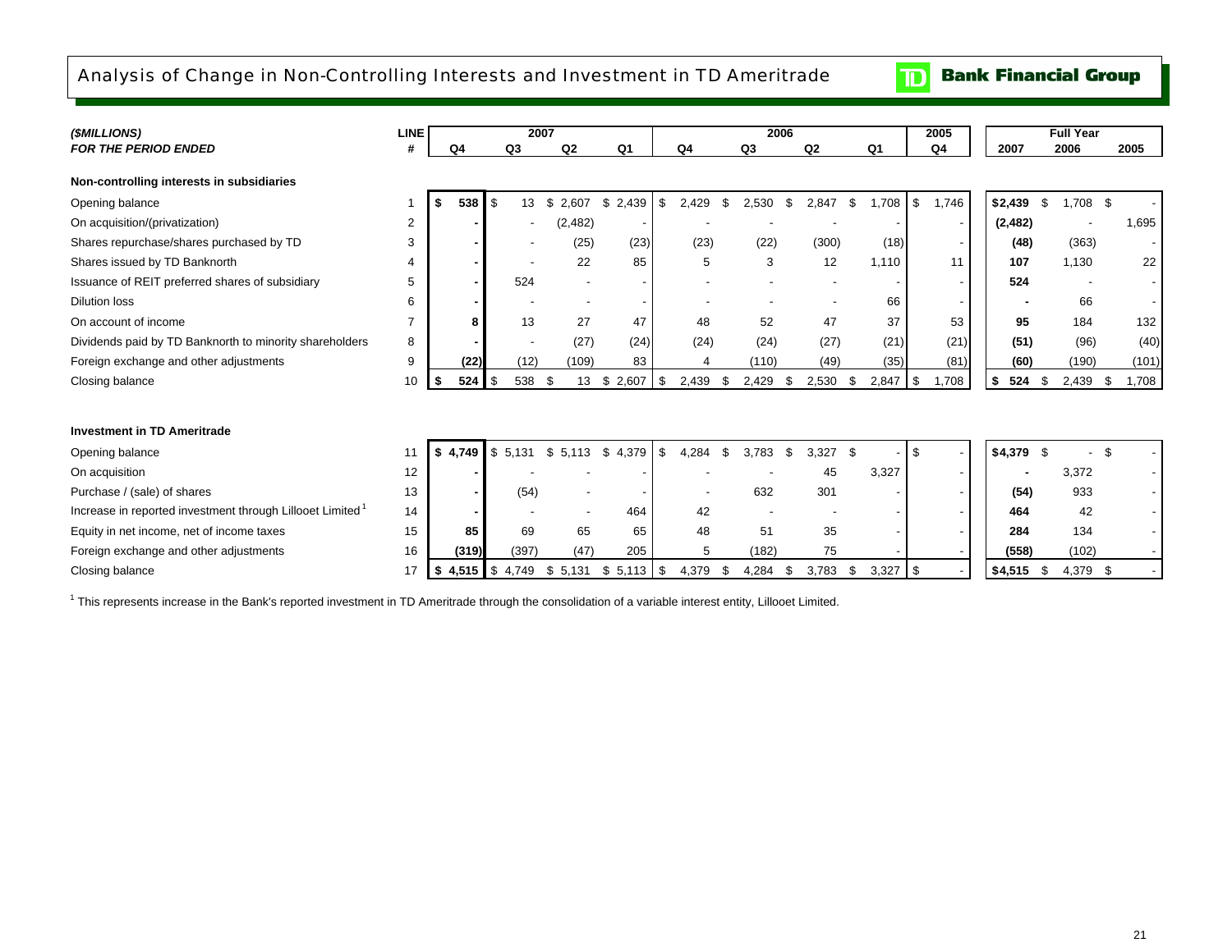# Analysis of Change in Non-Controlling Interests and Investment in TD Ameritrade

TD Bank Financial Group

| *($MILLIONS)* | LINE | 2007 | | | | 2006 | | | | 2005 | Full Year | | |
|---|---|---|---|---|---|---|---|---|---|---|---|---|---|
| ***FOR THE PERIOD ENDED*** | **#** | **Q4** | **Q3** | **Q2** | **Q1** | **Q4** | **Q3** | **Q2** | **Q1** | **Q4** | **2007** | **2006** | **2005** |
| **Non-controlling interests in subsidiaries** | | | | | | | | | | | | | |
| Opening balance | 1 | **$ 538** | $ 13 | $ 2,607 | $ 2,439 | $ 2,429 | $ 2,530 | $ 2,847 | $ 1,708 | $ 1,746 | **$2,439** | $ 1,708 | $ - |
| On acquisition/(privatization) | 2 | **-** | - | (2,482) | - | - | - | - | - | - | **(2,482)** | - | 1,695 |
| Shares repurchase/shares purchased by TD | 3 | **-** | - | (25) | (23) | (23) | (22) | (300) | (18) | - | **(48)** | (363) | - |
| Shares issued by TD Banknorth | 4 | **-** | - | 22 | 85 | 5 | 3 | 12 | 1,110 | 11 | **107** | 1,130 | 22 |
| Issuance of REIT preferred shares of subsidiary | 5 | **-** | 524 | - | - | - | - | - | - | - | **524** | - | - |
| Dilution loss | 6 | **-** | - | - | - | - | - | - | 66 | - | **-** | 66 | - |
| On account of income | 7 | **8** | 13 | 27 | 47 | 48 | 52 | 47 | 37 | 53 | **95** | 184 | 132 |
| Dividends paid by TD Banknorth to minority shareholders | 8 | **-** | - | (27) | (24) | (24) | (24) | (27) | (21) | (21) | **(51)** | (96) | (40) |
| Foreign exchange and other adjustments | 9 | **(22)** | (12) | (109) | 83 | 4 | (110) | (49) | (35) | (81) | **(60)** | (190) | (101) |
| Closing balance | 10 | **$ 524** | $ 538 | $ 13 | $ 2,607 | $ 2,439 | $ 2,429 | $ 2,530 | $ 2,847 | $ 1,708 | **$ 524** | $ 2,439 | $ 1,708 |
| **Investment in TD Ameritrade** | | | | | | | | | | | | | |
| Opening balance | 11 | **$ 4,749** | $ 5,131 | $ 5,113 | $ 4,379 | $ 4,284 | $ 3,783 | $ 3,327 | $ - | $ - | **$4,379** | $ - | $ - |
| On acquisition | 12 | **-** | - | - | - | - | - | 45 | 3,327 | - | **-** | 3,372 | - |
| Purchase / (sale) of shares | 13 | **-** | (54) | - | - | - | 632 | 301 | - | - | **(54)** | 933 | - |
| Increase in reported investment through Lillooet Limited[1] | 14 | **-** | - | - | 464 | 42 | - | - | - | - | **464** | 42 | - |
| Equity in net income, net of income taxes | 15 | **85** | 69 | 65 | 65 | 48 | 51 | 35 | - | - | **284** | 134 | - |
| Foreign exchange and other adjustments | 16 | **(319)** | (397) | (47) | 205 | 5 | (182) | 75 | - | - | **(558)** | (102) | - |
| Closing balance | 17 | **$ 4,515** | $ 4,749 | $ 5,131 | $ 5,113 | $ 4,379 | $ 4,284 | $ 3,783 | $ 3,327 | $ - | **$4,515** | $ 4,379 | $ - |

[1] This represents increase in the Bank's reported investment in TD Ameritrade through the consolidation of a variable interest entity, Lillooet Limited.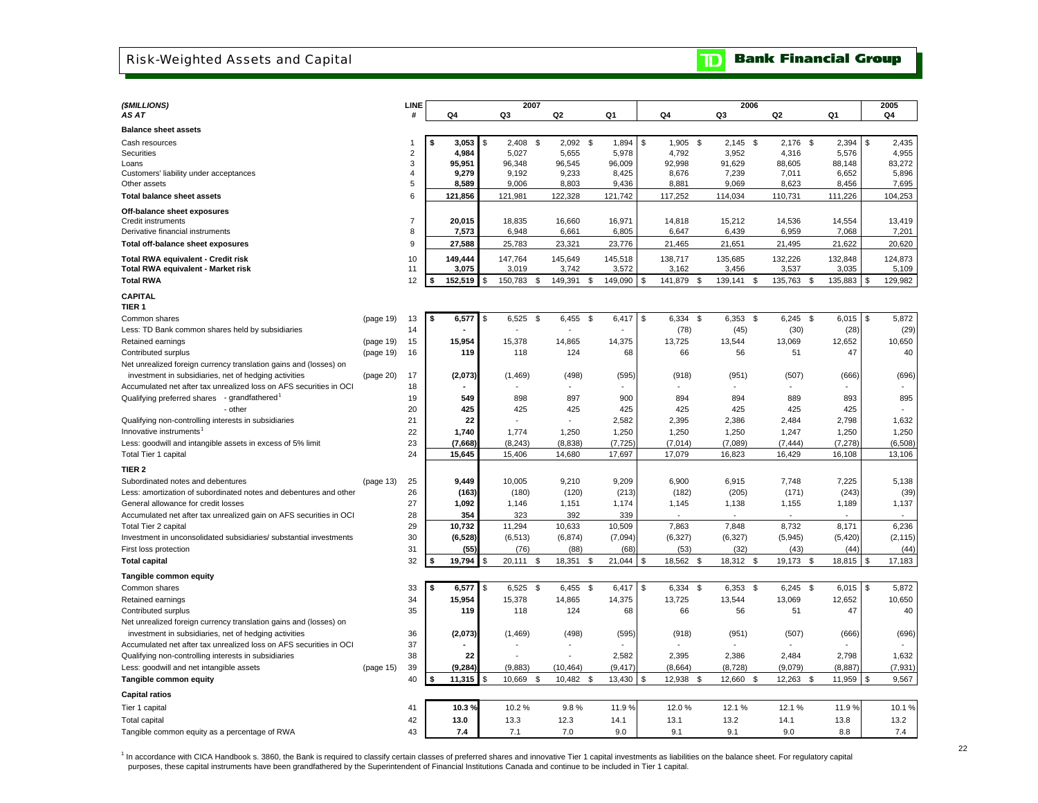# Risk-Weighted Assets and Capital

**TD Bank Financial Group**

| *($MILLIONS)* | | LINE | 2007 | | | | 2006 | | | | 2005 |
|---|---|---|---|---|---|---|---|---|---|---|---|
| *AS AT* | | # | Q4 | Q3 | Q2 | Q1 | Q4 | Q3 | Q2 | Q1 | Q4 |
| **Balance sheet assets** | | | | | | | | | | | |
| Cash resources | | 1 | **$ 3,053** | $ 2,408 | $ 2,092 | $ 1,894 | $ 1,905 | $ 2,145 | $ 2,176 | $ 2,394 | $ 2,435 |
| Securities | | 2 | **4,984** | 5,027 | 5,655 | 5,978 | 4,792 | 3,952 | 4,316 | 5,576 | 4,955 |
| Loans | | 3 | **95,951** | 96,348 | 96,545 | 96,009 | 92,998 | 91,629 | 88,605 | 88,148 | 83,272 |
| Customers' liability under acceptances | | 4 | **9,279** | 9,192 | 9,233 | 8,425 | 8,676 | 7,239 | 7,011 | 6,652 | 5,896 |
| Other assets | | 5 | **8,589** | 9,006 | 8,803 | 9,436 | 8,881 | 9,069 | 8,623 | 8,456 | 7,695 |
| **Total balance sheet assets** | | 6 | **121,856** | 121,981 | 122,328 | 121,742 | 117,252 | 114,034 | 110,731 | 111,226 | 104,253 |
| **Off-balance sheet exposures** | | | | | | | | | | | |
| Credit instruments | | 7 | **20,015** | 18,835 | 16,660 | 16,971 | 14,818 | 15,212 | 14,536 | 14,554 | 13,419 |
| Derivative financial instruments | | 8 | **7,573** | 6,948 | 6,661 | 6,805 | 6,647 | 6,439 | 6,959 | 7,068 | 7,201 |
| **Total off-balance sheet exposures** | | 9 | **27,588** | 25,783 | 23,321 | 23,776 | 21,465 | 21,651 | 21,495 | 21,622 | 20,620 |
| **Total RWA equivalent - Credit risk** | | 10 | **149,444** | 147,764 | 145,649 | 145,518 | 138,717 | 135,685 | 132,226 | 132,848 | 124,873 |
| **Total RWA equivalent - Market risk** | | 11 | **3,075** | 3,019 | 3,742 | 3,572 | 3,162 | 3,456 | 3,537 | 3,035 | 5,109 |
| **Total RWA** | | 12 | **$ 152,519** | $ 150,783 | $ 149,391 | $ 149,090 | $ 141,879 | $ 139,141 | $ 135,763 | $ 135,883 | $ 129,982 |
| **CAPITAL** | | | | | | | | | | | |
| **TIER 1** | | | | | | | | | | | |
| Common shares | (page 19) | 13 | **$ 6,577** | $ 6,525 | $ 6,455 | $ 6,417 | $ 6,334 | $ 6,353 | $ 6,245 | $ 6,015 | $ 5,872 |
| Less: TD Bank common shares held by subsidiaries | | 14 | **-** | - | - | - | (78) | (45) | (30) | (28) | (29) |
| Retained earnings | (page 19) | 15 | **15,954** | 15,378 | 14,865 | 14,375 | 13,725 | 13,544 | 13,069 | 12,652 | 10,650 |
| Contributed surplus | (page 19) | 16 | **119** | 118 | 124 | 68 | 66 | 56 | 51 | 47 | 40 |
| Net unrealized foreign currency translation gains and (losses) on investment in subsidiaries, net of hedging activities | (page 20) | 17 | **(2,073)** | (1,469) | (498) | (595) | (918) | (951) | (507) | (666) | (696) |
| Accumulated net after tax unrealized loss on AFS securities in OCI | | 18 | **-** | - | - | - | - | - | - | - | - |
| Qualifying preferred shares - grandfathered[1] | | 19 | **549** | 898 | 897 | 900 | 894 | 894 | 889 | 893 | 895 |
| - other | | 20 | **425** | 425 | 425 | 425 | 425 | 425 | 425 | 425 | - |
| Qualifying non-controlling interests in subsidiaries | | 21 | **22** | - | - | 2,582 | 2,395 | 2,386 | 2,484 | 2,798 | 1,632 |
| Innovative instruments[1] | | 22 | **1,740** | 1,774 | 1,250 | 1,250 | 1,250 | 1,250 | 1,247 | 1,250 | 1,250 |
| Less: goodwill and intangible assets in excess of 5% limit | | 23 | **(7,668)** | (8,243) | (8,838) | (7,725) | (7,014) | (7,089) | (7,444) | (7,278) | (6,508) |
| Total Tier 1 capital | | 24 | **15,645** | 15,406 | 14,680 | 17,697 | 17,079 | 16,823 | 16,429 | 16,108 | 13,106 |
| **TIER 2** | | | | | | | | | | | |
| Subordinated notes and debentures | (page 13) | 25 | **9,449** | 10,005 | 9,210 | 9,209 | 6,900 | 6,915 | 7,748 | 7,225 | 5,138 |
| Less: amortization of subordinated notes and debentures and other | | 26 | **(163)** | (180) | (120) | (213) | (182) | (205) | (171) | (243) | (39) |
| General allowance for credit losses | | 27 | **1,092** | 1,146 | 1,151 | 1,174 | 1,145 | 1,138 | 1,155 | 1,189 | 1,137 |
| Accumulated net after tax unrealized gain on AFS securities in OCI | | 28 | **354** | 323 | 392 | 339 | - | - | - | - | - |
| Total Tier 2 capital | | 29 | **10,732** | 11,294 | 10,633 | 10,509 | 7,863 | 7,848 | 8,732 | 8,171 | 6,236 |
| Investment in unconsolidated subsidiaries/ substantial investments | | 30 | **(6,528)** | (6,513) | (6,874) | (7,094) | (6,327) | (6,327) | (5,945) | (5,420) | (2,115) |
| First loss protection | | 31 | **(55)** | (76) | (88) | (68) | (53) | (32) | (43) | (44) | (44) |
| **Total capital** | | 32 | **$ 19,794** | $ 20,111 | $ 18,351 | $ 21,044 | $ 18,562 | $ 18,312 | $ 19,173 | $ 18,815 | $ 17,183 |
| **Tangible common equity** | | | | | | | | | | | |
| Common shares | | 33 | **$ 6,577** | $ 6,525 | $ 6,455 | $ 6,417 | $ 6,334 | $ 6,353 | $ 6,245 | $ 6,015 | $ 5,872 |
| Retained earnings | | 34 | **15,954** | 15,378 | 14,865 | 14,375 | 13,725 | 13,544 | 13,069 | 12,652 | 10,650 |
| Contributed surplus | | 35 | **119** | 118 | 124 | 68 | 66 | 56 | 51 | 47 | 40 |
| Net unrealized foreign currency translation gains and (losses) on investment in subsidiaries, net of hedging activities | | 36 | **(2,073)** | (1,469) | (498) | (595) | (918) | (951) | (507) | (666) | (696) |
| Accumulated net after tax unrealized loss on AFS securities in OCI | | 37 | **-** | - | - | - | - | - | - | - | - |
| Qualifying non-controlling interests in subsidiaries | | 38 | **22** | - | - | 2,582 | 2,395 | 2,386 | 2,484 | 2,798 | 1,632 |
| Less: goodwill and net intangible assets | (page 15) | 39 | **(9,284)** | (9,883) | (10,464) | (9,417) | (8,664) | (8,728) | (9,079) | (8,887) | (7,931) |
| **Tangible common equity** | | 40 | **$ 11,315** | $ 10,669 | $ 10,482 | $ 13,430 | $ 12,938 | $ 12,660 | $ 12,263 | $ 11,959 | $ 9,567 |
| **Capital ratios** | | | | | | | | | | | |
| Tier 1 capital | | 41 | **10.3 %** | 10.2 % | 9.8 % | 11.9 % | 12.0 % | 12.1 % | 12.1 % | 11.9 % | 10.1 % |
| Total capital | | 42 | **13.0** | 13.3 | 12.3 | 14.1 | 13.1 | 13.2 | 14.1 | 13.8 | 13.2 |
| Tangible common equity as a percentage of RWA | | 43 | **7.4** | 7.1 | 7.0 | 9.0 | 9.1 | 9.1 | 9.0 | 8.8 | 7.4 |

[1] In accordance with CICA Handbook s. 3860, the Bank is required to classify certain classes of preferred shares and innovative Tier 1 capital investments as liabilities on the balance sheet. For regulatory capital purposes, these capital instruments have been grandfathered by the Superintendent of Financial Institutions Canada and continue to be included in Tier 1 capital.